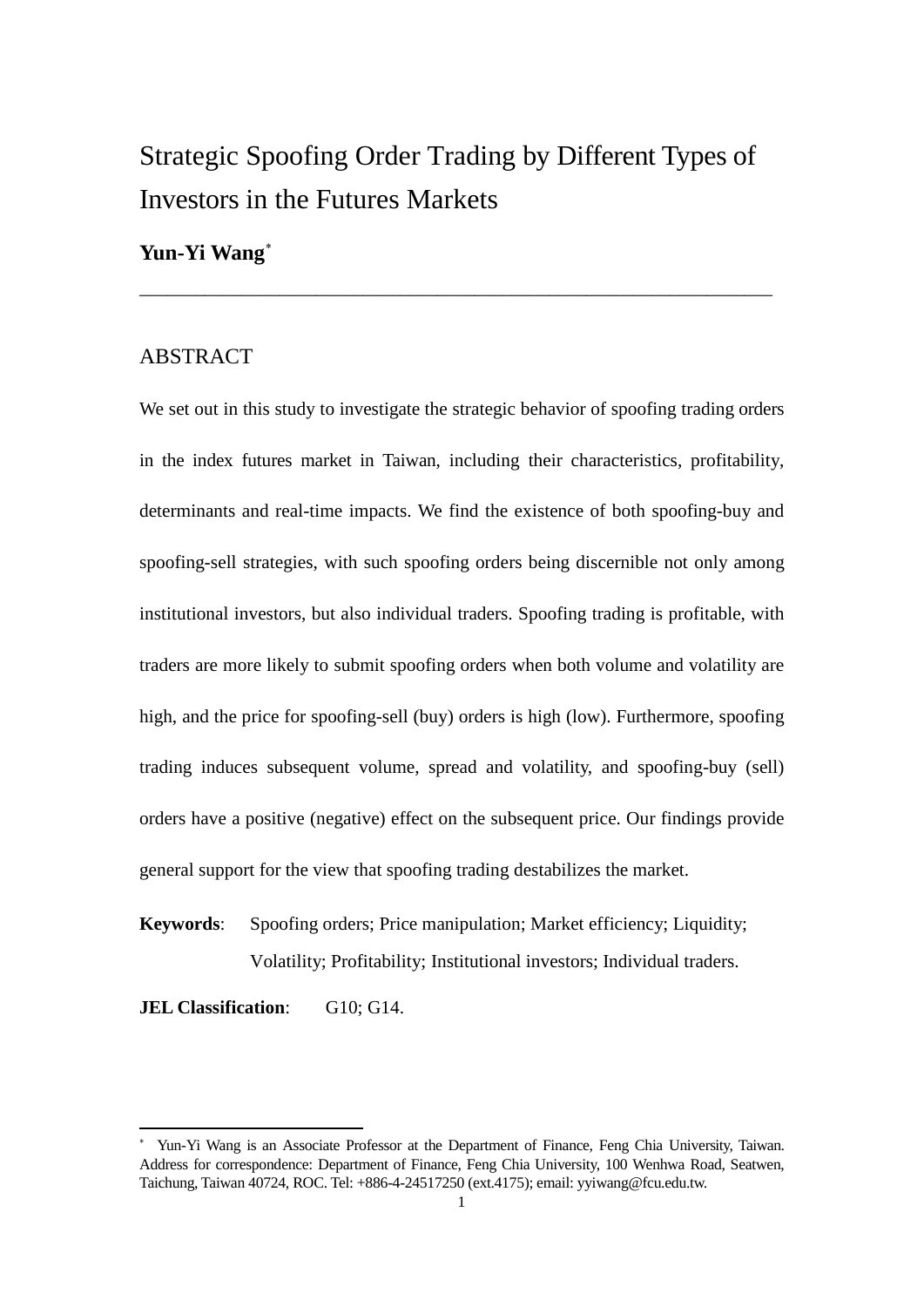# Strategic Spoofing Order Trading by Different Types of Investors in the Futures Markets

**Yun-Yi Wang**[*]

---

## ABSTRACT

We set out in this study to investigate the strategic behavior of spoofing trading orders in the index futures market in Taiwan, including their characteristics, profitability, determinants and real-time impacts. We find the existence of both spoofing-buy and spoofing-sell strategies, with such spoofing orders being discernible not only among institutional investors, but also individual traders. Spoofing trading is profitable, with traders are more likely to submit spoofing orders when both volume and volatility are high, and the price for spoofing-sell (buy) orders is high (low). Furthermore, spoofing trading induces subsequent volume, spread and volatility, and spoofing-buy (sell) orders have a positive (negative) effect on the subsequent price. Our findings provide general support for the view that spoofing trading destabilizes the market.

**Keywords**: Spoofing orders; Price manipulation; Market efficiency; Liquidity; Volatility; Profitability; Institutional investors; Individual traders.

**JEL Classification**: G10; G14.

---

[*] Yun-Yi Wang is an Associate Professor at the Department of Finance, Feng Chia University, Taiwan. Address for correspondence: Department of Finance, Feng Chia University, 100 Wenhwa Road, Seatwen, Taichung, Taiwan 40724, ROC. Tel: +886-4-24517250 (ext.4175); email: yyiwang@fcu.edu.tw.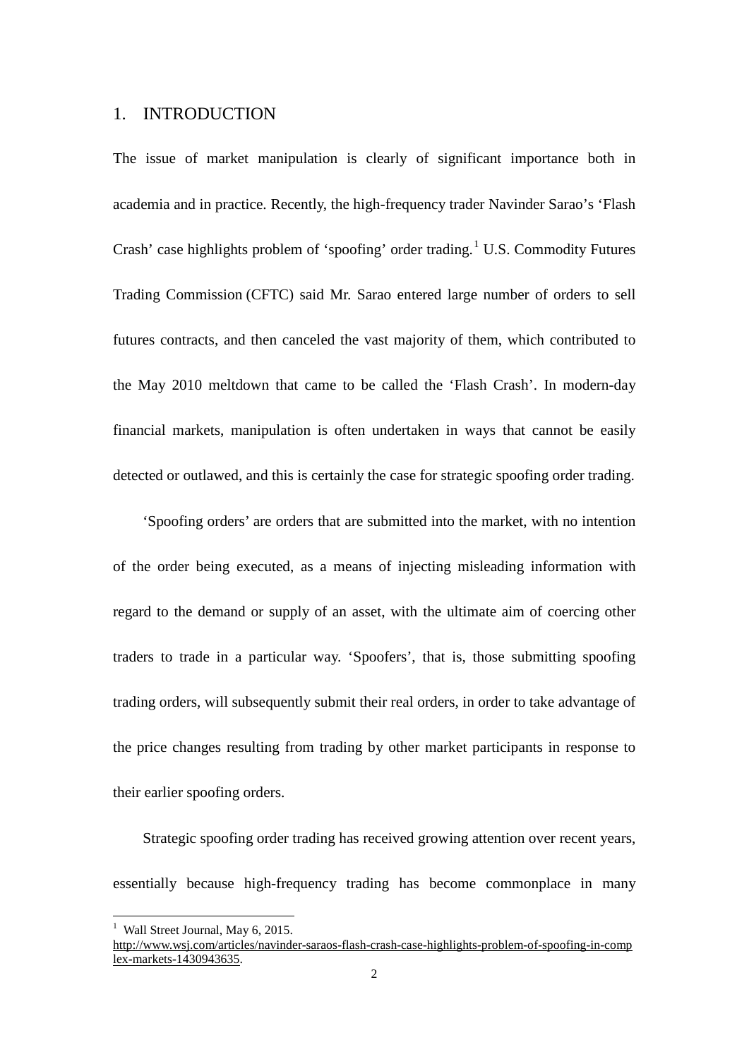## 1. INTRODUCTION

The issue of market manipulation is clearly of significant importance both in academia and in practice. Recently, the high-frequency trader Navinder Sarao's 'Flash Crash' case highlights problem of 'spoofing' order trading.[1] U.S. Commodity Futures Trading Commission (CFTC) said Mr. Sarao entered large number of orders to sell futures contracts, and then canceled the vast majority of them, which contributed to the May 2010 meltdown that came to be called the 'Flash Crash'. In modern-day financial markets, manipulation is often undertaken in ways that cannot be easily detected or outlawed, and this is certainly the case for strategic spoofing order trading.

'Spoofing orders' are orders that are submitted into the market, with no intention of the order being executed, as a means of injecting misleading information with regard to the demand or supply of an asset, with the ultimate aim of coercing other traders to trade in a particular way. 'Spoofers', that is, those submitting spoofing trading orders, will subsequently submit their real orders, in order to take advantage of the price changes resulting from trading by other market participants in response to their earlier spoofing orders.

Strategic spoofing order trading has received growing attention over recent years, essentially because high-frequency trading has become commonplace in many

---

[1] Wall Street Journal, May 6, 2015. http://www.wsj.com/articles/navinder-saraos-flash-crash-case-highlights-problem-of-spoofing-in-complex-markets-1430943635.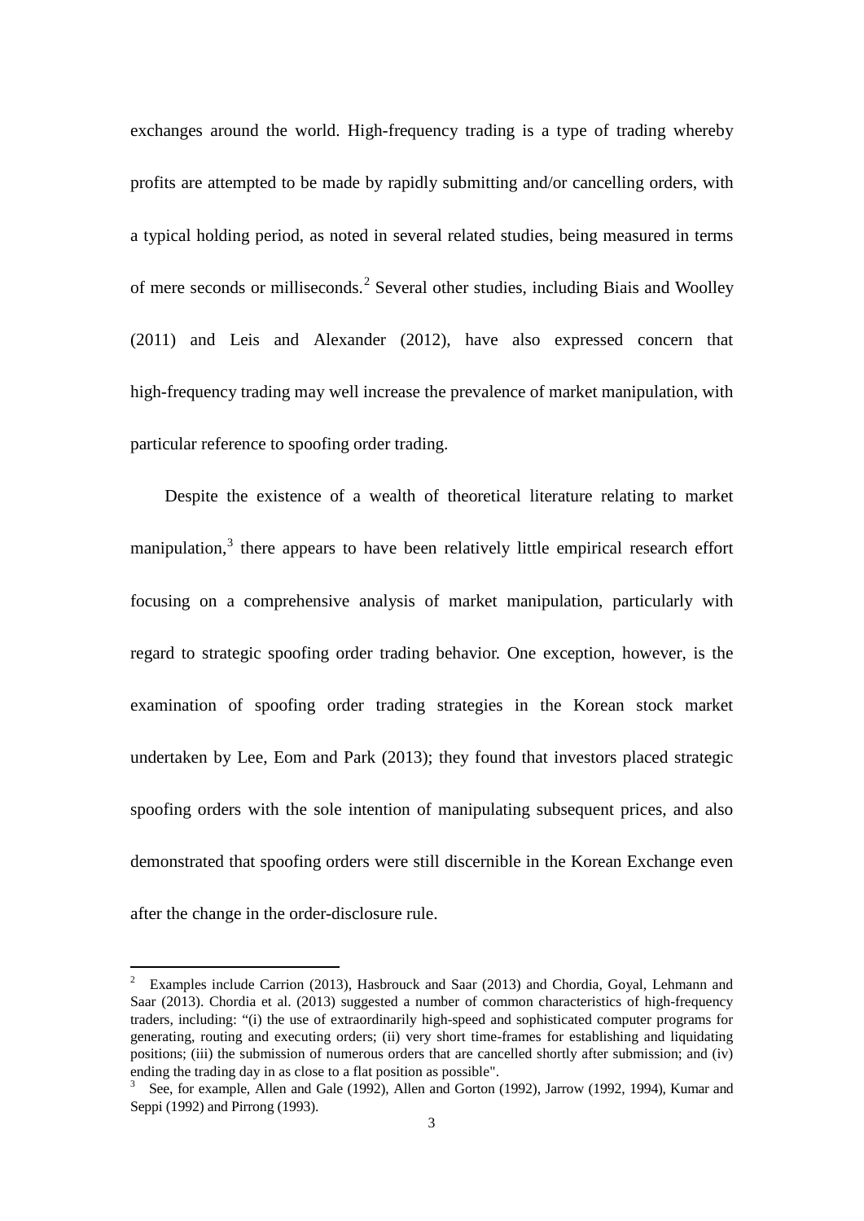exchanges around the world. High-frequency trading is a type of trading whereby profits are attempted to be made by rapidly submitting and/or cancelling orders, with a typical holding period, as noted in several related studies, being measured in terms of mere seconds or milliseconds.[2] Several other studies, including Biais and Woolley (2011) and Leis and Alexander (2012), have also expressed concern that high-frequency trading may well increase the prevalence of market manipulation, with particular reference to spoofing order trading.

Despite the existence of a wealth of theoretical literature relating to market manipulation,[3] there appears to have been relatively little empirical research effort focusing on a comprehensive analysis of market manipulation, particularly with regard to strategic spoofing order trading behavior. One exception, however, is the examination of spoofing order trading strategies in the Korean stock market undertaken by Lee, Eom and Park (2013); they found that investors placed strategic spoofing orders with the sole intention of manipulating subsequent prices, and also demonstrated that spoofing orders were still discernible in the Korean Exchange even after the change in the order-disclosure rule.

---

[2] Examples include Carrion (2013), Hasbrouck and Saar (2013) and Chordia, Goyal, Lehmann and Saar (2013). Chordia et al. (2013) suggested a number of common characteristics of high-frequency traders, including: "(i) the use of extraordinarily high-speed and sophisticated computer programs for generating, routing and executing orders; (ii) very short time-frames for establishing and liquidating positions; (iii) the submission of numerous orders that are cancelled shortly after submission; and (iv) ending the trading day in as close to a flat position as possible".

[3] See, for example, Allen and Gale (1992), Allen and Gorton (1992), Jarrow (1992, 1994), Kumar and Seppi (1992) and Pirrong (1993).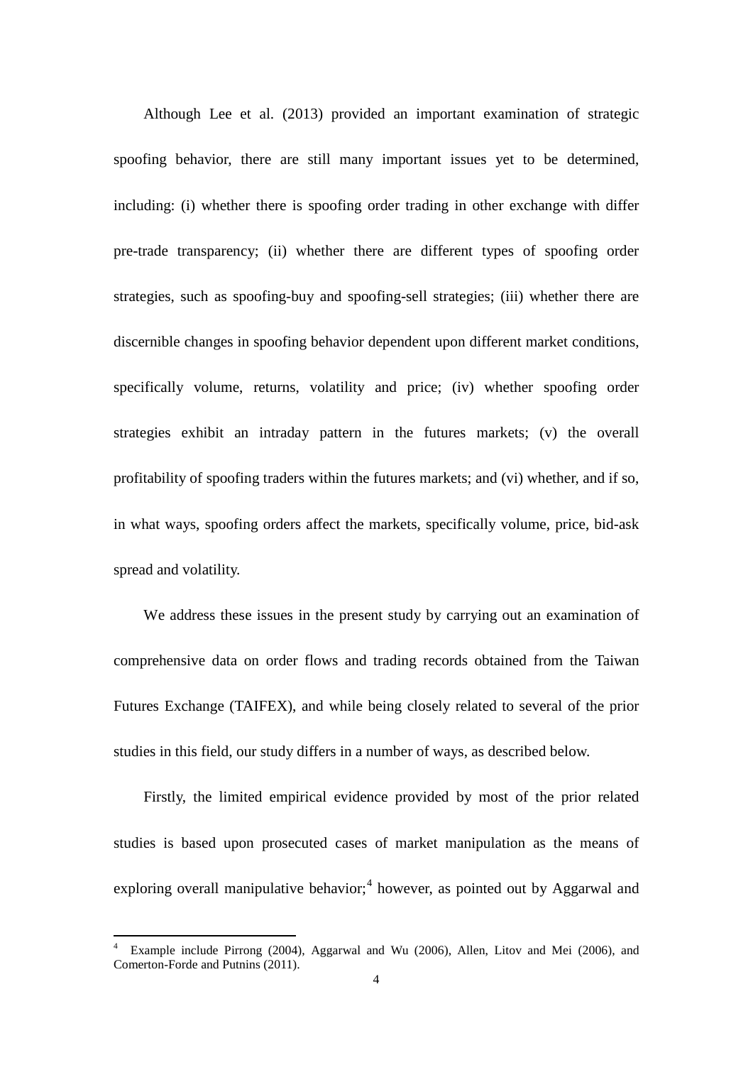Although Lee et al. (2013) provided an important examination of strategic spoofing behavior, there are still many important issues yet to be determined, including: (i) whether there is spoofing order trading in other exchange with differ pre-trade transparency; (ii) whether there are different types of spoofing order strategies, such as spoofing-buy and spoofing-sell strategies; (iii) whether there are discernible changes in spoofing behavior dependent upon different market conditions, specifically volume, returns, volatility and price; (iv) whether spoofing order strategies exhibit an intraday pattern in the futures markets; (v) the overall profitability of spoofing traders within the futures markets; and (vi) whether, and if so, in what ways, spoofing orders affect the markets, specifically volume, price, bid-ask spread and volatility.

We address these issues in the present study by carrying out an examination of comprehensive data on order flows and trading records obtained from the Taiwan Futures Exchange (TAIFEX), and while being closely related to several of the prior studies in this field, our study differs in a number of ways, as described below.

Firstly, the limited empirical evidence provided by most of the prior related studies is based upon prosecuted cases of market manipulation as the means of exploring overall manipulative behavior;[4] however, as pointed out by Aggarwal and

[4] Example include Pirrong (2004), Aggarwal and Wu (2006), Allen, Litov and Mei (2006), and Comerton-Forde and Putnins (2011).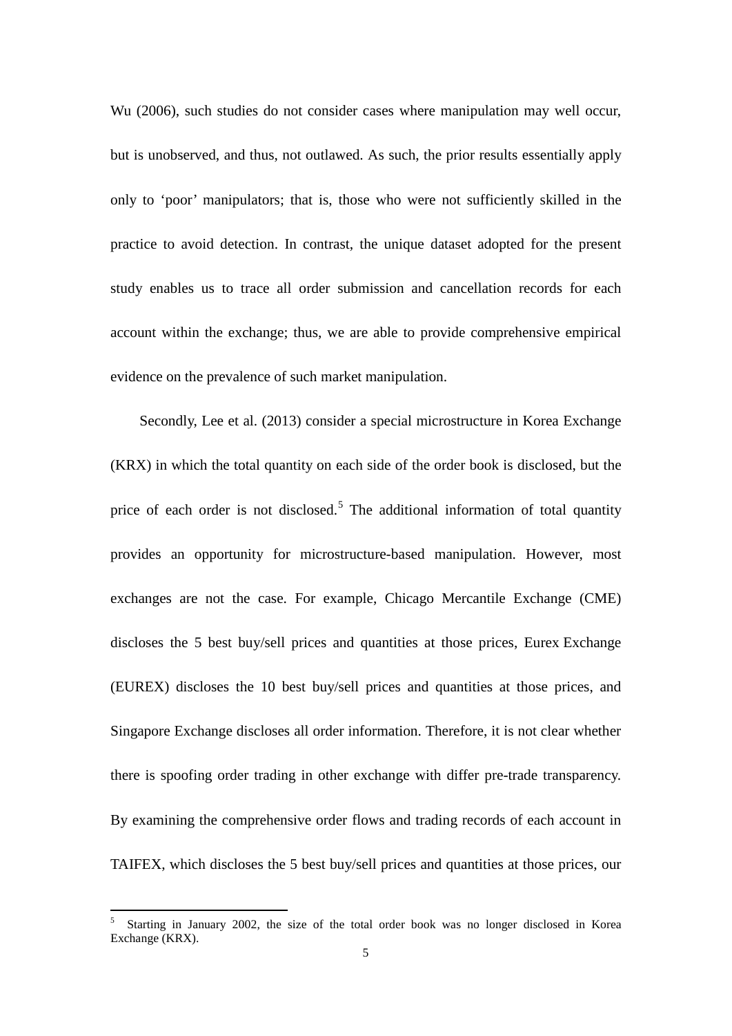Wu (2006), such studies do not consider cases where manipulation may well occur, but is unobserved, and thus, not outlawed. As such, the prior results essentially apply only to 'poor' manipulators; that is, those who were not sufficiently skilled in the practice to avoid detection. In contrast, the unique dataset adopted for the present study enables us to trace all order submission and cancellation records for each account within the exchange; thus, we are able to provide comprehensive empirical evidence on the prevalence of such market manipulation.

Secondly, Lee et al. (2013) consider a special microstructure in Korea Exchange (KRX) in which the total quantity on each side of the order book is disclosed, but the price of each order is not disclosed.[5] The additional information of total quantity provides an opportunity for microstructure-based manipulation. However, most exchanges are not the case. For example, Chicago Mercantile Exchange (CME) discloses the 5 best buy/sell prices and quantities at those prices, Eurex Exchange (EUREX) discloses the 10 best buy/sell prices and quantities at those prices, and Singapore Exchange discloses all order information. Therefore, it is not clear whether there is spoofing order trading in other exchange with differ pre-trade transparency. By examining the comprehensive order flows and trading records of each account in TAIFEX, which discloses the 5 best buy/sell prices and quantities at those prices, our

[5] Starting in January 2002, the size of the total order book was no longer disclosed in Korea Exchange (KRX).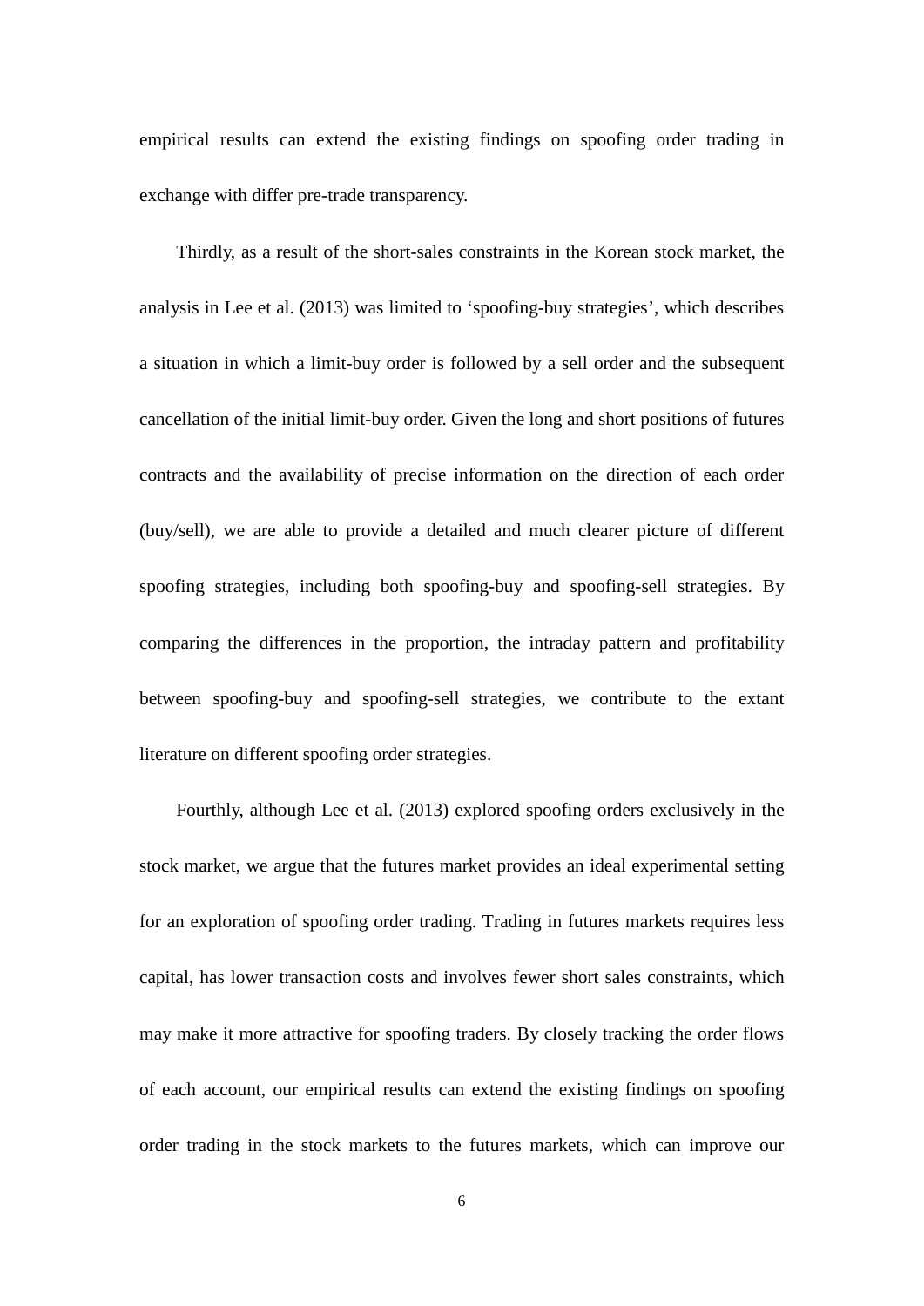empirical results can extend the existing findings on spoofing order trading in exchange with differ pre-trade transparency.

Thirdly, as a result of the short-sales constraints in the Korean stock market, the analysis in Lee et al. (2013) was limited to 'spoofing-buy strategies', which describes a situation in which a limit-buy order is followed by a sell order and the subsequent cancellation of the initial limit-buy order. Given the long and short positions of futures contracts and the availability of precise information on the direction of each order (buy/sell), we are able to provide a detailed and much clearer picture of different spoofing strategies, including both spoofing-buy and spoofing-sell strategies. By comparing the differences in the proportion, the intraday pattern and profitability between spoofing-buy and spoofing-sell strategies, we contribute to the extant literature on different spoofing order strategies.

Fourthly, although Lee et al. (2013) explored spoofing orders exclusively in the stock market, we argue that the futures market provides an ideal experimental setting for an exploration of spoofing order trading. Trading in futures markets requires less capital, has lower transaction costs and involves fewer short sales constraints, which may make it more attractive for spoofing traders. By closely tracking the order flows of each account, our empirical results can extend the existing findings on spoofing order trading in the stock markets to the futures markets, which can improve our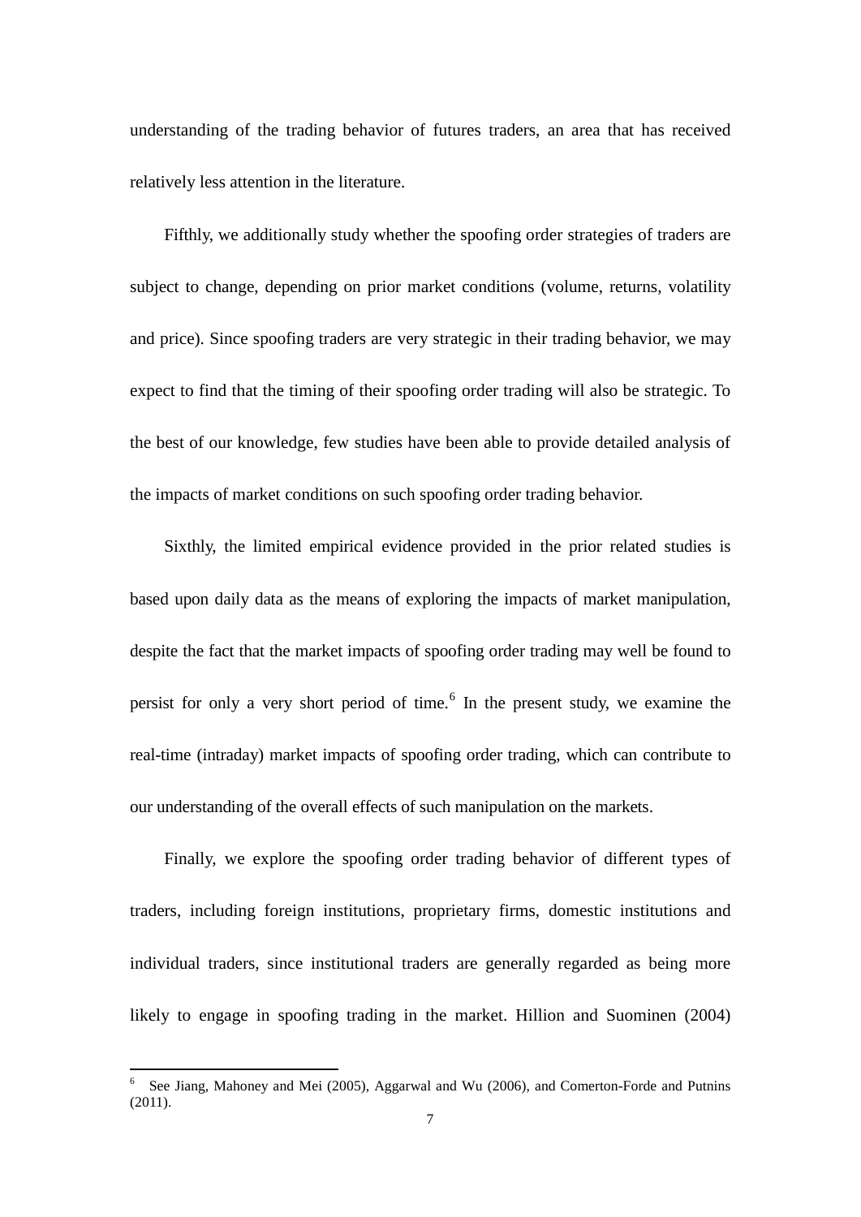understanding of the trading behavior of futures traders, an area that has received relatively less attention in the literature.

Fifthly, we additionally study whether the spoofing order strategies of traders are subject to change, depending on prior market conditions (volume, returns, volatility and price). Since spoofing traders are very strategic in their trading behavior, we may expect to find that the timing of their spoofing order trading will also be strategic. To the best of our knowledge, few studies have been able to provide detailed analysis of the impacts of market conditions on such spoofing order trading behavior.

Sixthly, the limited empirical evidence provided in the prior related studies is based upon daily data as the means of exploring the impacts of market manipulation, despite the fact that the market impacts of spoofing order trading may well be found to persist for only a very short period of time.[6] In the present study, we examine the real-time (intraday) market impacts of spoofing order trading, which can contribute to our understanding of the overall effects of such manipulation on the markets.

Finally, we explore the spoofing order trading behavior of different types of traders, including foreign institutions, proprietary firms, domestic institutions and individual traders, since institutional traders are generally regarded as being more likely to engage in spoofing trading in the market. Hillion and Suominen (2004)

---

[6] See Jiang, Mahoney and Mei (2005), Aggarwal and Wu (2006), and Comerton-Forde and Putnins (2011).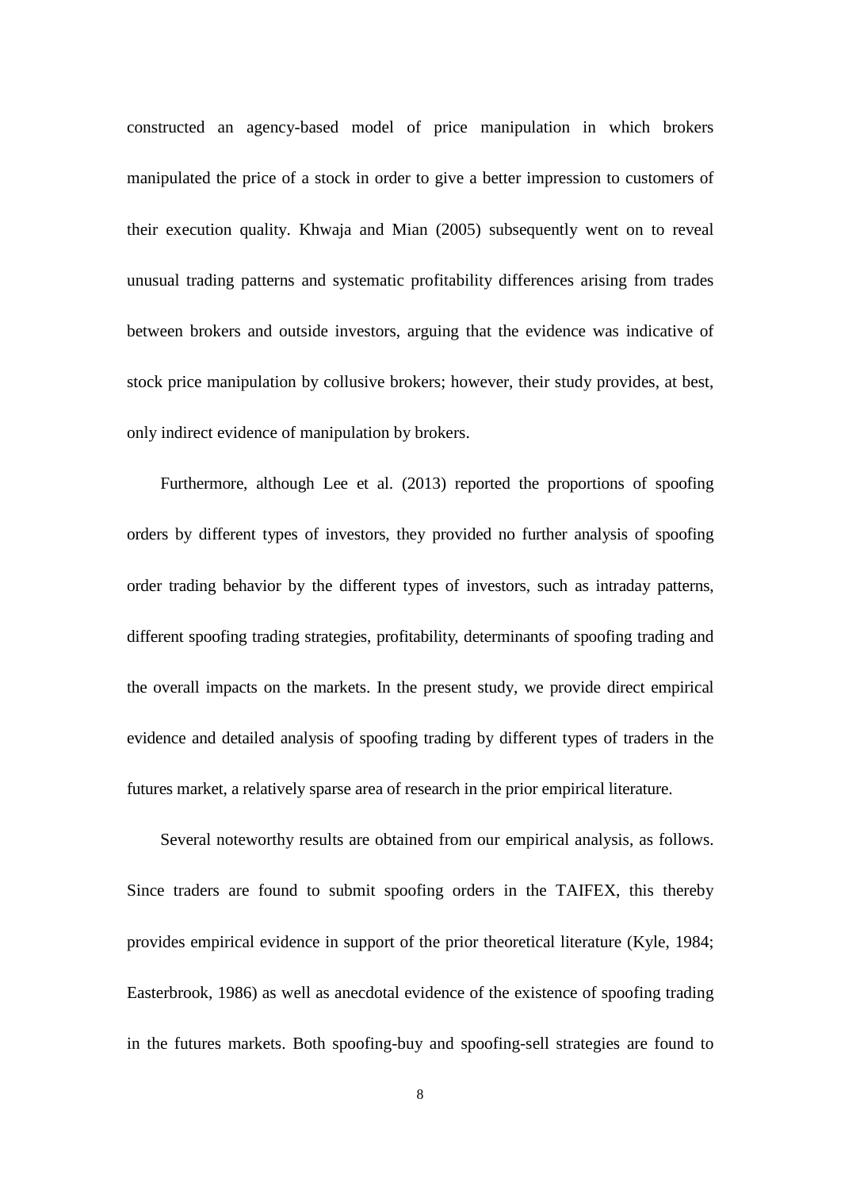constructed an agency-based model of price manipulation in which brokers manipulated the price of a stock in order to give a better impression to customers of their execution quality. Khwaja and Mian (2005) subsequently went on to reveal unusual trading patterns and systematic profitability differences arising from trades between brokers and outside investors, arguing that the evidence was indicative of stock price manipulation by collusive brokers; however, their study provides, at best, only indirect evidence of manipulation by brokers.

Furthermore, although Lee et al. (2013) reported the proportions of spoofing orders by different types of investors, they provided no further analysis of spoofing order trading behavior by the different types of investors, such as intraday patterns, different spoofing trading strategies, profitability, determinants of spoofing trading and the overall impacts on the markets. In the present study, we provide direct empirical evidence and detailed analysis of spoofing trading by different types of traders in the futures market, a relatively sparse area of research in the prior empirical literature.

Several noteworthy results are obtained from our empirical analysis, as follows. Since traders are found to submit spoofing orders in the TAIFEX, this thereby provides empirical evidence in support of the prior theoretical literature (Kyle, 1984; Easterbrook, 1986) as well as anecdotal evidence of the existence of spoofing trading in the futures markets. Both spoofing-buy and spoofing-sell strategies are found to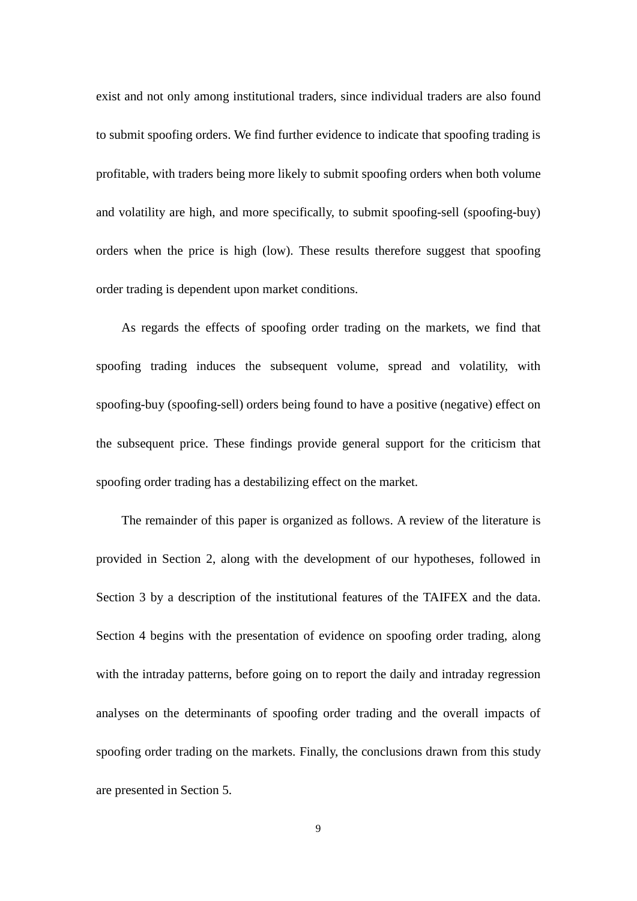exist and not only among institutional traders, since individual traders are also found to submit spoofing orders. We find further evidence to indicate that spoofing trading is profitable, with traders being more likely to submit spoofing orders when both volume and volatility are high, and more specifically, to submit spoofing-sell (spoofing-buy) orders when the price is high (low). These results therefore suggest that spoofing order trading is dependent upon market conditions.

As regards the effects of spoofing order trading on the markets, we find that spoofing trading induces the subsequent volume, spread and volatility, with spoofing-buy (spoofing-sell) orders being found to have a positive (negative) effect on the subsequent price. These findings provide general support for the criticism that spoofing order trading has a destabilizing effect on the market.

The remainder of this paper is organized as follows. A review of the literature is provided in Section 2, along with the development of our hypotheses, followed in Section 3 by a description of the institutional features of the TAIFEX and the data. Section 4 begins with the presentation of evidence on spoofing order trading, along with the intraday patterns, before going on to report the daily and intraday regression analyses on the determinants of spoofing order trading and the overall impacts of spoofing order trading on the markets. Finally, the conclusions drawn from this study are presented in Section 5.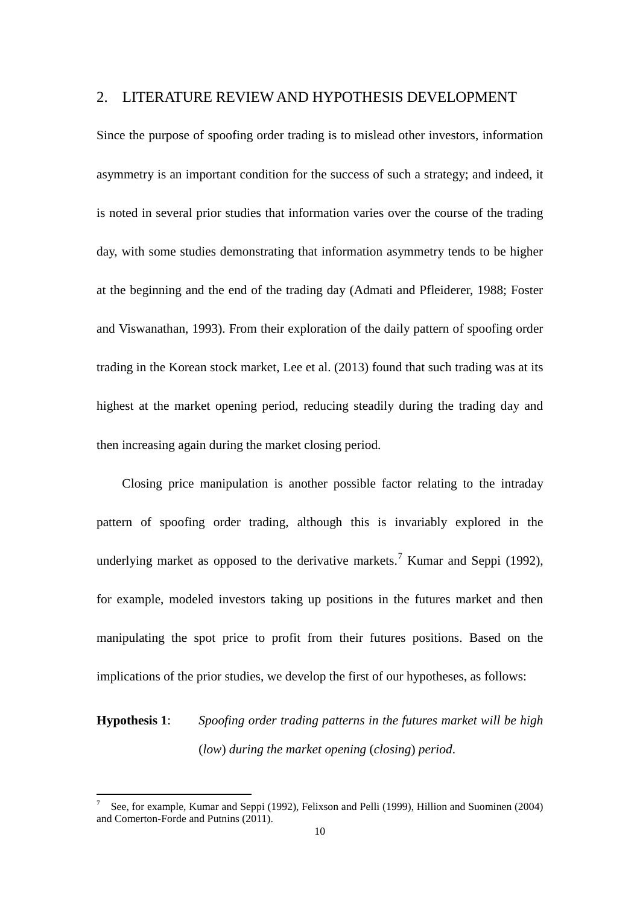## 2. LITERATURE REVIEW AND HYPOTHESIS DEVELOPMENT

Since the purpose of spoofing order trading is to mislead other investors, information asymmetry is an important condition for the success of such a strategy; and indeed, it is noted in several prior studies that information varies over the course of the trading day, with some studies demonstrating that information asymmetry tends to be higher at the beginning and the end of the trading day (Admati and Pfleiderer, 1988; Foster and Viswanathan, 1993). From their exploration of the daily pattern of spoofing order trading in the Korean stock market, Lee et al. (2013) found that such trading was at its highest at the market opening period, reducing steadily during the trading day and then increasing again during the market closing period.

Closing price manipulation is another possible factor relating to the intraday pattern of spoofing order trading, although this is invariably explored in the underlying market as opposed to the derivative markets.[7] Kumar and Seppi (1992), for example, modeled investors taking up positions in the futures market and then manipulating the spot price to profit from their futures positions. Based on the implications of the prior studies, we develop the first of our hypotheses, as follows:

**Hypothesis 1**: *Spoofing order trading patterns in the futures market will be high* (*low*) *during the market opening* (*closing*) *period*.

[7] See, for example, Kumar and Seppi (1992), Felixson and Pelli (1999), Hillion and Suominen (2004) and Comerton-Forde and Putnins (2011).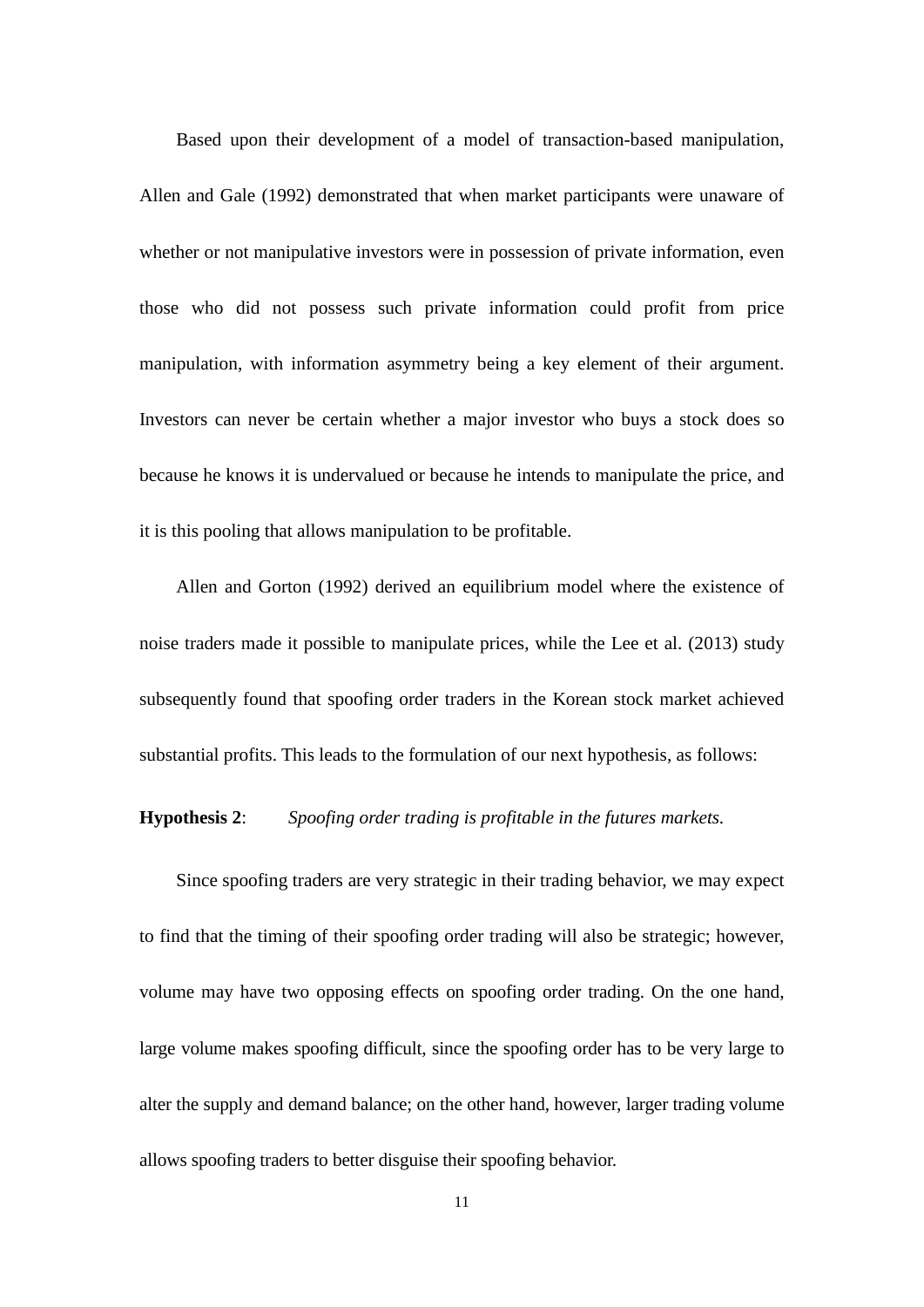Based upon their development of a model of transaction-based manipulation, Allen and Gale (1992) demonstrated that when market participants were unaware of whether or not manipulative investors were in possession of private information, even those who did not possess such private information could profit from price manipulation, with information asymmetry being a key element of their argument. Investors can never be certain whether a major investor who buys a stock does so because he knows it is undervalued or because he intends to manipulate the price, and it is this pooling that allows manipulation to be profitable.

Allen and Gorton (1992) derived an equilibrium model where the existence of noise traders made it possible to manipulate prices, while the Lee et al. (2013) study subsequently found that spoofing order traders in the Korean stock market achieved substantial profits. This leads to the formulation of our next hypothesis, as follows:

**Hypothesis 2**: *Spoofing order trading is profitable in the futures markets.*

Since spoofing traders are very strategic in their trading behavior, we may expect to find that the timing of their spoofing order trading will also be strategic; however, volume may have two opposing effects on spoofing order trading. On the one hand, large volume makes spoofing difficult, since the spoofing order has to be very large to alter the supply and demand balance; on the other hand, however, larger trading volume allows spoofing traders to better disguise their spoofing behavior.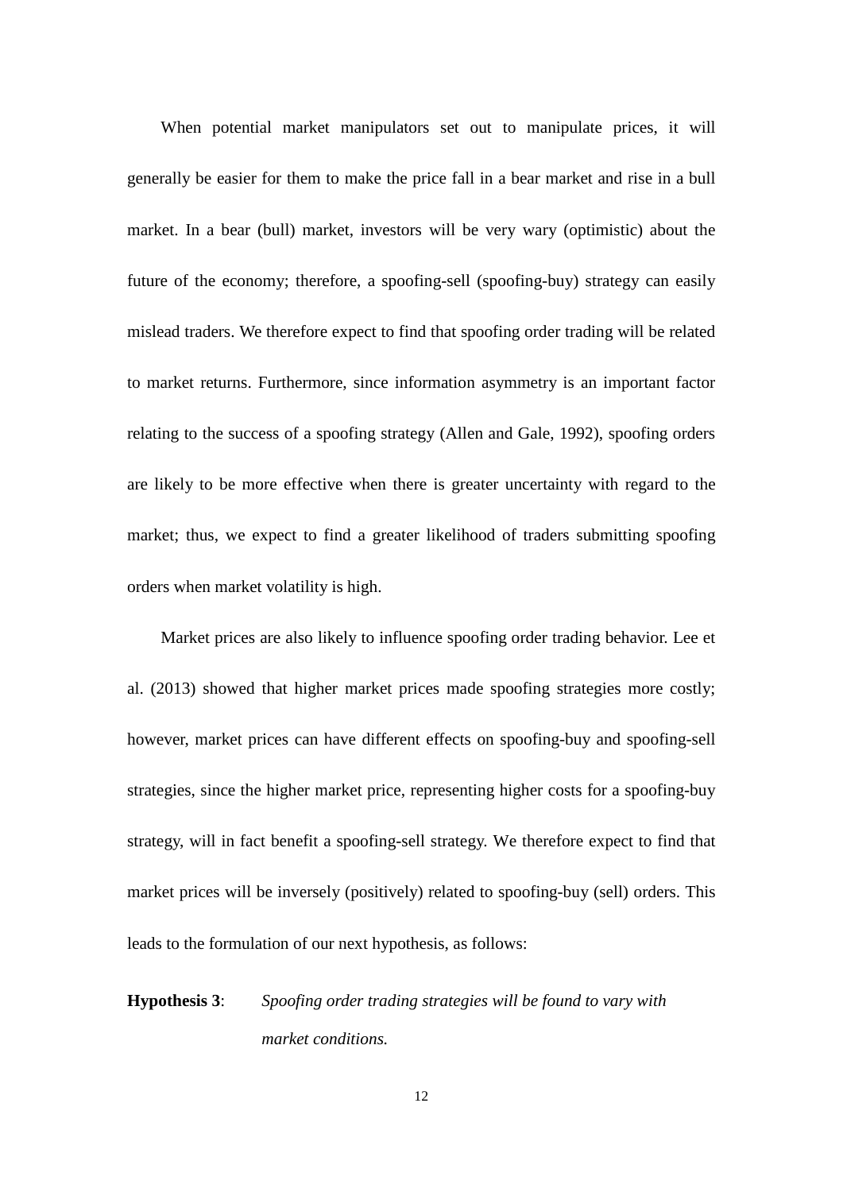When potential market manipulators set out to manipulate prices, it will generally be easier for them to make the price fall in a bear market and rise in a bull market. In a bear (bull) market, investors will be very wary (optimistic) about the future of the economy; therefore, a spoofing-sell (spoofing-buy) strategy can easily mislead traders. We therefore expect to find that spoofing order trading will be related to market returns. Furthermore, since information asymmetry is an important factor relating to the success of a spoofing strategy (Allen and Gale, 1992), spoofing orders are likely to be more effective when there is greater uncertainty with regard to the market; thus, we expect to find a greater likelihood of traders submitting spoofing orders when market volatility is high.

Market prices are also likely to influence spoofing order trading behavior. Lee et al. (2013) showed that higher market prices made spoofing strategies more costly; however, market prices can have different effects on spoofing-buy and spoofing-sell strategies, since the higher market price, representing higher costs for a spoofing-buy strategy, will in fact benefit a spoofing-sell strategy. We therefore expect to find that market prices will be inversely (positively) related to spoofing-buy (sell) orders. This leads to the formulation of our next hypothesis, as follows:

**Hypothesis 3**: *Spoofing order trading strategies will be found to vary with market conditions.*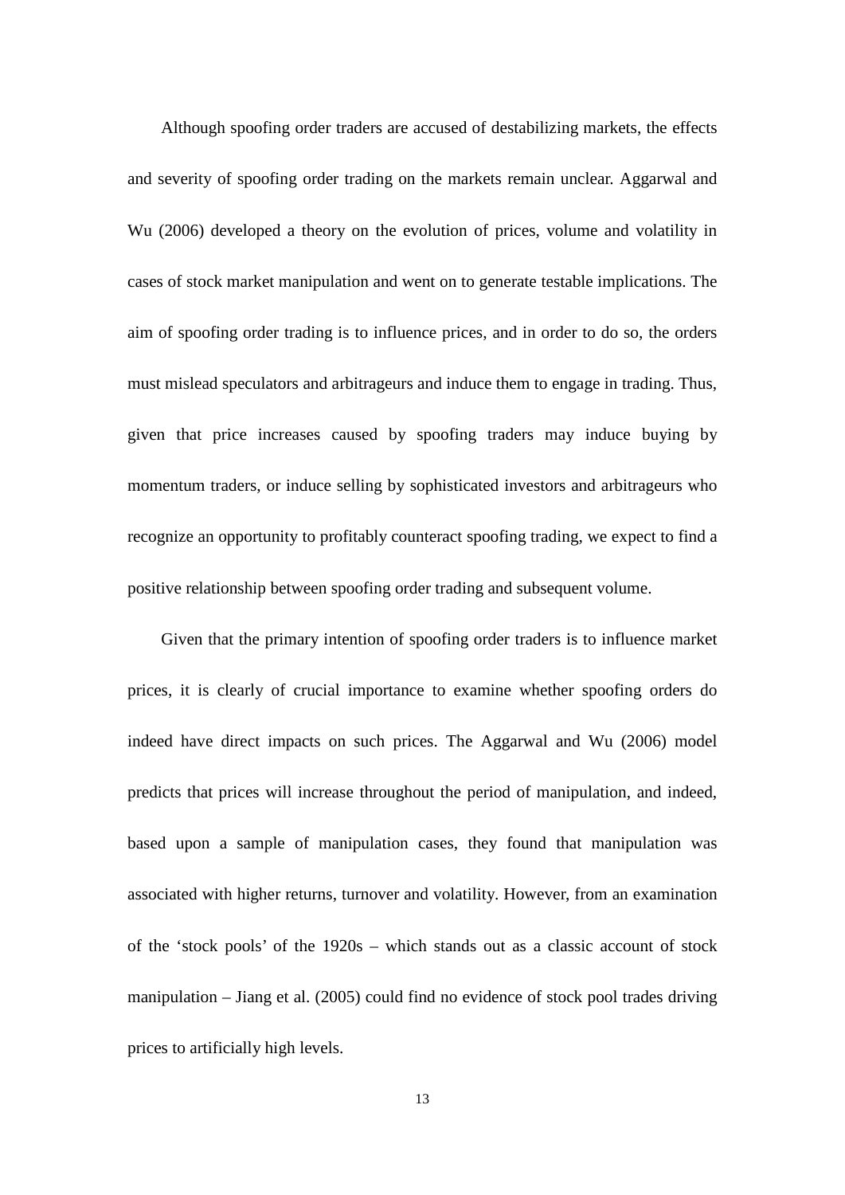Although spoofing order traders are accused of destabilizing markets, the effects and severity of spoofing order trading on the markets remain unclear. Aggarwal and Wu (2006) developed a theory on the evolution of prices, volume and volatility in cases of stock market manipulation and went on to generate testable implications. The aim of spoofing order trading is to influence prices, and in order to do so, the orders must mislead speculators and arbitrageurs and induce them to engage in trading. Thus, given that price increases caused by spoofing traders may induce buying by momentum traders, or induce selling by sophisticated investors and arbitrageurs who recognize an opportunity to profitably counteract spoofing trading, we expect to find a positive relationship between spoofing order trading and subsequent volume.

Given that the primary intention of spoofing order traders is to influence market prices, it is clearly of crucial importance to examine whether spoofing orders do indeed have direct impacts on such prices. The Aggarwal and Wu (2006) model predicts that prices will increase throughout the period of manipulation, and indeed, based upon a sample of manipulation cases, they found that manipulation was associated with higher returns, turnover and volatility. However, from an examination of the 'stock pools' of the 1920s – which stands out as a classic account of stock manipulation – Jiang et al. (2005) could find no evidence of stock pool trades driving prices to artificially high levels.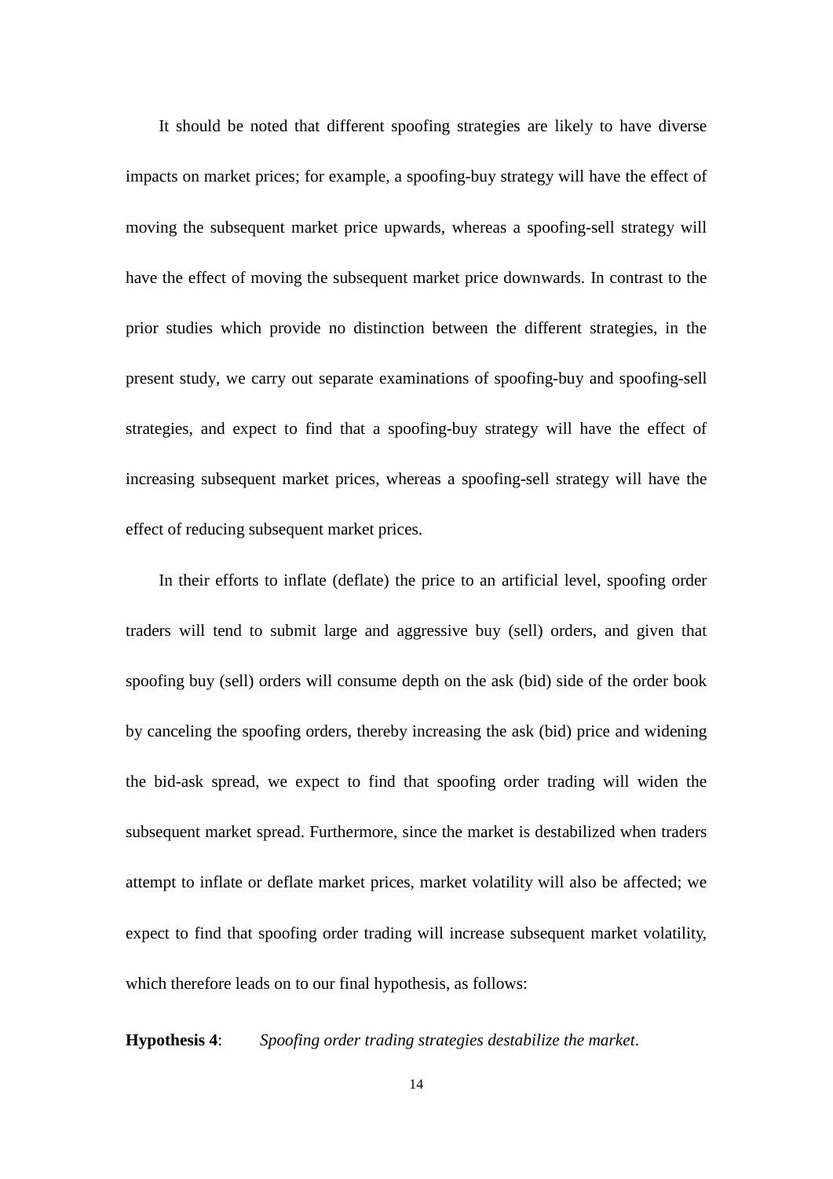It should be noted that different spoofing strategies are likely to have diverse impacts on market prices; for example, a spoofing-buy strategy will have the effect of moving the subsequent market price upwards, whereas a spoofing-sell strategy will have the effect of moving the subsequent market price downwards. In contrast to the prior studies which provide no distinction between the different strategies, in the present study, we carry out separate examinations of spoofing-buy and spoofing-sell strategies, and expect to find that a spoofing-buy strategy will have the effect of increasing subsequent market prices, whereas a spoofing-sell strategy will have the effect of reducing subsequent market prices.

In their efforts to inflate (deflate) the price to an artificial level, spoofing order traders will tend to submit large and aggressive buy (sell) orders, and given that spoofing buy (sell) orders will consume depth on the ask (bid) side of the order book by canceling the spoofing orders, thereby increasing the ask (bid) price and widening the bid-ask spread, we expect to find that spoofing order trading will widen the subsequent market spread. Furthermore, since the market is destabilized when traders attempt to inflate or deflate market prices, market volatility will also be affected; we expect to find that spoofing order trading will increase subsequent market volatility, which therefore leads on to our final hypothesis, as follows:

**Hypothesis 4**: *Spoofing order trading strategies destabilize the market*.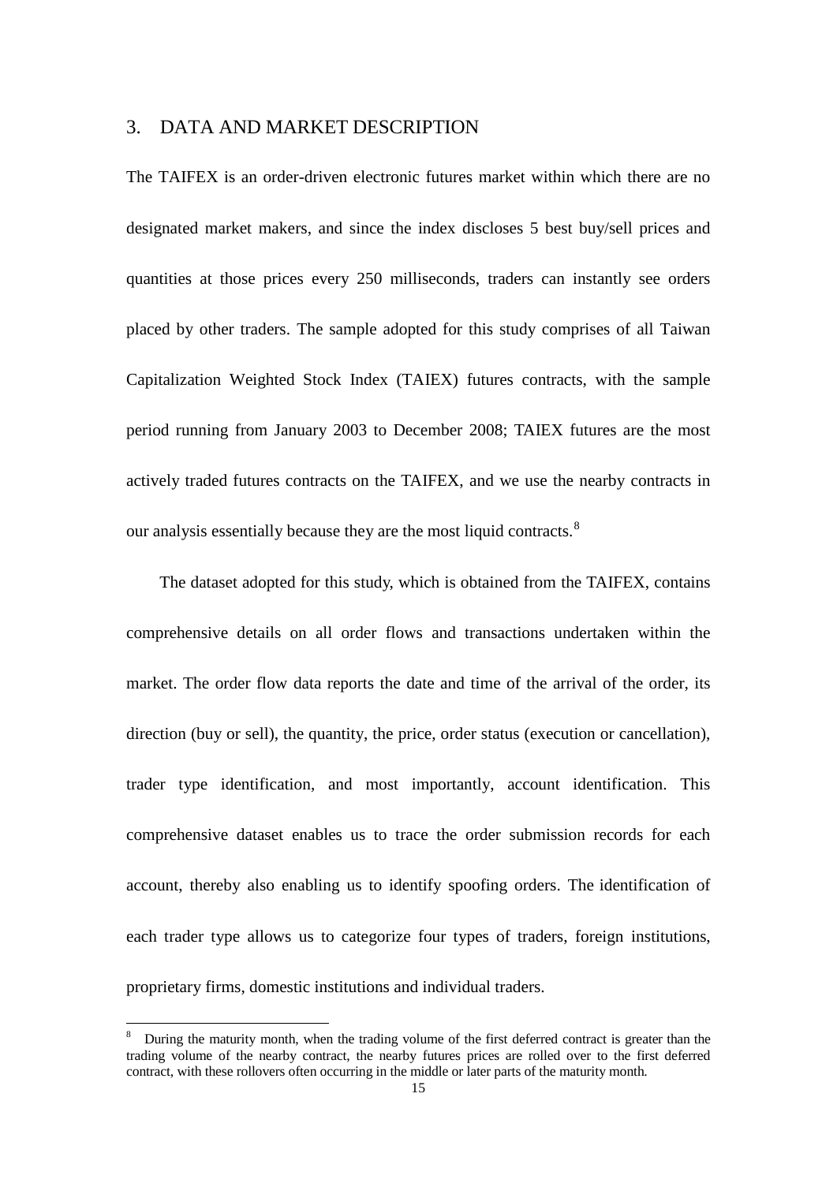## 3. DATA AND MARKET DESCRIPTION

The TAIFEX is an order-driven electronic futures market within which there are no designated market makers, and since the index discloses 5 best buy/sell prices and quantities at those prices every 250 milliseconds, traders can instantly see orders placed by other traders. The sample adopted for this study comprises of all Taiwan Capitalization Weighted Stock Index (TAIEX) futures contracts, with the sample period running from January 2003 to December 2008; TAIEX futures are the most actively traded futures contracts on the TAIFEX, and we use the nearby contracts in our analysis essentially because they are the most liquid contracts.[8]

The dataset adopted for this study, which is obtained from the TAIFEX, contains comprehensive details on all order flows and transactions undertaken within the market. The order flow data reports the date and time of the arrival of the order, its direction (buy or sell), the quantity, the price, order status (execution or cancellation), trader type identification, and most importantly, account identification. This comprehensive dataset enables us to trace the order submission records for each account, thereby also enabling us to identify spoofing orders. The identification of each trader type allows us to categorize four types of traders, foreign institutions, proprietary firms, domestic institutions and individual traders.

---

[8] During the maturity month, when the trading volume of the first deferred contract is greater than the trading volume of the nearby contract, the nearby futures prices are rolled over to the first deferred contract, with these rollovers often occurring in the middle or later parts of the maturity month.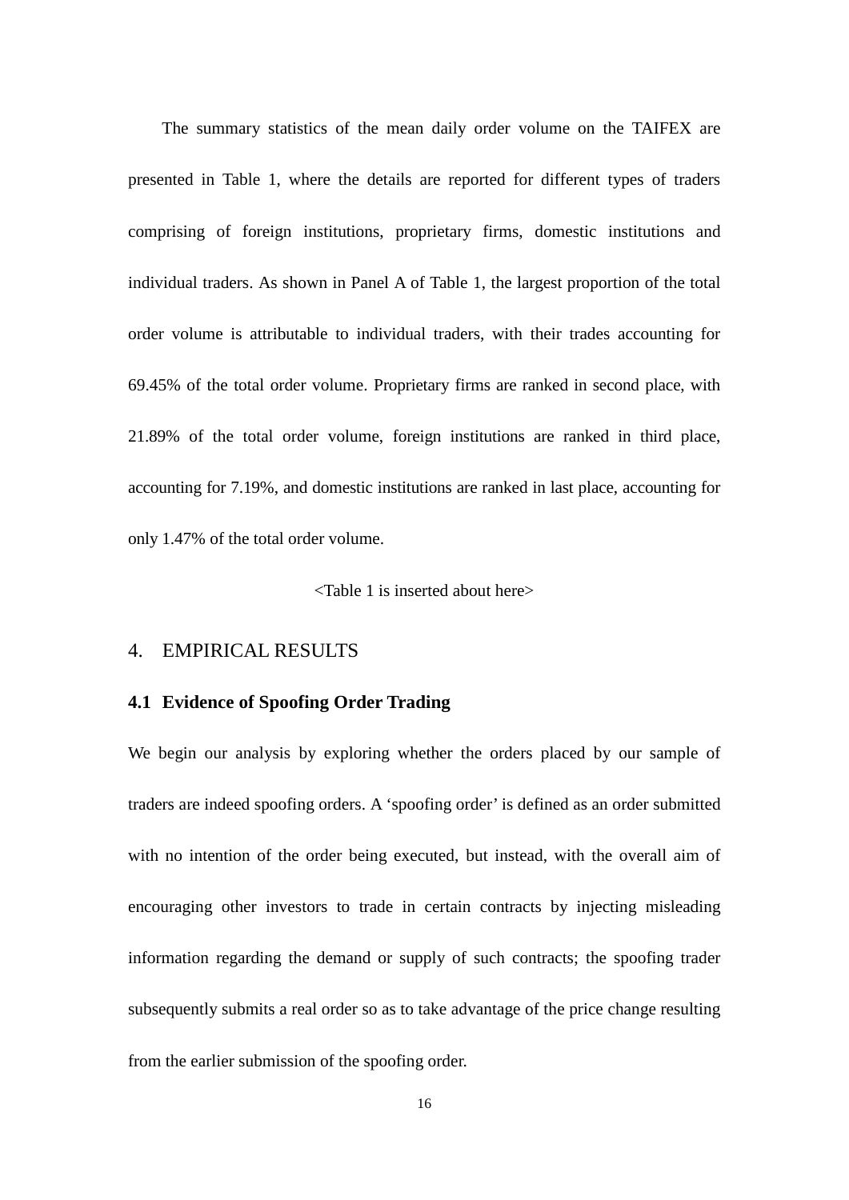The summary statistics of the mean daily order volume on the TAIFEX are presented in Table 1, where the details are reported for different types of traders comprising of foreign institutions, proprietary firms, domestic institutions and individual traders. As shown in Panel A of Table 1, the largest proportion of the total order volume is attributable to individual traders, with their trades accounting for 69.45% of the total order volume. Proprietary firms are ranked in second place, with 21.89% of the total order volume, foreign institutions are ranked in third place, accounting for 7.19%, and domestic institutions are ranked in last place, accounting for only 1.47% of the total order volume.

<Table 1 is inserted about here>

## 4. EMPIRICAL RESULTS

### 4.1 Evidence of Spoofing Order Trading

We begin our analysis by exploring whether the orders placed by our sample of traders are indeed spoofing orders. A 'spoofing order' is defined as an order submitted with no intention of the order being executed, but instead, with the overall aim of encouraging other investors to trade in certain contracts by injecting misleading information regarding the demand or supply of such contracts; the spoofing trader subsequently submits a real order so as to take advantage of the price change resulting from the earlier submission of the spoofing order.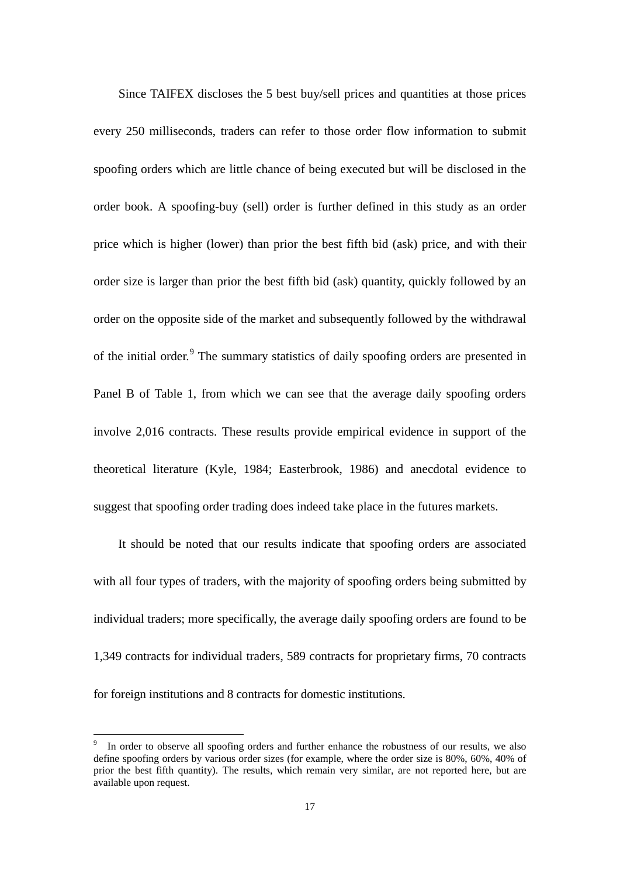Since TAIFEX discloses the 5 best buy/sell prices and quantities at those prices every 250 milliseconds, traders can refer to those order flow information to submit spoofing orders which are little chance of being executed but will be disclosed in the order book. A spoofing-buy (sell) order is further defined in this study as an order price which is higher (lower) than prior the best fifth bid (ask) price, and with their order size is larger than prior the best fifth bid (ask) quantity, quickly followed by an order on the opposite side of the market and subsequently followed by the withdrawal of the initial order.[9] The summary statistics of daily spoofing orders are presented in Panel B of Table 1, from which we can see that the average daily spoofing orders involve 2,016 contracts. These results provide empirical evidence in support of the theoretical literature (Kyle, 1984; Easterbrook, 1986) and anecdotal evidence to suggest that spoofing order trading does indeed take place in the futures markets.

It should be noted that our results indicate that spoofing orders are associated with all four types of traders, with the majority of spoofing orders being submitted by individual traders; more specifically, the average daily spoofing orders are found to be 1,349 contracts for individual traders, 589 contracts for proprietary firms, 70 contracts for foreign institutions and 8 contracts for domestic institutions.

[9] In order to observe all spoofing orders and further enhance the robustness of our results, we also define spoofing orders by various order sizes (for example, where the order size is 80%, 60%, 40% of prior the best fifth quantity). The results, which remain very similar, are not reported here, but are available upon request.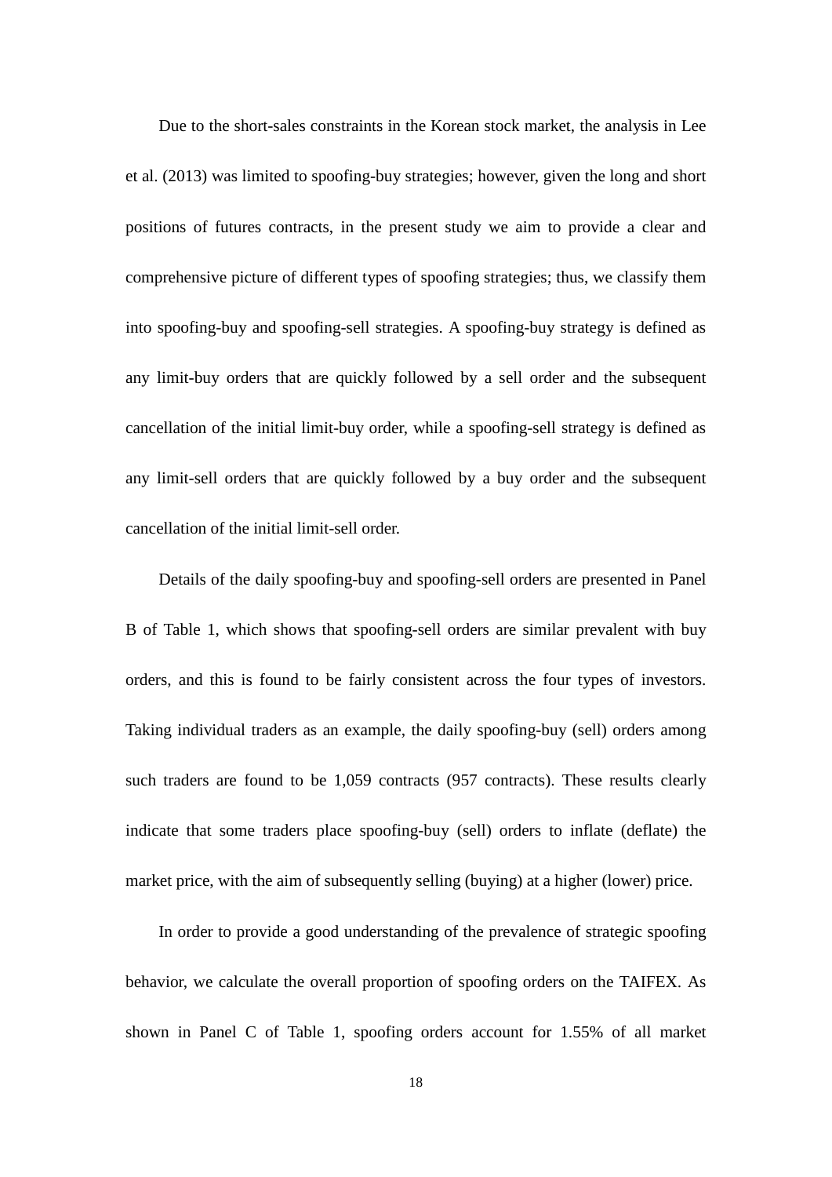Due to the short-sales constraints in the Korean stock market, the analysis in Lee et al. (2013) was limited to spoofing-buy strategies; however, given the long and short positions of futures contracts, in the present study we aim to provide a clear and comprehensive picture of different types of spoofing strategies; thus, we classify them into spoofing-buy and spoofing-sell strategies. A spoofing-buy strategy is defined as any limit-buy orders that are quickly followed by a sell order and the subsequent cancellation of the initial limit-buy order, while a spoofing-sell strategy is defined as any limit-sell orders that are quickly followed by a buy order and the subsequent cancellation of the initial limit-sell order.

Details of the daily spoofing-buy and spoofing-sell orders are presented in Panel B of Table 1, which shows that spoofing-sell orders are similar prevalent with buy orders, and this is found to be fairly consistent across the four types of investors. Taking individual traders as an example, the daily spoofing-buy (sell) orders among such traders are found to be 1,059 contracts (957 contracts). These results clearly indicate that some traders place spoofing-buy (sell) orders to inflate (deflate) the market price, with the aim of subsequently selling (buying) at a higher (lower) price.

In order to provide a good understanding of the prevalence of strategic spoofing behavior, we calculate the overall proportion of spoofing orders on the TAIFEX. As shown in Panel C of Table 1, spoofing orders account for 1.55% of all market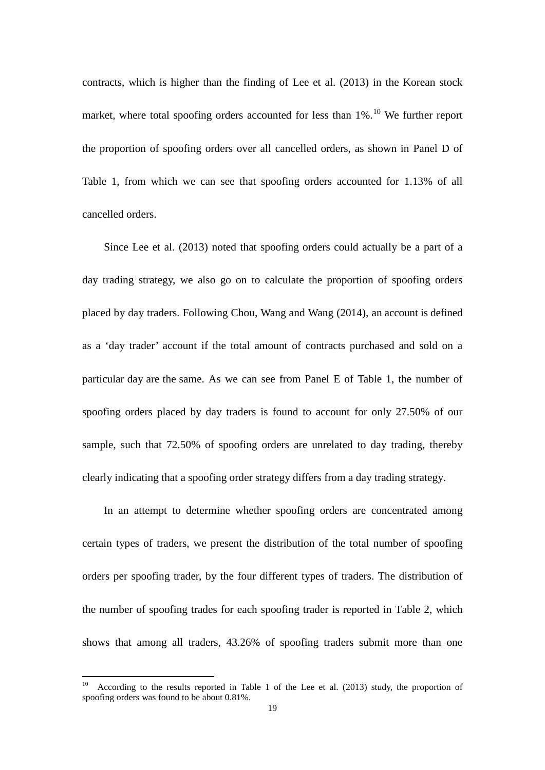contracts, which is higher than the finding of Lee et al. (2013) in the Korean stock market, where total spoofing orders accounted for less than 1%.[10] We further report the proportion of spoofing orders over all cancelled orders, as shown in Panel D of Table 1, from which we can see that spoofing orders accounted for 1.13% of all cancelled orders.

Since Lee et al. (2013) noted that spoofing orders could actually be a part of a day trading strategy, we also go on to calculate the proportion of spoofing orders placed by day traders. Following Chou, Wang and Wang (2014), an account is defined as a 'day trader' account if the total amount of contracts purchased and sold on a particular day are the same. As we can see from Panel E of Table 1, the number of spoofing orders placed by day traders is found to account for only 27.50% of our sample, such that 72.50% of spoofing orders are unrelated to day trading, thereby clearly indicating that a spoofing order strategy differs from a day trading strategy.

In an attempt to determine whether spoofing orders are concentrated among certain types of traders, we present the distribution of the total number of spoofing orders per spoofing trader, by the four different types of traders. The distribution of the number of spoofing trades for each spoofing trader is reported in Table 2, which shows that among all traders, 43.26% of spoofing traders submit more than one

[10] According to the results reported in Table 1 of the Lee et al. (2013) study, the proportion of spoofing orders was found to be about 0.81%.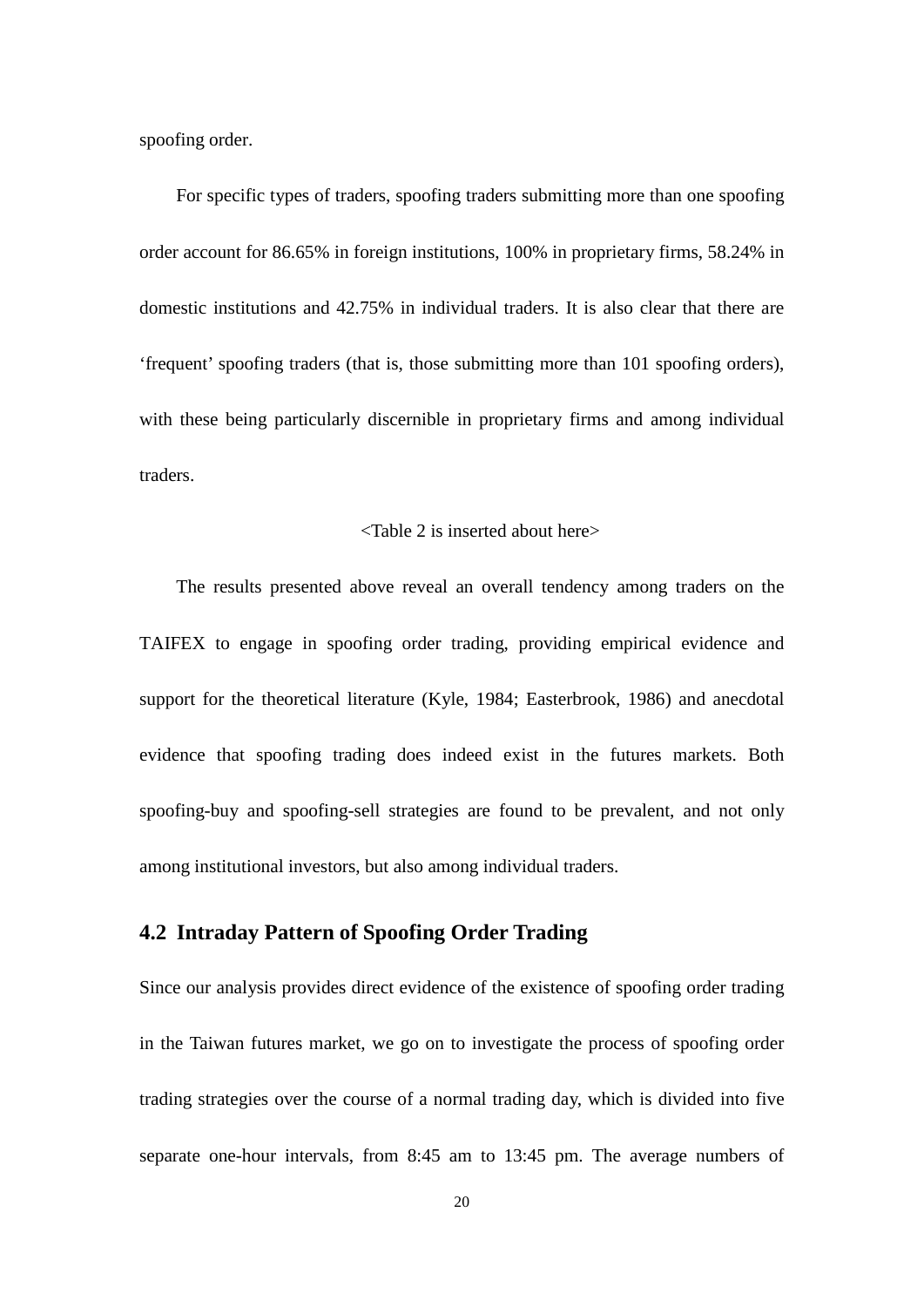spoofing order.

For specific types of traders, spoofing traders submitting more than one spoofing order account for 86.65% in foreign institutions, 100% in proprietary firms, 58.24% in domestic institutions and 42.75% in individual traders. It is also clear that there are 'frequent' spoofing traders (that is, those submitting more than 101 spoofing orders), with these being particularly discernible in proprietary firms and among individual traders.

<Table 2 is inserted about here>

The results presented above reveal an overall tendency among traders on the TAIFEX to engage in spoofing order trading, providing empirical evidence and support for the theoretical literature (Kyle, 1984; Easterbrook, 1986) and anecdotal evidence that spoofing trading does indeed exist in the futures markets. Both spoofing-buy and spoofing-sell strategies are found to be prevalent, and not only among institutional investors, but also among individual traders.

## 4.2 Intraday Pattern of Spoofing Order Trading

Since our analysis provides direct evidence of the existence of spoofing order trading in the Taiwan futures market, we go on to investigate the process of spoofing order trading strategies over the course of a normal trading day, which is divided into five separate one-hour intervals, from 8:45 am to 13:45 pm. The average numbers of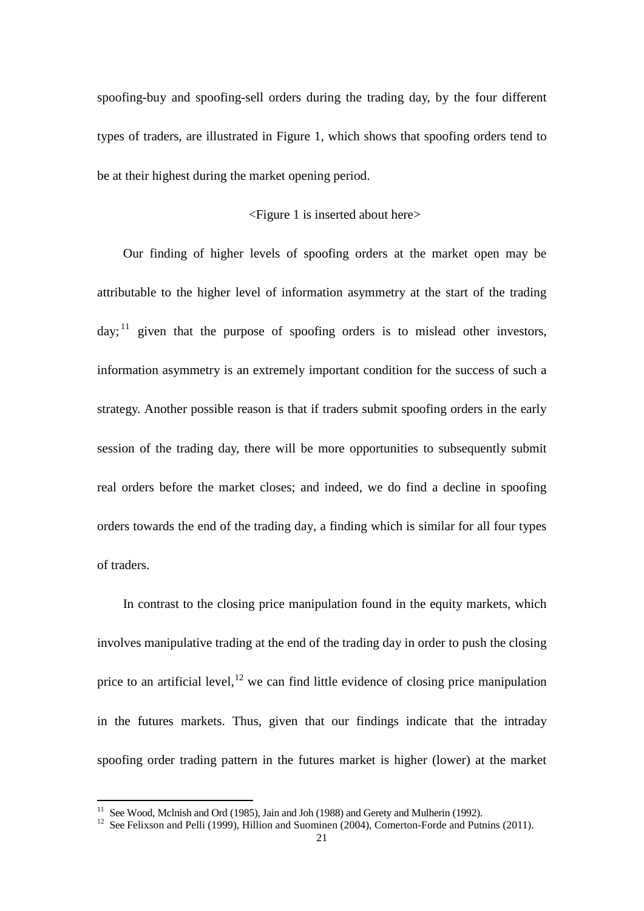spoofing-buy and spoofing-sell orders during the trading day, by the four different types of traders, are illustrated in Figure 1, which shows that spoofing orders tend to be at their highest during the market opening period.

<Figure 1 is inserted about here>

Our finding of higher levels of spoofing orders at the market open may be attributable to the higher level of information asymmetry at the start of the trading day;[11] given that the purpose of spoofing orders is to mislead other investors, information asymmetry is an extremely important condition for the success of such a strategy. Another possible reason is that if traders submit spoofing orders in the early session of the trading day, there will be more opportunities to subsequently submit real orders before the market closes; and indeed, we do find a decline in spoofing orders towards the end of the trading day, a finding which is similar for all four types of traders.

In contrast to the closing price manipulation found in the equity markets, which involves manipulative trading at the end of the trading day in order to push the closing price to an artificial level,[12] we can find little evidence of closing price manipulation in the futures markets. Thus, given that our findings indicate that the intraday spoofing order trading pattern in the futures market is higher (lower) at the market

---

[11] See Wood, Mclnish and Ord (1985), Jain and Joh (1988) and Gerety and Mulherin (1992).

[12] See Felixson and Pelli (1999), Hillion and Suominen (2004), Comerton-Forde and Putnins (2011).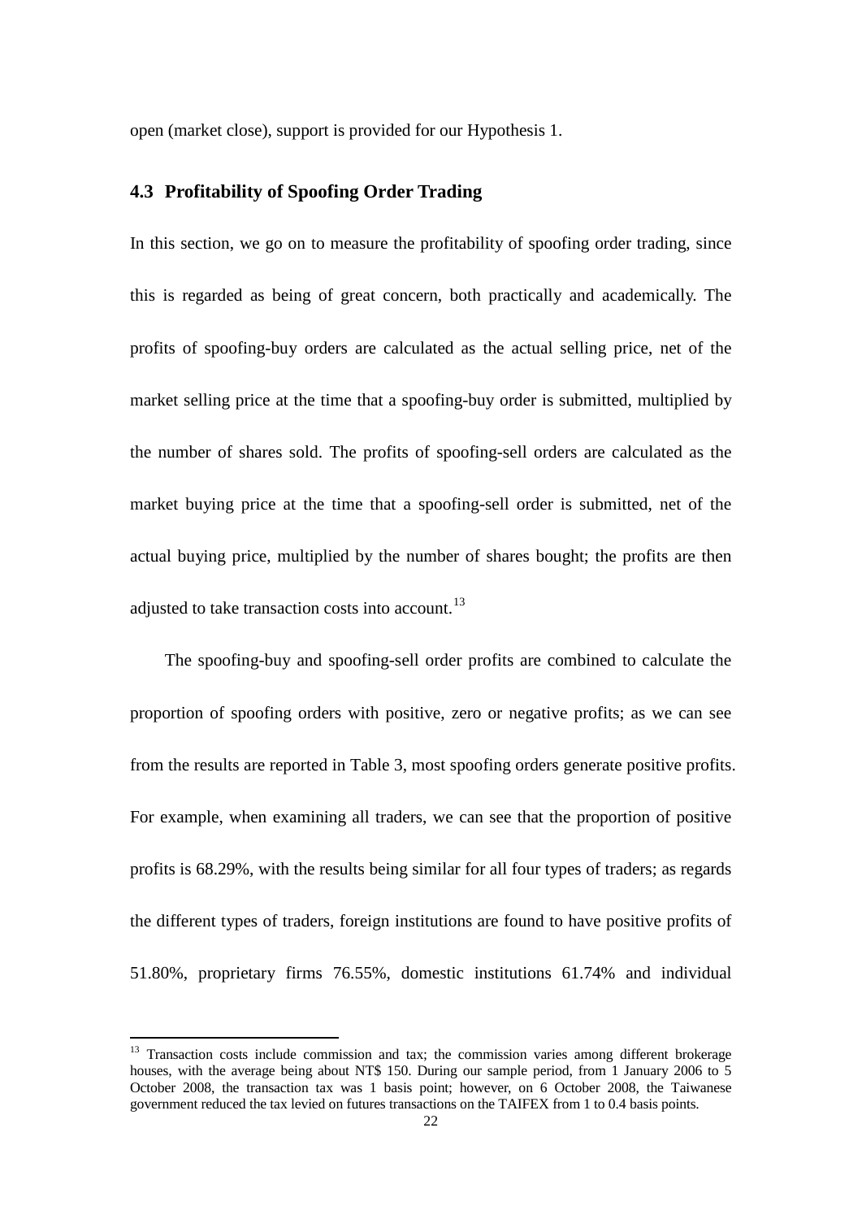open (market close), support is provided for our Hypothesis 1.

### 4.3 Profitability of Spoofing Order Trading

In this section, we go on to measure the profitability of spoofing order trading, since this is regarded as being of great concern, both practically and academically. The profits of spoofing-buy orders are calculated as the actual selling price, net of the market selling price at the time that a spoofing-buy order is submitted, multiplied by the number of shares sold. The profits of spoofing-sell orders are calculated as the market buying price at the time that a spoofing-sell order is submitted, net of the actual buying price, multiplied by the number of shares bought; the profits are then adjusted to take transaction costs into account.[13]

The spoofing-buy and spoofing-sell order profits are combined to calculate the proportion of spoofing orders with positive, zero or negative profits; as we can see from the results are reported in Table 3, most spoofing orders generate positive profits. For example, when examining all traders, we can see that the proportion of positive profits is 68.29%, with the results being similar for all four types of traders; as regards the different types of traders, foreign institutions are found to have positive profits of 51.80%, proprietary firms 76.55%, domestic institutions 61.74% and individual

---

[13] Transaction costs include commission and tax; the commission varies among different brokerage houses, with the average being about NT$ 150. During our sample period, from 1 January 2006 to 5 October 2008, the transaction tax was 1 basis point; however, on 6 October 2008, the Taiwanese government reduced the tax levied on futures transactions on the TAIFEX from 1 to 0.4 basis points.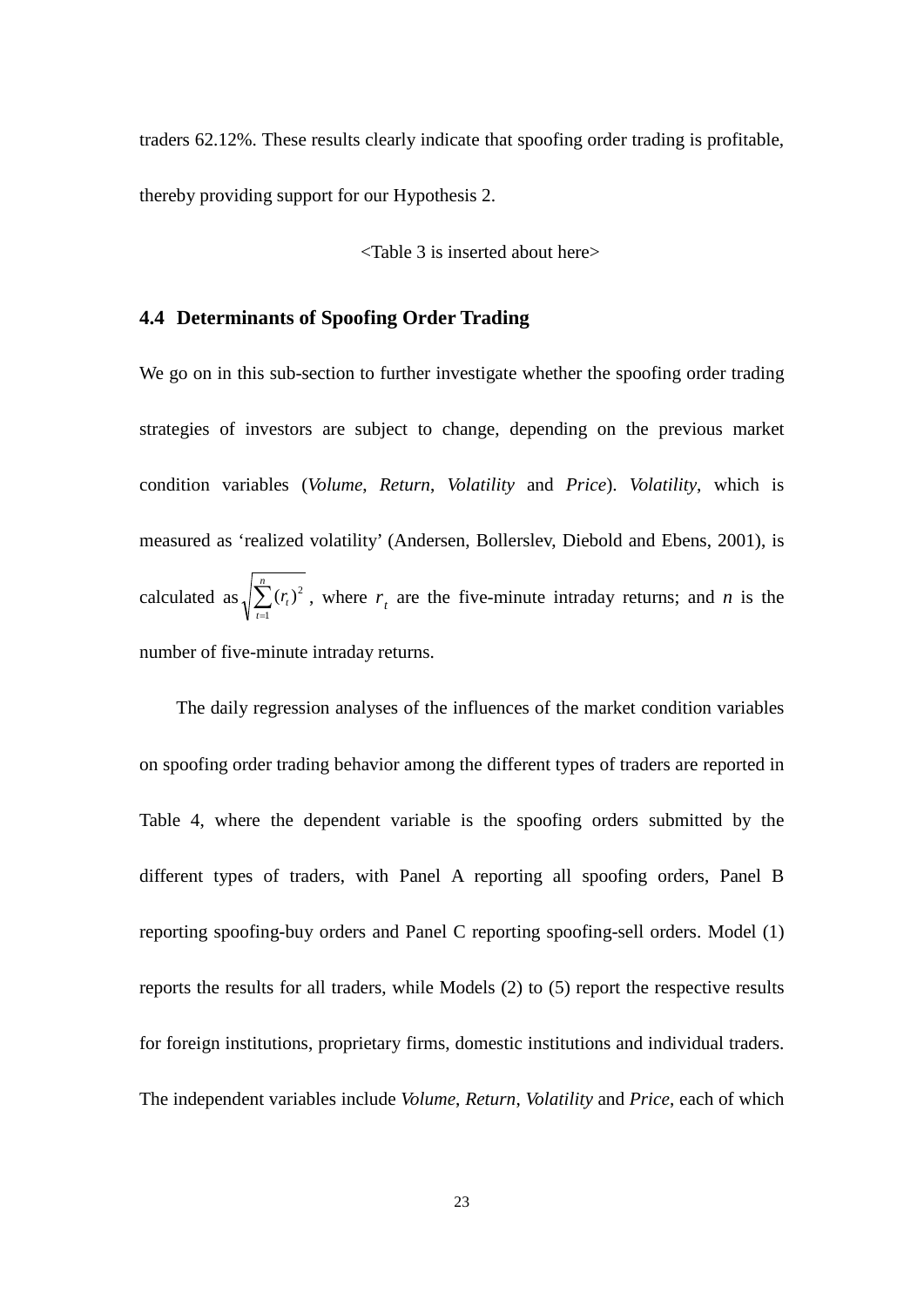traders 62.12%. These results clearly indicate that spoofing order trading is profitable, thereby providing support for our Hypothesis 2.

<Table 3 is inserted about here>

### 4.4 Determinants of Spoofing Order Trading

We go on in this sub-section to further investigate whether the spoofing order trading strategies of investors are subject to change, depending on the previous market condition variables (*Volume*, *Return*, *Volatility* and *Price*). *Volatility*, which is measured as 'realized volatility' (Andersen, Bollerslev, Diebold and Ebens, 2001), is calculated as $\sqrt{\sum_{t=1}^{n}(r_t)^2}$, where $r_t$ are the five-minute intraday returns; and $n$ is the number of five-minute intraday returns.

The daily regression analyses of the influences of the market condition variables on spoofing order trading behavior among the different types of traders are reported in Table 4, where the dependent variable is the spoofing orders submitted by the different types of traders, with Panel A reporting all spoofing orders, Panel B reporting spoofing-buy orders and Panel C reporting spoofing-sell orders. Model (1) reports the results for all traders, while Models (2) to (5) report the respective results for foreign institutions, proprietary firms, domestic institutions and individual traders. The independent variables include *Volume*, *Return*, *Volatility* and *Price*, each of which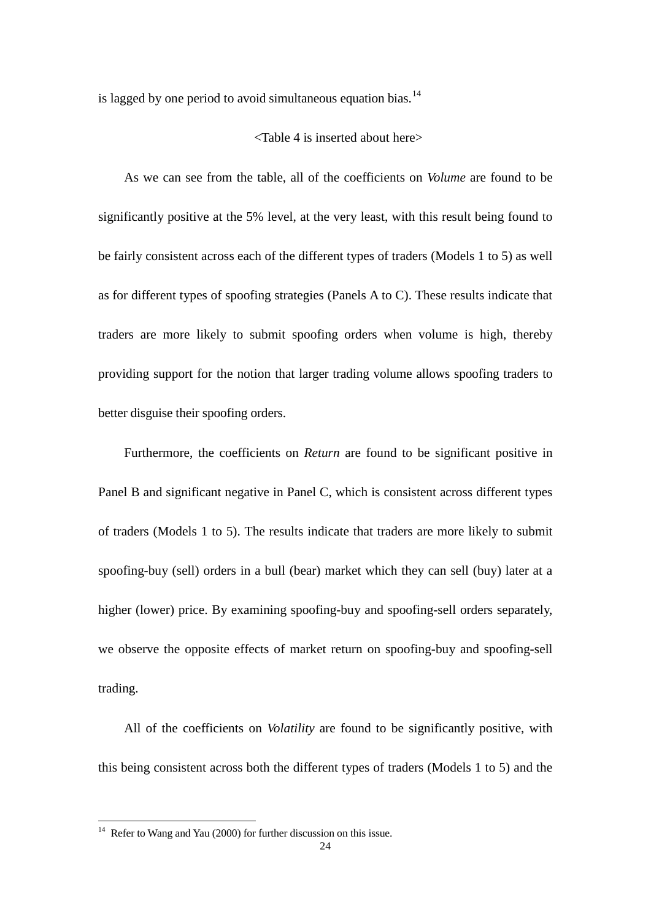is lagged by one period to avoid simultaneous equation bias.[14]

<Table 4 is inserted about here>

As we can see from the table, all of the coefficients on *Volume* are found to be significantly positive at the 5% level, at the very least, with this result being found to be fairly consistent across each of the different types of traders (Models 1 to 5) as well as for different types of spoofing strategies (Panels A to C). These results indicate that traders are more likely to submit spoofing orders when volume is high, thereby providing support for the notion that larger trading volume allows spoofing traders to better disguise their spoofing orders.

Furthermore, the coefficients on *Return* are found to be significant positive in Panel B and significant negative in Panel C, which is consistent across different types of traders (Models 1 to 5). The results indicate that traders are more likely to submit spoofing-buy (sell) orders in a bull (bear) market which they can sell (buy) later at a higher (lower) price. By examining spoofing-buy and spoofing-sell orders separately, we observe the opposite effects of market return on spoofing-buy and spoofing-sell trading.

All of the coefficients on *Volatility* are found to be significantly positive, with this being consistent across both the different types of traders (Models 1 to 5) and the

[14] Refer to Wang and Yau (2000) for further discussion on this issue.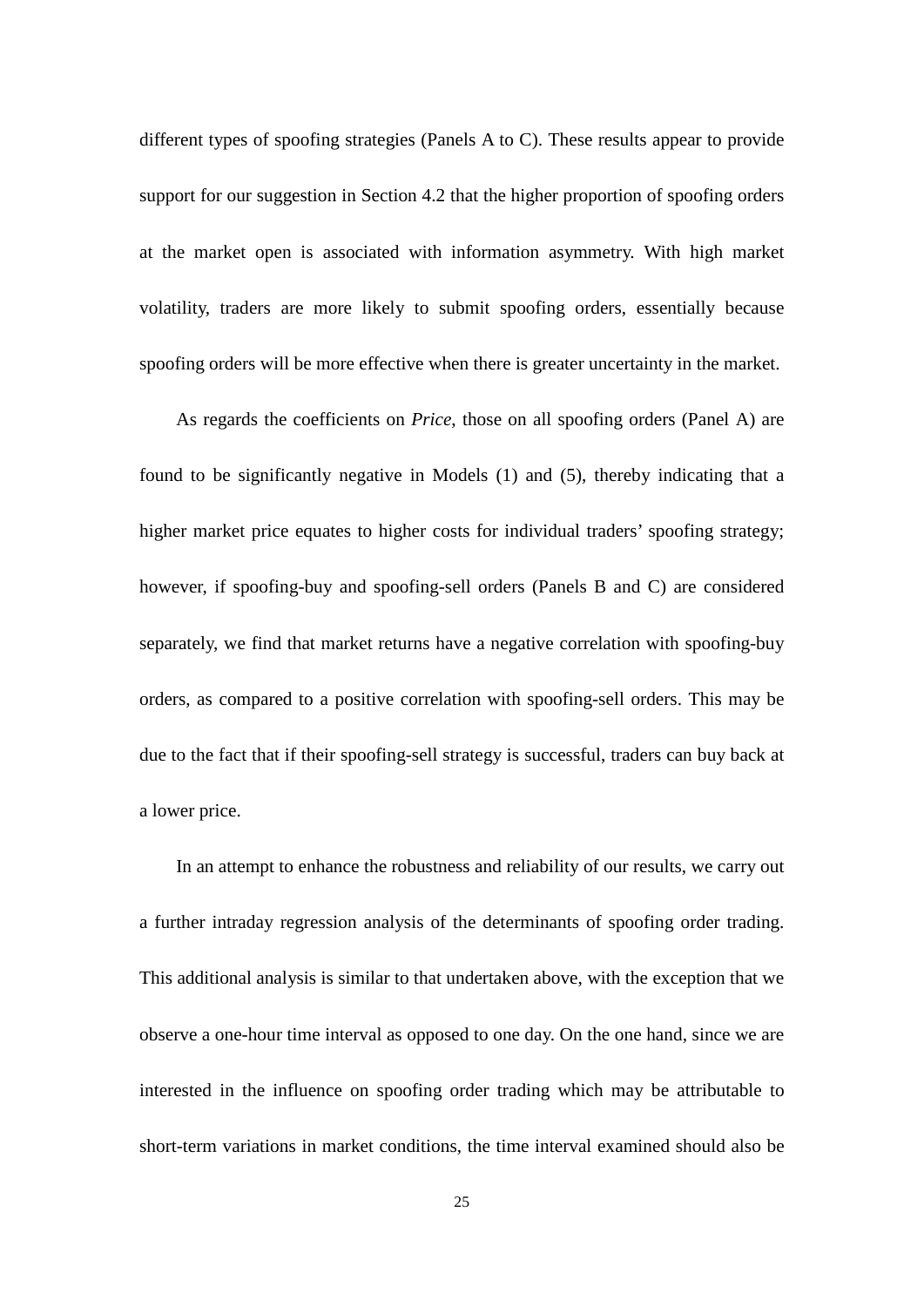different types of spoofing strategies (Panels A to C). These results appear to provide support for our suggestion in Section 4.2 that the higher proportion of spoofing orders at the market open is associated with information asymmetry. With high market volatility, traders are more likely to submit spoofing orders, essentially because spoofing orders will be more effective when there is greater uncertainty in the market.

As regards the coefficients on *Price*, those on all spoofing orders (Panel A) are found to be significantly negative in Models (1) and (5), thereby indicating that a higher market price equates to higher costs for individual traders' spoofing strategy; however, if spoofing-buy and spoofing-sell orders (Panels B and C) are considered separately, we find that market returns have a negative correlation with spoofing-buy orders, as compared to a positive correlation with spoofing-sell orders. This may be due to the fact that if their spoofing-sell strategy is successful, traders can buy back at a lower price.

In an attempt to enhance the robustness and reliability of our results, we carry out a further intraday regression analysis of the determinants of spoofing order trading. This additional analysis is similar to that undertaken above, with the exception that we observe a one-hour time interval as opposed to one day. On the one hand, since we are interested in the influence on spoofing order trading which may be attributable to short-term variations in market conditions, the time interval examined should also be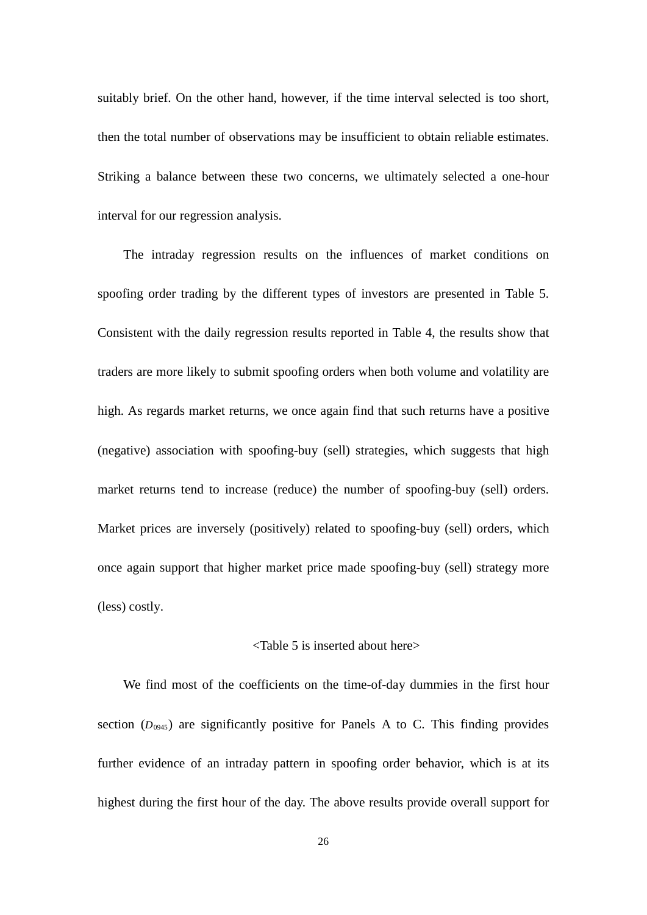suitably brief. On the other hand, however, if the time interval selected is too short, then the total number of observations may be insufficient to obtain reliable estimates. Striking a balance between these two concerns, we ultimately selected a one-hour interval for our regression analysis.

The intraday regression results on the influences of market conditions on spoofing order trading by the different types of investors are presented in Table 5. Consistent with the daily regression results reported in Table 4, the results show that traders are more likely to submit spoofing orders when both volume and volatility are high. As regards market returns, we once again find that such returns have a positive (negative) association with spoofing-buy (sell) strategies, which suggests that high market returns tend to increase (reduce) the number of spoofing-buy (sell) orders. Market prices are inversely (positively) related to spoofing-buy (sell) orders, which once again support that higher market price made spoofing-buy (sell) strategy more (less) costly.

<Table 5 is inserted about here>

We find most of the coefficients on the time-of-day dummies in the first hour section ($D_{0945}$) are significantly positive for Panels A to C. This finding provides further evidence of an intraday pattern in spoofing order behavior, which is at its highest during the first hour of the day. The above results provide overall support for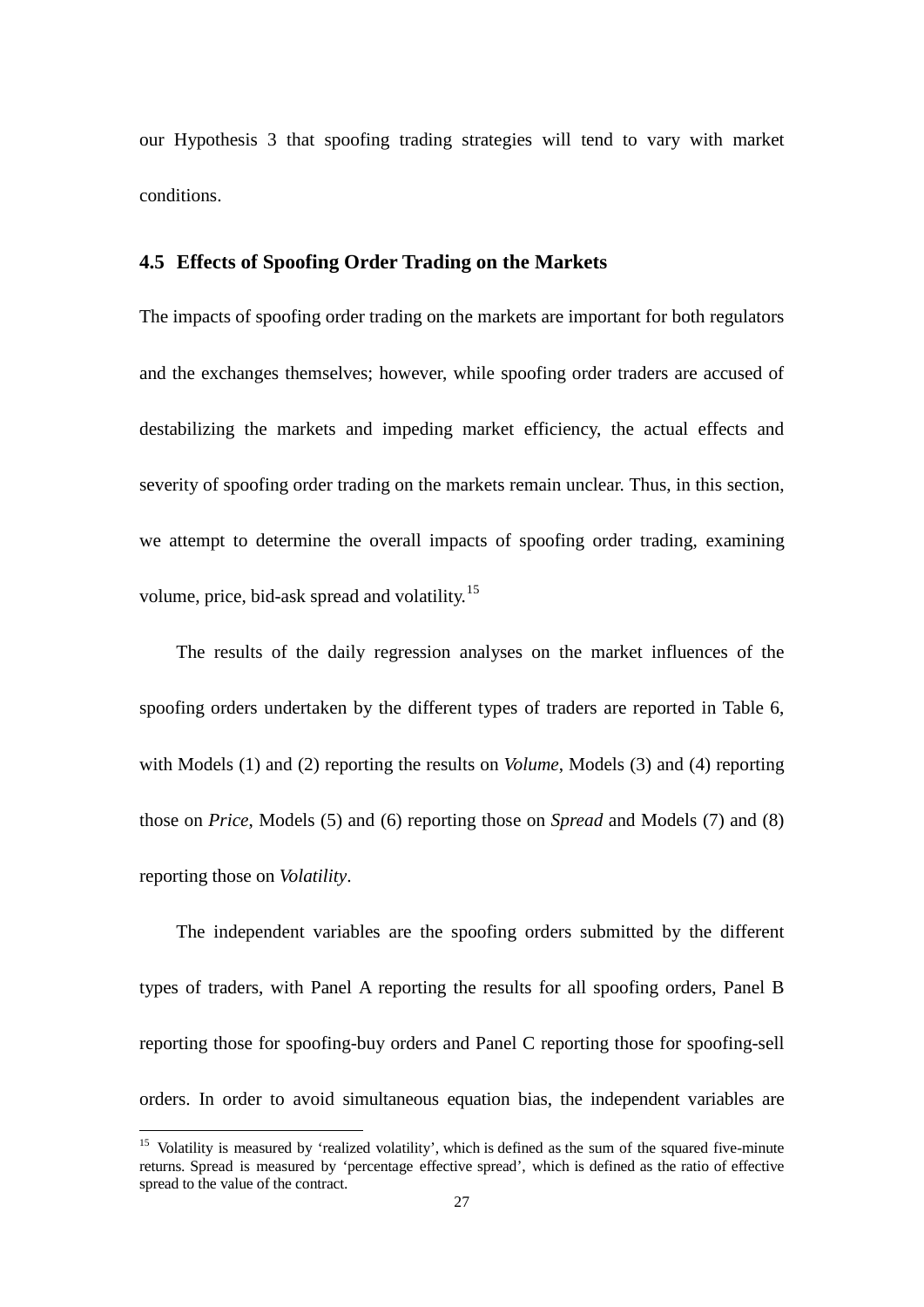our Hypothesis 3 that spoofing trading strategies will tend to vary with market conditions.

### 4.5 Effects of Spoofing Order Trading on the Markets

The impacts of spoofing order trading on the markets are important for both regulators and the exchanges themselves; however, while spoofing order traders are accused of destabilizing the markets and impeding market efficiency, the actual effects and severity of spoofing order trading on the markets remain unclear. Thus, in this section, we attempt to determine the overall impacts of spoofing order trading, examining volume, price, bid-ask spread and volatility.[15]

The results of the daily regression analyses on the market influences of the spoofing orders undertaken by the different types of traders are reported in Table 6, with Models (1) and (2) reporting the results on *Volume*, Models (3) and (4) reporting those on *Price*, Models (5) and (6) reporting those on *Spread* and Models (7) and (8) reporting those on *Volatility*.

The independent variables are the spoofing orders submitted by the different types of traders, with Panel A reporting the results for all spoofing orders, Panel B reporting those for spoofing-buy orders and Panel C reporting those for spoofing-sell orders. In order to avoid simultaneous equation bias, the independent variables are

[15] Volatility is measured by 'realized volatility', which is defined as the sum of the squared five-minute returns. Spread is measured by 'percentage effective spread', which is defined as the ratio of effective spread to the value of the contract.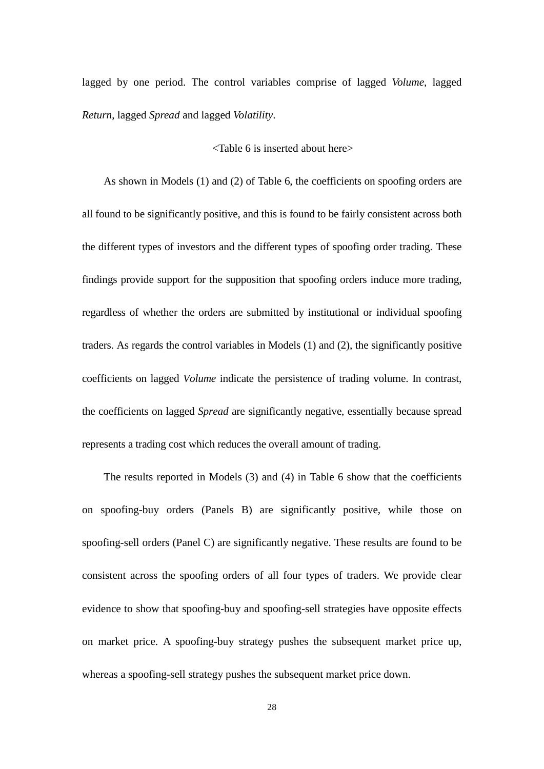lagged by one period. The control variables comprise of lagged *Volume*, lagged *Return*, lagged *Spread* and lagged *Volatility*.

<Table 6 is inserted about here>

As shown in Models (1) and (2) of Table 6, the coefficients on spoofing orders are all found to be significantly positive, and this is found to be fairly consistent across both the different types of investors and the different types of spoofing order trading. These findings provide support for the supposition that spoofing orders induce more trading, regardless of whether the orders are submitted by institutional or individual spoofing traders. As regards the control variables in Models (1) and (2), the significantly positive coefficients on lagged *Volume* indicate the persistence of trading volume. In contrast, the coefficients on lagged *Spread* are significantly negative, essentially because spread represents a trading cost which reduces the overall amount of trading.

The results reported in Models (3) and (4) in Table 6 show that the coefficients on spoofing-buy orders (Panels B) are significantly positive, while those on spoofing-sell orders (Panel C) are significantly negative. These results are found to be consistent across the spoofing orders of all four types of traders. We provide clear evidence to show that spoofing-buy and spoofing-sell strategies have opposite effects on market price. A spoofing-buy strategy pushes the subsequent market price up, whereas a spoofing-sell strategy pushes the subsequent market price down.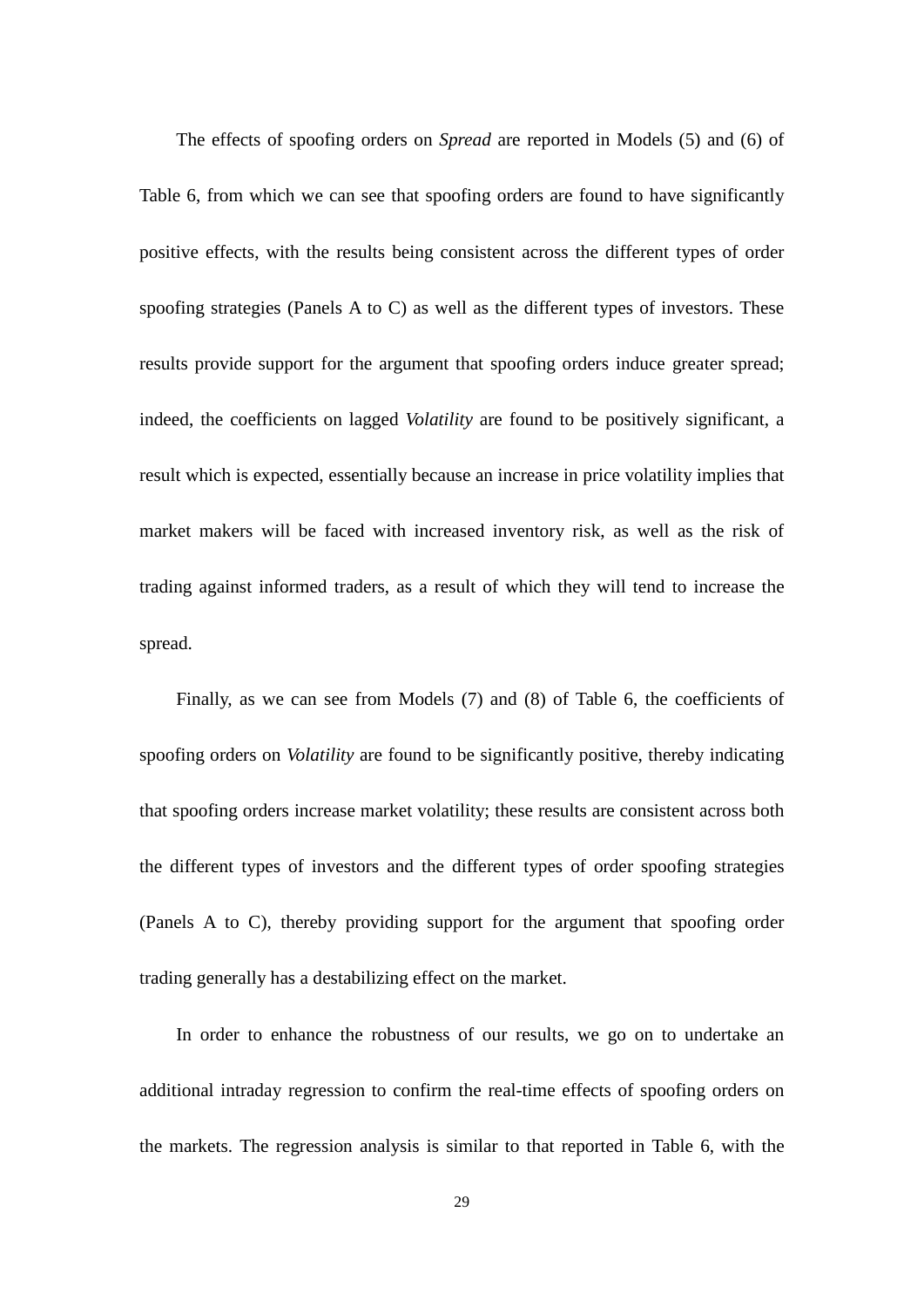The effects of spoofing orders on *Spread* are reported in Models (5) and (6) of Table 6, from which we can see that spoofing orders are found to have significantly positive effects, with the results being consistent across the different types of order spoofing strategies (Panels A to C) as well as the different types of investors. These results provide support for the argument that spoofing orders induce greater spread; indeed, the coefficients on lagged *Volatility* are found to be positively significant, a result which is expected, essentially because an increase in price volatility implies that market makers will be faced with increased inventory risk, as well as the risk of trading against informed traders, as a result of which they will tend to increase the spread.

Finally, as we can see from Models (7) and (8) of Table 6, the coefficients of spoofing orders on *Volatility* are found to be significantly positive, thereby indicating that spoofing orders increase market volatility; these results are consistent across both the different types of investors and the different types of order spoofing strategies (Panels A to C), thereby providing support for the argument that spoofing order trading generally has a destabilizing effect on the market.

In order to enhance the robustness of our results, we go on to undertake an additional intraday regression to confirm the real-time effects of spoofing orders on the markets. The regression analysis is similar to that reported in Table 6, with the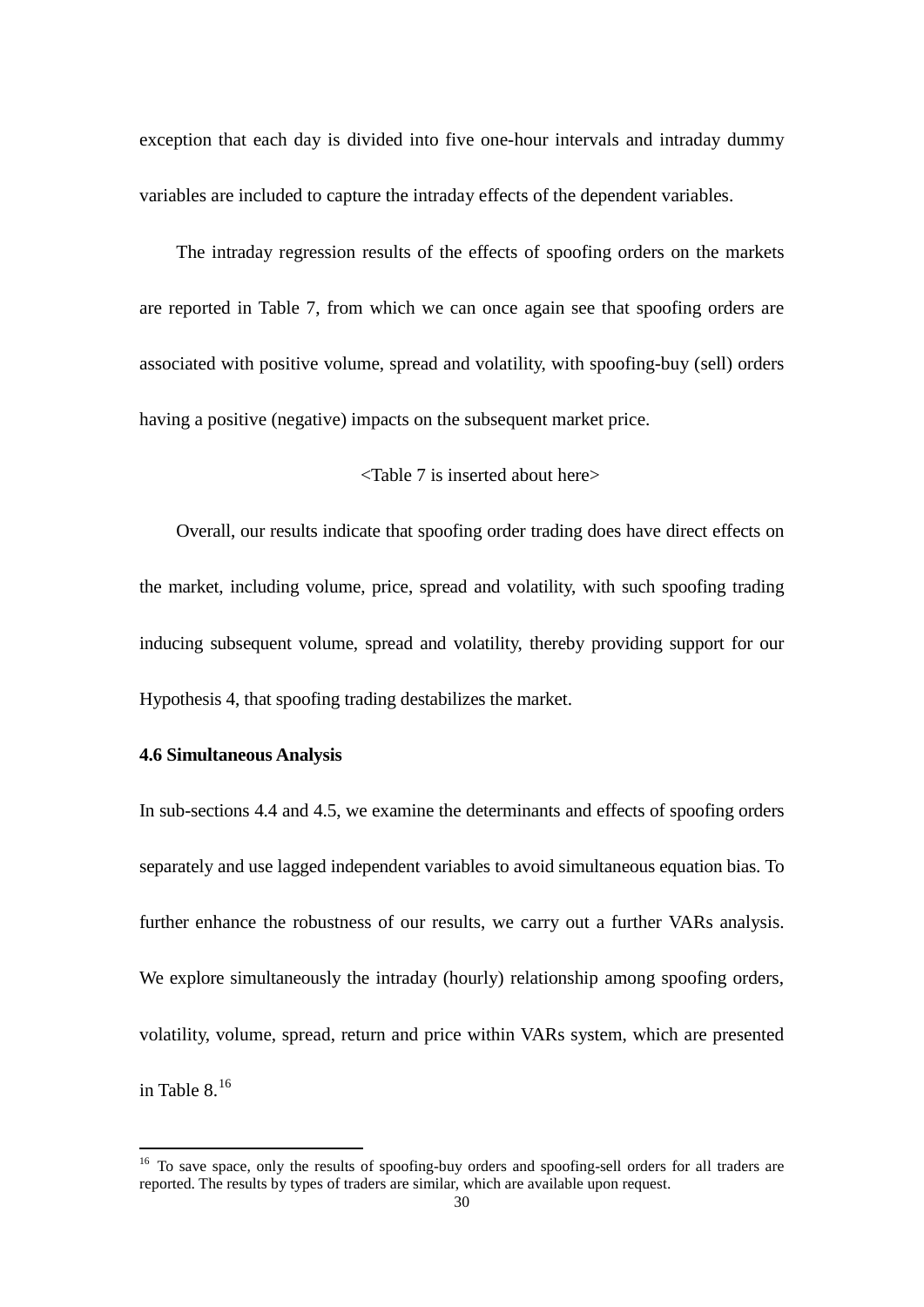exception that each day is divided into five one-hour intervals and intraday dummy variables are included to capture the intraday effects of the dependent variables.

The intraday regression results of the effects of spoofing orders on the markets are reported in Table 7, from which we can once again see that spoofing orders are associated with positive volume, spread and volatility, with spoofing-buy (sell) orders having a positive (negative) impacts on the subsequent market price.

<Table 7 is inserted about here>

Overall, our results indicate that spoofing order trading does have direct effects on the market, including volume, price, spread and volatility, with such spoofing trading inducing subsequent volume, spread and volatility, thereby providing support for our Hypothesis 4, that spoofing trading destabilizes the market.

**4.6 Simultaneous Analysis**

In sub-sections 4.4 and 4.5, we examine the determinants and effects of spoofing orders separately and use lagged independent variables to avoid simultaneous equation bias. To further enhance the robustness of our results, we carry out a further VARs analysis. We explore simultaneously the intraday (hourly) relationship among spoofing orders, volatility, volume, spread, return and price within VARs system, which are presented in Table 8.[16]

[16] To save space, only the results of spoofing-buy orders and spoofing-sell orders for all traders are reported. The results by types of traders are similar, which are available upon request.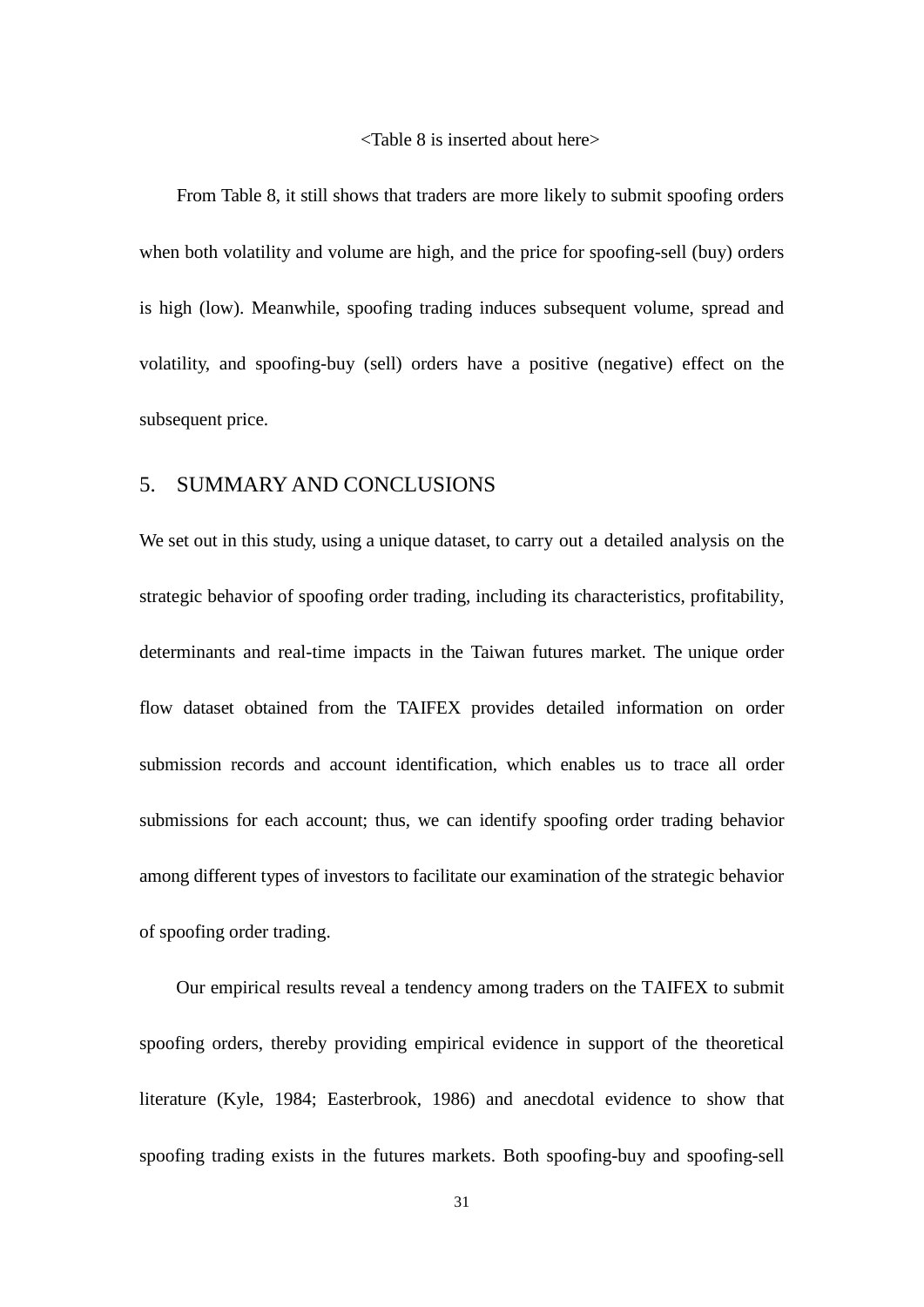<Table 8 is inserted about here>

From Table 8, it still shows that traders are more likely to submit spoofing orders when both volatility and volume are high, and the price for spoofing-sell (buy) orders is high (low). Meanwhile, spoofing trading induces subsequent volume, spread and volatility, and spoofing-buy (sell) orders have a positive (negative) effect on the subsequent price.

## 5. SUMMARY AND CONCLUSIONS

We set out in this study, using a unique dataset, to carry out a detailed analysis on the strategic behavior of spoofing order trading, including its characteristics, profitability, determinants and real-time impacts in the Taiwan futures market. The unique order flow dataset obtained from the TAIFEX provides detailed information on order submission records and account identification, which enables us to trace all order submissions for each account; thus, we can identify spoofing order trading behavior among different types of investors to facilitate our examination of the strategic behavior of spoofing order trading.

Our empirical results reveal a tendency among traders on the TAIFEX to submit spoofing orders, thereby providing empirical evidence in support of the theoretical literature (Kyle, 1984; Easterbrook, 1986) and anecdotal evidence to show that spoofing trading exists in the futures markets. Both spoofing-buy and spoofing-sell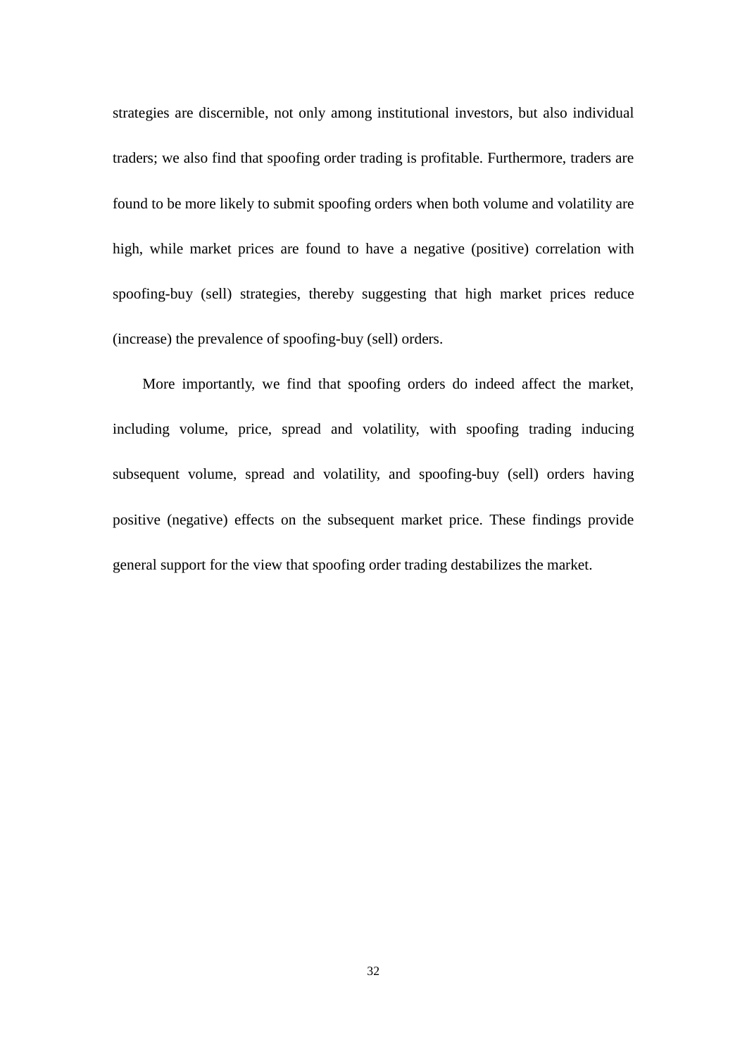strategies are discernible, not only among institutional investors, but also individual traders; we also find that spoofing order trading is profitable. Furthermore, traders are found to be more likely to submit spoofing orders when both volume and volatility are high, while market prices are found to have a negative (positive) correlation with spoofing-buy (sell) strategies, thereby suggesting that high market prices reduce (increase) the prevalence of spoofing-buy (sell) orders.

More importantly, we find that spoofing orders do indeed affect the market, including volume, price, spread and volatility, with spoofing trading inducing subsequent volume, spread and volatility, and spoofing-buy (sell) orders having positive (negative) effects on the subsequent market price. These findings provide general support for the view that spoofing order trading destabilizes the market.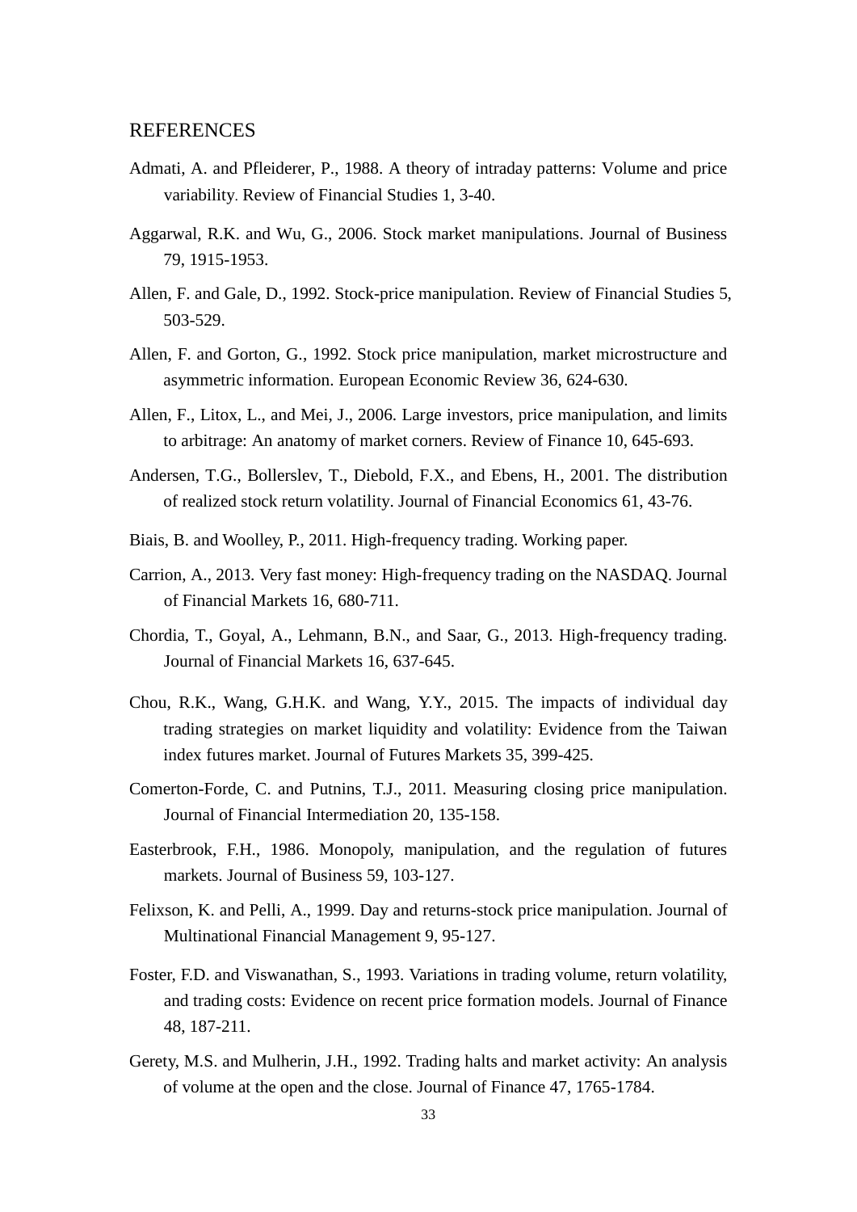## REFERENCES

Admati, A. and Pfleiderer, P., 1988. A theory of intraday patterns: Volume and price variability. Review of Financial Studies 1, 3-40.

Aggarwal, R.K. and Wu, G., 2006. Stock market manipulations. Journal of Business 79, 1915-1953.

Allen, F. and Gale, D., 1992. Stock-price manipulation. Review of Financial Studies 5, 503-529.

Allen, F. and Gorton, G., 1992. Stock price manipulation, market microstructure and asymmetric information. European Economic Review 36, 624-630.

Allen, F., Litox, L., and Mei, J., 2006. Large investors, price manipulation, and limits to arbitrage: An anatomy of market corners. Review of Finance 10, 645-693.

Andersen, T.G., Bollerslev, T., Diebold, F.X., and Ebens, H., 2001. The distribution of realized stock return volatility. Journal of Financial Economics 61, 43-76.

Biais, B. and Woolley, P., 2011. High-frequency trading. Working paper.

Carrion, A., 2013. Very fast money: High-frequency trading on the NASDAQ. Journal of Financial Markets 16, 680-711.

Chordia, T., Goyal, A., Lehmann, B.N., and Saar, G., 2013. High-frequency trading. Journal of Financial Markets 16, 637-645.

Chou, R.K., Wang, G.H.K. and Wang, Y.Y., 2015. The impacts of individual day trading strategies on market liquidity and volatility: Evidence from the Taiwan index futures market. Journal of Futures Markets 35, 399-425.

Comerton-Forde, C. and Putnins, T.J., 2011. Measuring closing price manipulation. Journal of Financial Intermediation 20, 135-158.

Easterbrook, F.H., 1986. Monopoly, manipulation, and the regulation of futures markets. Journal of Business 59, 103-127.

Felixson, K. and Pelli, A., 1999. Day and returns-stock price manipulation. Journal of Multinational Financial Management 9, 95-127.

Foster, F.D. and Viswanathan, S., 1993. Variations in trading volume, return volatility, and trading costs: Evidence on recent price formation models. Journal of Finance 48, 187-211.

Gerety, M.S. and Mulherin, J.H., 1992. Trading halts and market activity: An analysis of volume at the open and the close. Journal of Finance 47, 1765-1784.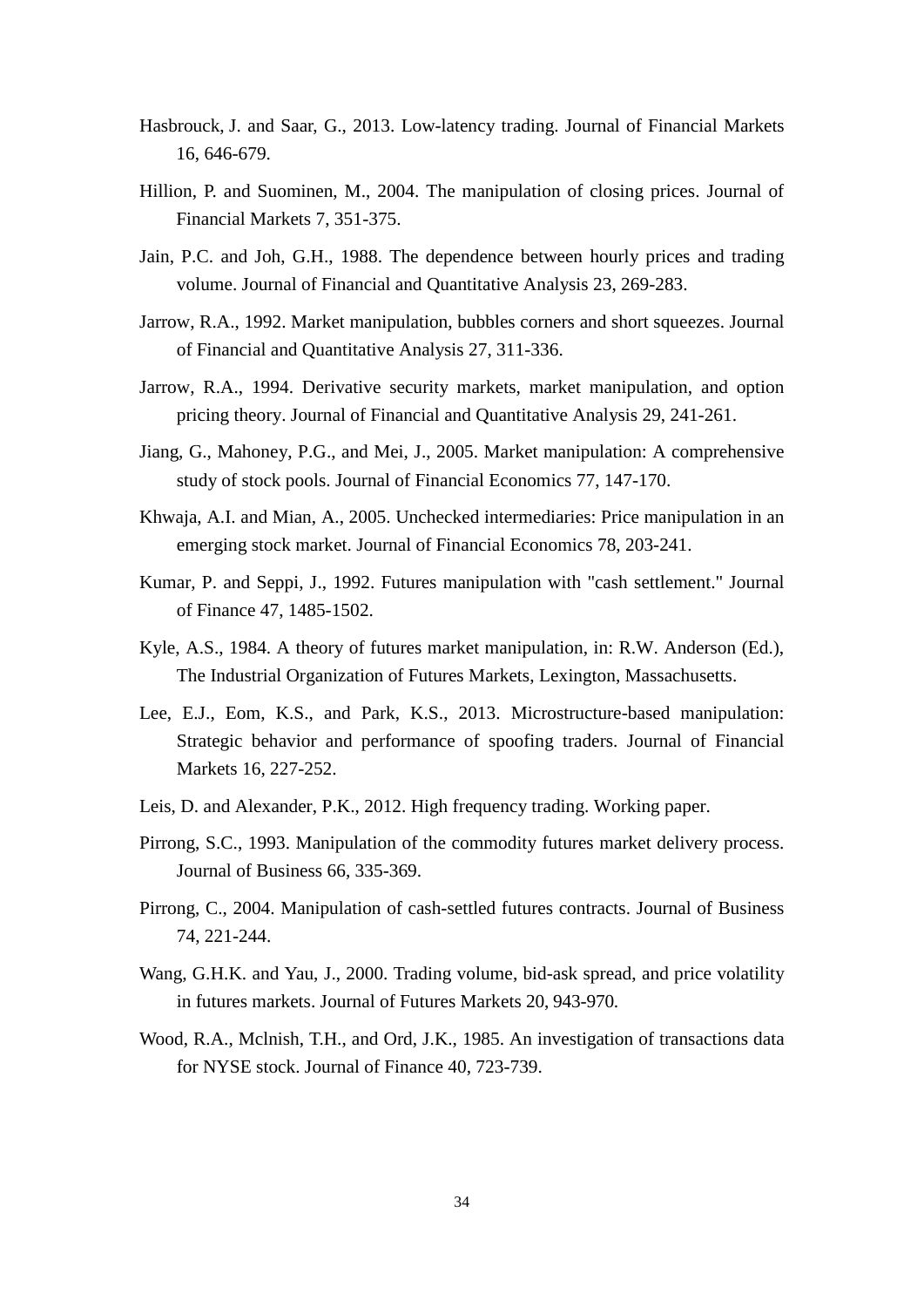Hasbrouck, J. and Saar, G., 2013. Low-latency trading. Journal of Financial Markets 16, 646-679.

Hillion, P. and Suominen, M., 2004. The manipulation of closing prices. Journal of Financial Markets 7, 351-375.

Jain, P.C. and Joh, G.H., 1988. The dependence between hourly prices and trading volume. Journal of Financial and Quantitative Analysis 23, 269-283.

Jarrow, R.A., 1992. Market manipulation, bubbles corners and short squeezes. Journal of Financial and Quantitative Analysis 27, 311-336.

Jarrow, R.A., 1994. Derivative security markets, market manipulation, and option pricing theory. Journal of Financial and Quantitative Analysis 29, 241-261.

Jiang, G., Mahoney, P.G., and Mei, J., 2005. Market manipulation: A comprehensive study of stock pools. Journal of Financial Economics 77, 147-170.

Khwaja, A.I. and Mian, A., 2005. Unchecked intermediaries: Price manipulation in an emerging stock market. Journal of Financial Economics 78, 203-241.

Kumar, P. and Seppi, J., 1992. Futures manipulation with "cash settlement." Journal of Finance 47, 1485-1502.

Kyle, A.S., 1984. A theory of futures market manipulation, in: R.W. Anderson (Ed.), The Industrial Organization of Futures Markets, Lexington, Massachusetts.

Lee, E.J., Eom, K.S., and Park, K.S., 2013. Microstructure-based manipulation: Strategic behavior and performance of spoofing traders. Journal of Financial Markets 16, 227-252.

Leis, D. and Alexander, P.K., 2012. High frequency trading. Working paper.

Pirrong, S.C., 1993. Manipulation of the commodity futures market delivery process. Journal of Business 66, 335-369.

Pirrong, C., 2004. Manipulation of cash-settled futures contracts. Journal of Business 74, 221-244.

Wang, G.H.K. and Yau, J., 2000. Trading volume, bid-ask spread, and price volatility in futures markets. Journal of Futures Markets 20, 943-970.

Wood, R.A., Mclnish, T.H., and Ord, J.K., 1985. An investigation of transactions data for NYSE stock. Journal of Finance 40, 723-739.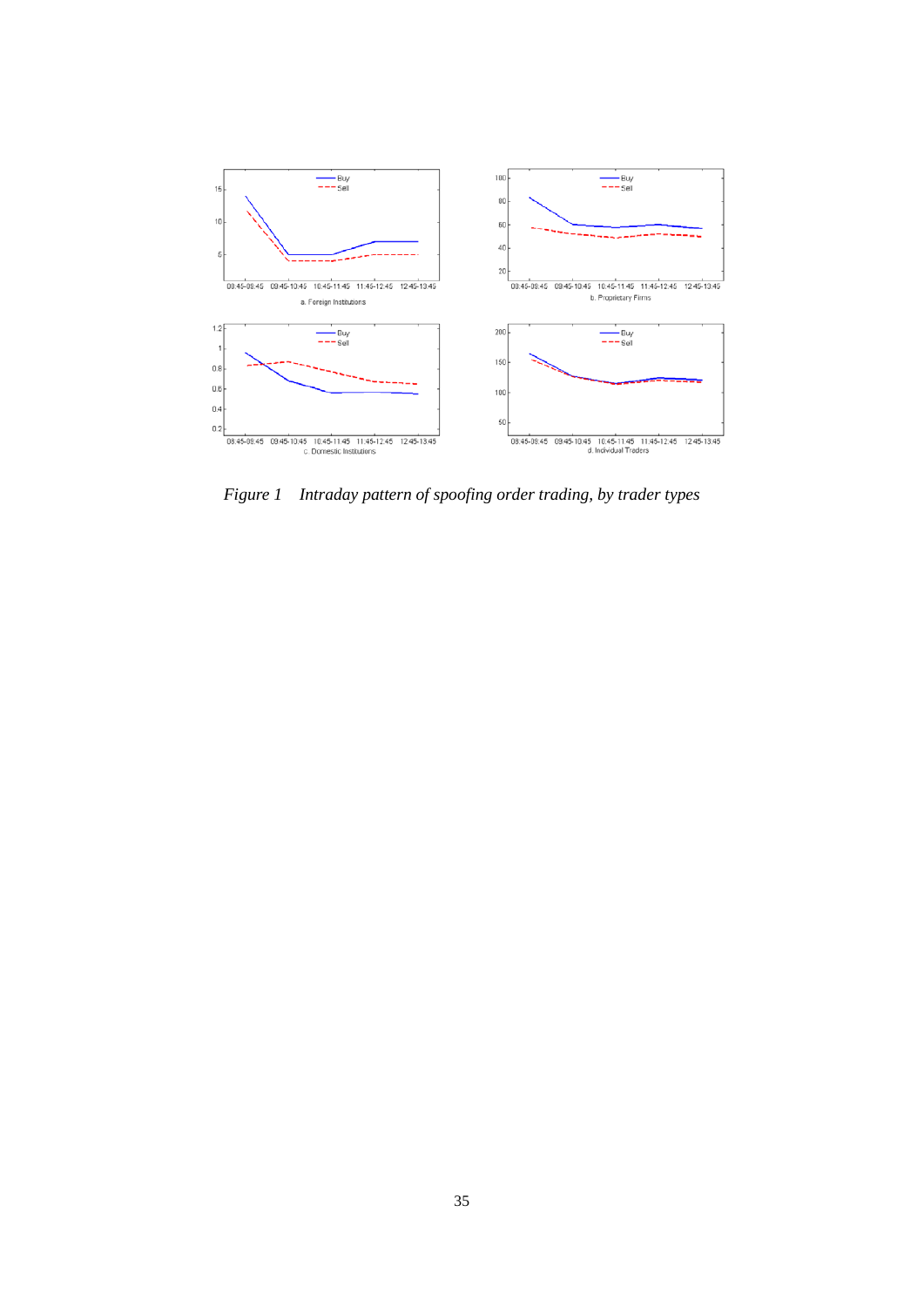*Figure 1 Intraday pattern of spoofing order trading, by trader types*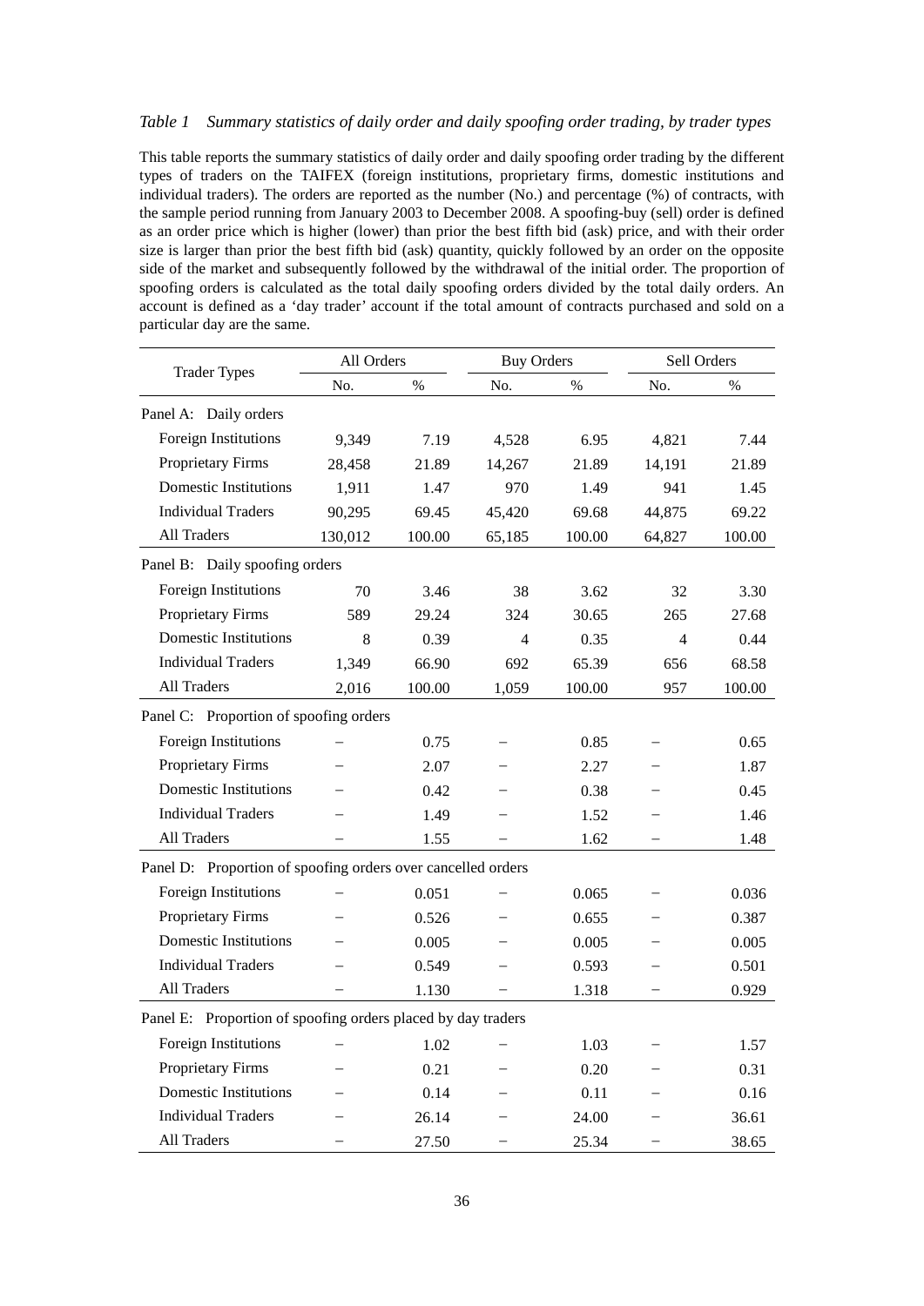*Table 1 Summary statistics of daily order and daily spoofing order trading, by trader types*

This table reports the summary statistics of daily order and daily spoofing order trading by the different types of traders on the TAIFEX (foreign institutions, proprietary firms, domestic institutions and individual traders). The orders are reported as the number (No.) and percentage (%) of contracts, with the sample period running from January 2003 to December 2008. A spoofing-buy (sell) order is defined as an order price which is higher (lower) than prior the best fifth bid (ask) price, and with their order size is larger than prior the best fifth bid (ask) quantity, quickly followed by an order on the opposite side of the market and subsequently followed by the withdrawal of the initial order. The proportion of spoofing orders is calculated as the total daily spoofing orders divided by the total daily orders. An account is defined as a 'day trader' account if the total amount of contracts purchased and sold on a particular day are the same.

| Trader Types | All Orders | | Buy Orders | | Sell Orders | |
|---|---|---|---|---|---|---|
| | No. | % | No. | % | No. | % |
| **Panel A: Daily orders** | | | | | | |
| Foreign Institutions | 9,349 | 7.19 | 4,528 | 6.95 | 4,821 | 7.44 |
| Proprietary Firms | 28,458 | 21.89 | 14,267 | 21.89 | 14,191 | 21.89 |
| Domestic Institutions | 1,911 | 1.47 | 970 | 1.49 | 941 | 1.45 |
| Individual Traders | 90,295 | 69.45 | 45,420 | 69.68 | 44,875 | 69.22 |
| All Traders | 130,012 | 100.00 | 65,185 | 100.00 | 64,827 | 100.00 |
| **Panel B: Daily spoofing orders** | | | | | | |
| Foreign Institutions | 70 | 3.46 | 38 | 3.62 | 32 | 3.30 |
| Proprietary Firms | 589 | 29.24 | 324 | 30.65 | 265 | 27.68 |
| Domestic Institutions | 8 | 0.39 | 4 | 0.35 | 4 | 0.44 |
| Individual Traders | 1,349 | 66.90 | 692 | 65.39 | 656 | 68.58 |
| All Traders | 2,016 | 100.00 | 1,059 | 100.00 | 957 | 100.00 |
| **Panel C: Proportion of spoofing orders** | | | | | | |
| Foreign Institutions | – | 0.75 | – | 0.85 | – | 0.65 |
| Proprietary Firms | – | 2.07 | – | 2.27 | – | 1.87 |
| Domestic Institutions | – | 0.42 | – | 0.38 | – | 0.45 |
| Individual Traders | – | 1.49 | – | 1.52 | – | 1.46 |
| All Traders | – | 1.55 | – | 1.62 | – | 1.48 |
| **Panel D: Proportion of spoofing orders over cancelled orders** | | | | | | |
| Foreign Institutions | – | 0.051 | – | 0.065 | – | 0.036 |
| Proprietary Firms | – | 0.526 | – | 0.655 | – | 0.387 |
| Domestic Institutions | – | 0.005 | – | 0.005 | – | 0.005 |
| Individual Traders | – | 0.549 | – | 0.593 | – | 0.501 |
| All Traders | – | 1.130 | – | 1.318 | – | 0.929 |
| **Panel E: Proportion of spoofing orders placed by day traders** | | | | | | |
| Foreign Institutions | – | 1.02 | – | 1.03 | – | 1.57 |
| Proprietary Firms | – | 0.21 | – | 0.20 | – | 0.31 |
| Domestic Institutions | – | 0.14 | – | 0.11 | – | 0.16 |
| Individual Traders | – | 26.14 | – | 24.00 | – | 36.61 |
| All Traders | – | 27.50 | – | 25.34 | – | 38.65 |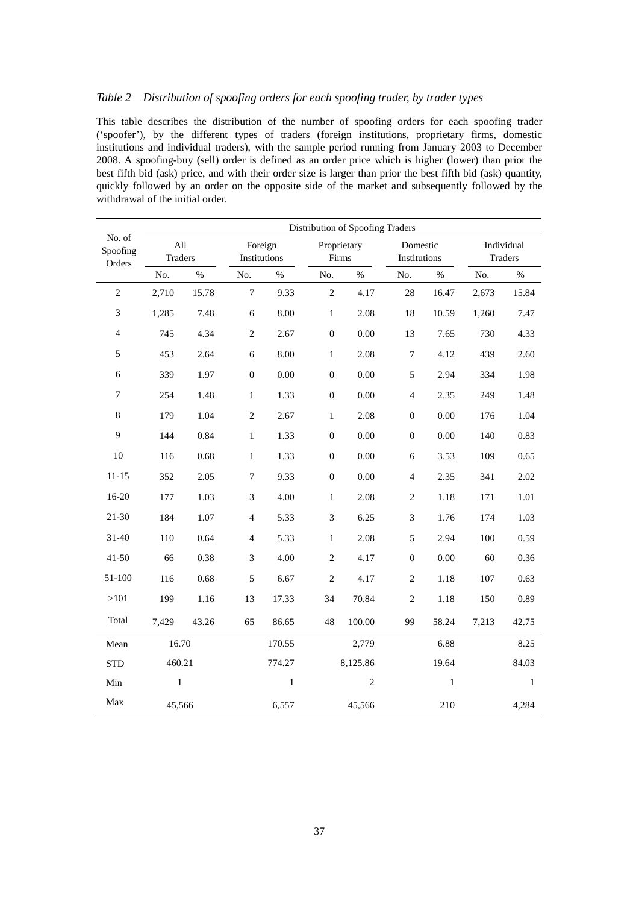*Table 2  Distribution of spoofing orders for each spoofing trader, by trader types*

This table describes the distribution of the number of spoofing orders for each spoofing trader ('spoofer'), by the different types of traders (foreign institutions, proprietary firms, domestic institutions and individual traders), with the sample period running from January 2003 to December 2008. A spoofing-buy (sell) order is defined as an order price which is higher (lower) than prior the best fifth bid (ask) price, and with their order size is larger than prior the best fifth bid (ask) quantity, quickly followed by an order on the opposite side of the market and subsequently followed by the withdrawal of the initial order.

| No. of Spoofing Orders | Distribution of Spoofing Traders | | | | | | | | | |
|---|---|---|---|---|---|---|---|---|---|---|
| | All Traders | | Foreign Institutions | | Proprietary Firms | | Domestic Institutions | | Individual Traders | |
| | No. | % | No. | % | No. | % | No. | % | No. | % |
| 2 | 2,710 | 15.78 | 7 | 9.33 | 2 | 4.17 | 28 | 16.47 | 2,673 | 15.84 |
| 3 | 1,285 | 7.48 | 6 | 8.00 | 1 | 2.08 | 18 | 10.59 | 1,260 | 7.47 |
| 4 | 745 | 4.34 | 2 | 2.67 | 0 | 0.00 | 13 | 7.65 | 730 | 4.33 |
| 5 | 453 | 2.64 | 6 | 8.00 | 1 | 2.08 | 7 | 4.12 | 439 | 2.60 |
| 6 | 339 | 1.97 | 0 | 0.00 | 0 | 0.00 | 5 | 2.94 | 334 | 1.98 |
| 7 | 254 | 1.48 | 1 | 1.33 | 0 | 0.00 | 4 | 2.35 | 249 | 1.48 |
| 8 | 179 | 1.04 | 2 | 2.67 | 1 | 2.08 | 0 | 0.00 | 176 | 1.04 |
| 9 | 144 | 0.84 | 1 | 1.33 | 0 | 0.00 | 0 | 0.00 | 140 | 0.83 |
| 10 | 116 | 0.68 | 1 | 1.33 | 0 | 0.00 | 6 | 3.53 | 109 | 0.65 |
| 11-15 | 352 | 2.05 | 7 | 9.33 | 0 | 0.00 | 4 | 2.35 | 341 | 2.02 |
| 16-20 | 177 | 1.03 | 3 | 4.00 | 1 | 2.08 | 2 | 1.18 | 171 | 1.01 |
| 21-30 | 184 | 1.07 | 4 | 5.33 | 3 | 6.25 | 3 | 1.76 | 174 | 1.03 |
| 31-40 | 110 | 0.64 | 4 | 5.33 | 1 | 2.08 | 5 | 2.94 | 100 | 0.59 |
| 41-50 | 66 | 0.38 | 3 | 4.00 | 2 | 4.17 | 0 | 0.00 | 60 | 0.36 |
| 51-100 | 116 | 0.68 | 5 | 6.67 | 2 | 4.17 | 2 | 1.18 | 107 | 0.63 |
| >101 | 199 | 1.16 | 13 | 17.33 | 34 | 70.84 | 2 | 1.18 | 150 | 0.89 |
| Total | 7,429 | 43.26 | 65 | 86.65 | 48 | 100.00 | 99 | 58.24 | 7,213 | 42.75 |
| Mean | 16.70 | | | 170.55 | | 2,779 | | 6.88 | | 8.25 |
| STD | 460.21 | | | 774.27 | | 8,125.86 | | 19.64 | | 84.03 |
| Min | 1 | | | 1 | | 2 | | 1 | | 1 |
| Max | 45,566 | | | 6,557 | | 45,566 | | 210 | | 4,284 |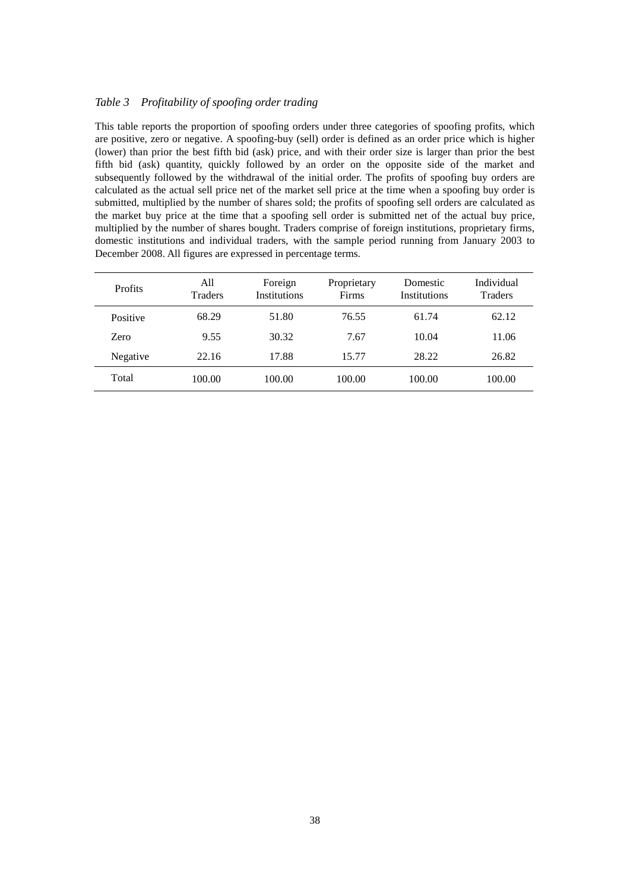*Table 3 Profitability of spoofing order trading*

This table reports the proportion of spoofing orders under three categories of spoofing profits, which are positive, zero or negative. A spoofing-buy (sell) order is defined as an order price which is higher (lower) than prior the best fifth bid (ask) price, and with their order size is larger than prior the best fifth bid (ask) quantity, quickly followed by an order on the opposite side of the market and subsequently followed by the withdrawal of the initial order. The profits of spoofing buy orders are calculated as the actual sell price net of the market sell price at the time when a spoofing buy order is submitted, multiplied by the number of shares sold; the profits of spoofing sell orders are calculated as the market buy price at the time that a spoofing sell order is submitted net of the actual buy price, multiplied by the number of shares bought. Traders comprise of foreign institutions, proprietary firms, domestic institutions and individual traders, with the sample period running from January 2003 to December 2008. All figures are expressed in percentage terms.

| Profits | All Traders | Foreign Institutions | Proprietary Firms | Domestic Institutions | Individual Traders |
|---|---|---|---|---|---|
| Positive | 68.29 | 51.80 | 76.55 | 61.74 | 62.12 |
| Zero | 9.55 | 30.32 | 7.67 | 10.04 | 11.06 |
| Negative | 22.16 | 17.88 | 15.77 | 28.22 | 26.82 |
| Total | 100.00 | 100.00 | 100.00 | 100.00 | 100.00 |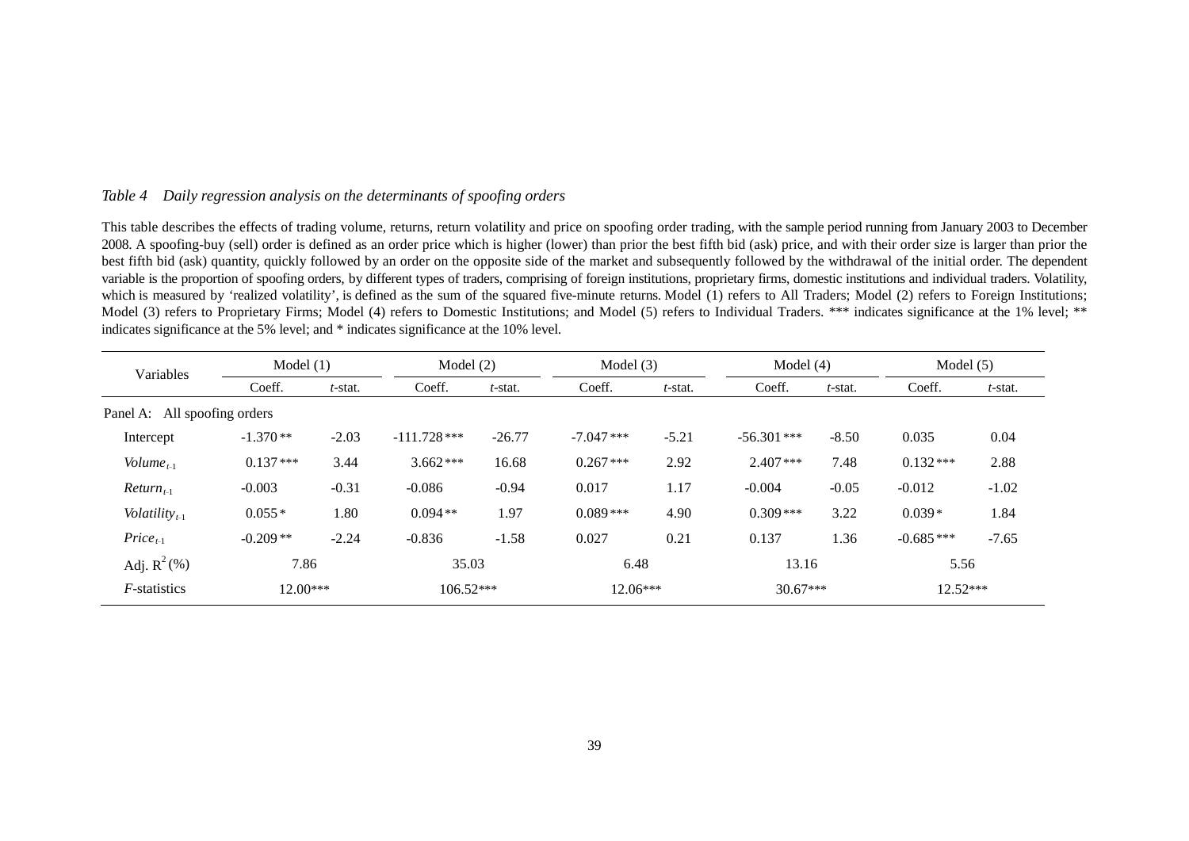*Table 4 Daily regression analysis on the determinants of spoofing orders*

This table describes the effects of trading volume, returns, return volatility and price on spoofing order trading, with the sample period running from January 2003 to December 2008. A spoofing-buy (sell) order is defined as an order price which is higher (lower) than prior the best fifth bid (ask) price, and with their order size is larger than prior the best fifth bid (ask) quantity, quickly followed by an order on the opposite side of the market and subsequently followed by the withdrawal of the initial order. The dependent variable is the proportion of spoofing orders, by different types of traders, comprising of foreign institutions, proprietary firms, domestic institutions and individual traders. Volatility, which is measured by 'realized volatility', is defined as the sum of the squared five-minute returns. Model (1) refers to All Traders; Model (2) refers to Foreign Institutions; Model (3) refers to Proprietary Firms; Model (4) refers to Domestic Institutions; and Model (5) refers to Individual Traders. *** indicates significance at the 1% level; ** indicates significance at the 5% level; and * indicates significance at the 10% level.

| Variables | Model (1) | | Model (2) | | Model (3) | | Model (4) | | Model (5) | |
|---|---|---|---|---|---|---|---|---|---|---|
| | Coeff. | *t*-stat. | Coeff. | *t*-stat. | Coeff. | *t*-stat. | Coeff. | *t*-stat. | Coeff. | *t*-stat. |
| Panel A: All spoofing orders | | | | | | | | | | |
| Intercept | -1.370 ** | -2.03 | -111.728 *** | -26.77 | -7.047 *** | -5.21 | -56.301 *** | -8.50 | 0.035 | 0.04 |
| $Volume_{t-1}$ | 0.137 *** | 3.44 | 3.662 *** | 16.68 | 0.267 *** | 2.92 | 2.407 *** | 7.48 | 0.132 *** | 2.88 |
| $Return_{t-1}$ | -0.003 | -0.31 | -0.086 | -0.94 | 0.017 | 1.17 | -0.004 | -0.05 | -0.012 | -1.02 |
| $Volatility_{t-1}$ | 0.055 * | 1.80 | 0.094 ** | 1.97 | 0.089 *** | 4.90 | 0.309 *** | 3.22 | 0.039 * | 1.84 |
| $Price_{t-1}$ | -0.209 ** | -2.24 | -0.836 | -1.58 | 0.027 | 0.21 | 0.137 | 1.36 | -0.685 *** | -7.65 |
| Adj. $R^2$ (%) | 7.86 | | 35.03 | | 6.48 | | 13.16 | | 5.56 | |
| *F*-statistics | 12.00*** | | 106.52*** | | 12.06*** | | 30.67*** | | 12.52*** | |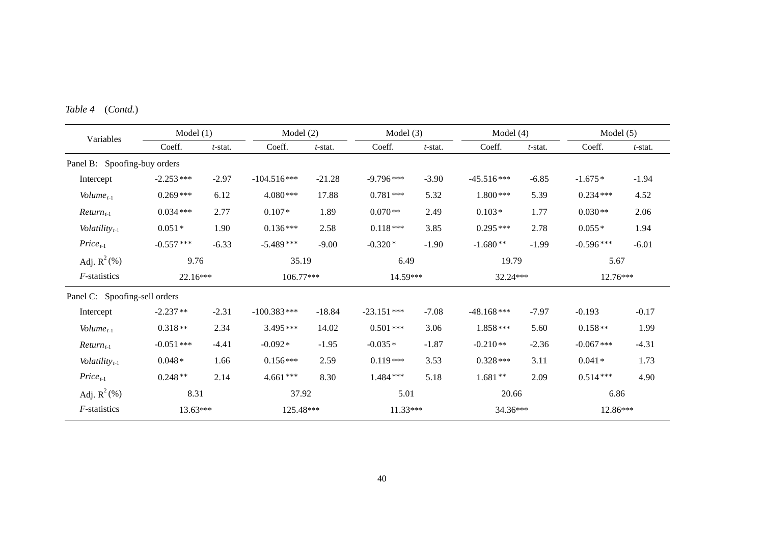*Table 4* (*Contd.*)

| Variables | Model (1) | | Model (2) | | Model (3) | | Model (4) | | Model (5) | |
|---|---|---|---|---|---|---|---|---|---|---|
| | Coeff. | *t*-stat. | Coeff. | *t*-stat. | Coeff. | *t*-stat. | Coeff. | *t*-stat. | Coeff. | *t*-stat. |
| Panel B: Spoofing-buy orders | | | | | | | | | | |
| Intercept | -2.253 *** | -2.97 | -104.516 *** | -21.28 | -9.796 *** | -3.90 | -45.516 *** | -6.85 | -1.675 * | -1.94 |
| $Volume_{t-1}$ | 0.269 *** | 6.12 | 4.080 *** | 17.88 | 0.781 *** | 5.32 | 1.800 *** | 5.39 | 0.234 *** | 4.52 |
| $Return_{t-1}$ | 0.034 *** | 2.77 | 0.107 * | 1.89 | 0.070 ** | 2.49 | 0.103 * | 1.77 | 0.030 ** | 2.06 |
| $Volatility_{t-1}$ | 0.051 * | 1.90 | 0.136 *** | 2.58 | 0.118 *** | 3.85 | 0.295 *** | 2.78 | 0.055 * | 1.94 |
| $Price_{t-1}$ | -0.557 *** | -6.33 | -5.489 *** | -9.00 | -0.320 * | -1.90 | -1.680 ** | -1.99 | -0.596 *** | -6.01 |
| Adj. $R^2$ (%) | 9.76 | | 35.19 | | 6.49 | | 19.79 | | 5.67 | |
| *F*-statistics | 22.16*** | | 106.77*** | | 14.59*** | | 32.24*** | | 12.76*** | |
| Panel C: Spoofing-sell orders | | | | | | | | | | |
| Intercept | -2.237 ** | -2.31 | -100.383 *** | -18.84 | -23.151 *** | -7.08 | -48.168 *** | -7.97 | -0.193 | -0.17 |
| $Volume_{t-1}$ | 0.318 ** | 2.34 | 3.495 *** | 14.02 | 0.501 *** | 3.06 | 1.858 *** | 5.60 | 0.158 ** | 1.99 |
| $Return_{t-1}$ | -0.051 *** | -4.41 | -0.092 * | -1.95 | -0.035 * | -1.87 | -0.210 ** | -2.36 | -0.067 *** | -4.31 |
| $Volatility_{t-1}$ | 0.048 * | 1.66 | 0.156 *** | 2.59 | 0.119 *** | 3.53 | 0.328 *** | 3.11 | 0.041 * | 1.73 |
| $Price_{t-1}$ | 0.248 ** | 2.14 | 4.661 *** | 8.30 | 1.484 *** | 5.18 | 1.681 ** | 2.09 | 0.514 *** | 4.90 |
| Adj. $R^2$ (%) | 8.31 | | 37.92 | | 5.01 | | 20.66 | | 6.86 | |
| *F*-statistics | 13.63*** | | 125.48*** | | 11.33*** | | 34.36*** | | 12.86*** | |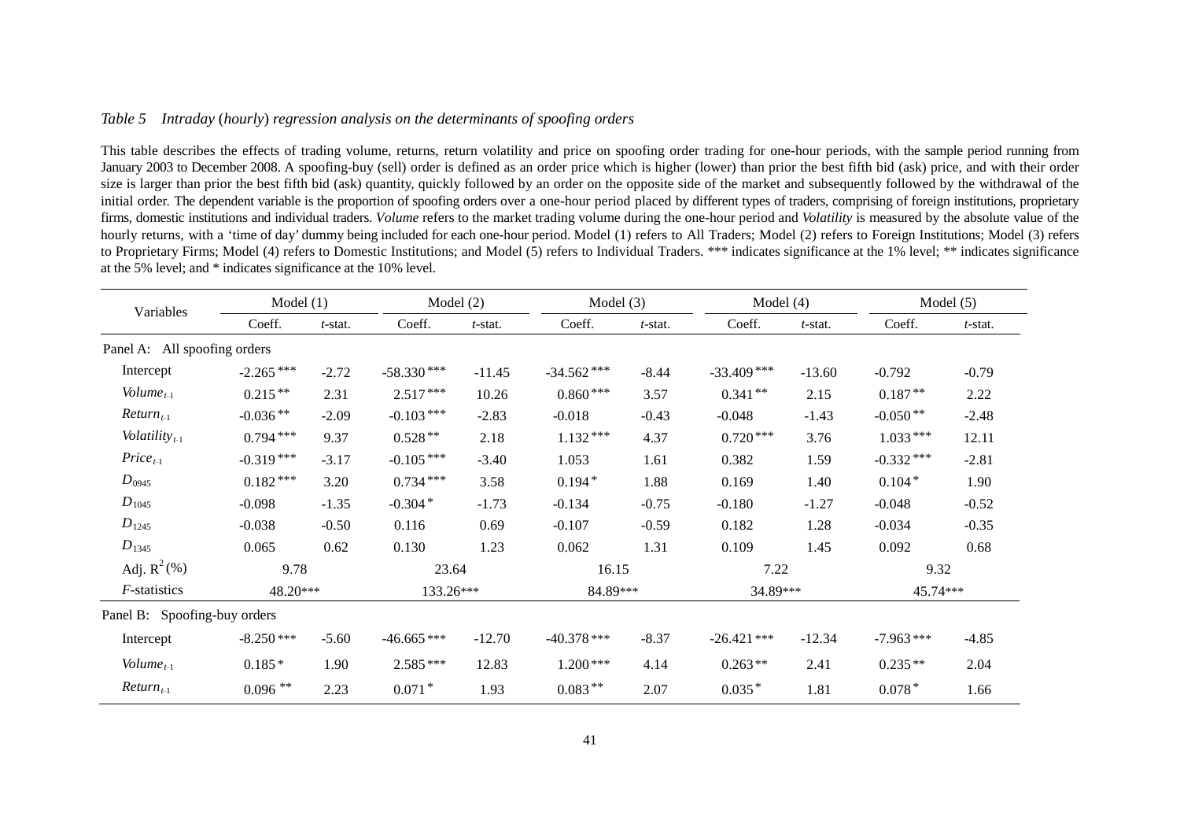*Table 5 Intraday (hourly) regression analysis on the determinants of spoofing orders*

This table describes the effects of trading volume, returns, return volatility and price on spoofing order trading for one-hour periods, with the sample period running from January 2003 to December 2008. A spoofing-buy (sell) order is defined as an order price which is higher (lower) than prior the best fifth bid (ask) price, and with their order size is larger than prior the best fifth bid (ask) quantity, quickly followed by an order on the opposite side of the market and subsequently followed by the withdrawal of the initial order. The dependent variable is the proportion of spoofing orders over a one-hour period placed by different types of traders, comprising of foreign institutions, proprietary firms, domestic institutions and individual traders. *Volume* refers to the market trading volume during the one-hour period and *Volatility* is measured by the absolute value of the hourly returns, with a 'time of day' dummy being included for each one-hour period. Model (1) refers to All Traders; Model (2) refers to Foreign Institutions; Model (3) refers to Proprietary Firms; Model (4) refers to Domestic Institutions; and Model (5) refers to Individual Traders. *** indicates significance at the 1% level; ** indicates significance at the 5% level; and * indicates significance at the 10% level.

| Variables | Model (1) | | Model (2) | | Model (3) | | Model (4) | | Model (5) | |
|---|---|---|---|---|---|---|---|---|---|---|
| | Coeff. | *t*-stat. | Coeff. | *t*-stat. | Coeff. | *t*-stat. | Coeff. | *t*-stat. | Coeff. | *t*-stat. |
| Panel A: All spoofing orders | | | | | | | | | | |
| Intercept | -2.265*** | -2.72 | -58.330*** | -11.45 | -34.562*** | -8.44 | -33.409*** | -13.60 | -0.792 | -0.79 |
| $Volume_{t-1}$ | 0.215** | 2.31 | 2.517*** | 10.26 | 0.860*** | 3.57 | 0.341** | 2.15 | 0.187** | 2.22 |
| $Return_{t-1}$ | -0.036** | -2.09 | -0.103*** | -2.83 | -0.018 | -0.43 | -0.048 | -1.43 | -0.050** | -2.48 |
| $Volatility_{t-1}$ | 0.794*** | 9.37 | 0.528** | 2.18 | 1.132*** | 4.37 | 0.720*** | 3.76 | 1.033*** | 12.11 |
| $Price_{t-1}$ | -0.319*** | -3.17 | -0.105*** | -3.40 | 1.053 | 1.61 | 0.382 | 1.59 | -0.332*** | -2.81 |
| $D_{0945}$ | 0.182*** | 3.20 | 0.734*** | 3.58 | 0.194* | 1.88 | 0.169 | 1.40 | 0.104* | 1.90 |
| $D_{1045}$ | -0.098 | -1.35 | -0.304* | -1.73 | -0.134 | -0.75 | -0.180 | -1.27 | -0.048 | -0.52 |
| $D_{1245}$ | -0.038 | -0.50 | 0.116 | 0.69 | -0.107 | -0.59 | 0.182 | 1.28 | -0.034 | -0.35 |
| $D_{1345}$ | 0.065 | 0.62 | 0.130 | 1.23 | 0.062 | 1.31 | 0.109 | 1.45 | 0.092 | 0.68 |
| Adj. $R^2$ (%) | 9.78 | | 23.64 | | 16.15 | | 7.22 | | 9.32 | |
| *F*-statistics | 48.20*** | | 133.26*** | | 84.89*** | | 34.89*** | | 45.74*** | |
| Panel B: Spoofing-buy orders | | | | | | | | | | |
| Intercept | -8.250*** | -5.60 | -46.665*** | -12.70 | -40.378*** | -8.37 | -26.421*** | -12.34 | -7.963*** | -4.85 |
| $Volume_{t-1}$ | 0.185* | 1.90 | 2.585*** | 12.83 | 1.200*** | 4.14 | 0.263** | 2.41 | 0.235** | 2.04 |
| $Return_{t-1}$ | 0.096** | 2.23 | 0.071* | 1.93 | 0.083** | 2.07 | 0.035* | 1.81 | 0.078* | 1.66 |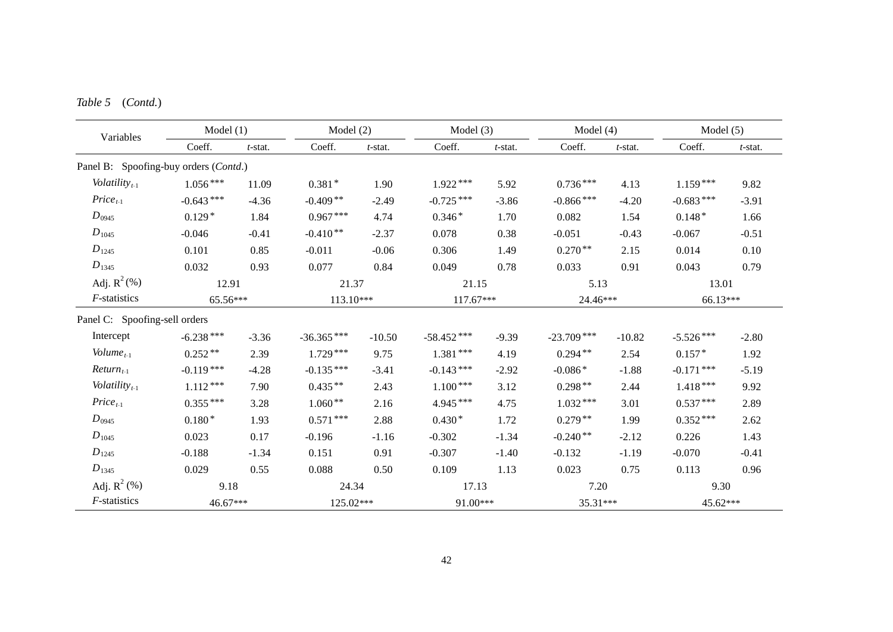*Table 5* (*Contd.*)

| Variables | Model (1) | | Model (2) | | Model (3) | | Model (4) | | Model (5) | |
|---|---|---|---|---|---|---|---|---|---|---|
| | Coeff. | *t*-stat. | Coeff. | *t*-stat. | Coeff. | *t*-stat. | Coeff. | *t*-stat. | Coeff. | *t*-stat. |
| Panel B: Spoofing-buy orders (*Contd.*) | | | | | | | | | | |
| $Volatility_{t-1}$ | 1.056*** | 11.09 | 0.381* | 1.90 | 1.922*** | 5.92 | 0.736*** | 4.13 | 1.159*** | 9.82 |
| $Price_{t-1}$ | -0.643*** | -4.36 | -0.409** | -2.49 | -0.725*** | -3.86 | -0.866*** | -4.20 | -0.683*** | -3.91 |
| $D_{0945}$ | 0.129* | 1.84 | 0.967*** | 4.74 | 0.346* | 1.70 | 0.082 | 1.54 | 0.148* | 1.66 |
| $D_{1045}$ | -0.046 | -0.41 | -0.410** | -2.37 | 0.078 | 0.38 | -0.051 | -0.43 | -0.067 | -0.51 |
| $D_{1245}$ | 0.101 | 0.85 | -0.011 | -0.06 | 0.306 | 1.49 | 0.270** | 2.15 | 0.014 | 0.10 |
| $D_{1345}$ | 0.032 | 0.93 | 0.077 | 0.84 | 0.049 | 0.78 | 0.033 | 0.91 | 0.043 | 0.79 |
| Adj. $R^2$ (%) | 12.91 | | 21.37 | | 21.15 | | 5.13 | | 13.01 | |
| *F*-statistics | 65.56*** | | 113.10*** | | 117.67*** | | 24.46*** | | 66.13*** | |
| Panel C: Spoofing-sell orders | | | | | | | | | | |
| Intercept | -6.238*** | -3.36 | -36.365*** | -10.50 | -58.452*** | -9.39 | -23.709*** | -10.82 | -5.526*** | -2.80 |
| $Volume_{t-1}$ | 0.252** | 2.39 | 1.729*** | 9.75 | 1.381*** | 4.19 | 0.294** | 2.54 | 0.157* | 1.92 |
| $Return_{t-1}$ | -0.119*** | -4.28 | -0.135*** | -3.41 | -0.143*** | -2.92 | -0.086* | -1.88 | -0.171*** | -5.19 |
| $Volatility_{t-1}$ | 1.112*** | 7.90 | 0.435** | 2.43 | 1.100*** | 3.12 | 0.298** | 2.44 | 1.418*** | 9.92 |
| $Price_{t-1}$ | 0.355*** | 3.28 | 1.060** | 2.16 | 4.945*** | 4.75 | 1.032*** | 3.01 | 0.537*** | 2.89 |
| $D_{0945}$ | 0.180* | 1.93 | 0.571*** | 2.88 | 0.430* | 1.72 | 0.279** | 1.99 | 0.352*** | 2.62 |
| $D_{1045}$ | 0.023 | 0.17 | -0.196 | -1.16 | -0.302 | -1.34 | -0.240** | -2.12 | 0.226 | 1.43 |
| $D_{1245}$ | -0.188 | -1.34 | 0.151 | 0.91 | -0.307 | -1.40 | -0.132 | -1.19 | -0.070 | -0.41 |
| $D_{1345}$ | 0.029 | 0.55 | 0.088 | 0.50 | 0.109 | 1.13 | 0.023 | 0.75 | 0.113 | 0.96 |
| Adj. $R^2$ (%) | 9.18 | | 24.34 | | 17.13 | | 7.20 | | 9.30 | |
| *F*-statistics | 46.67*** | | 125.02*** | | 91.00*** | | 35.31*** | | 45.62*** | |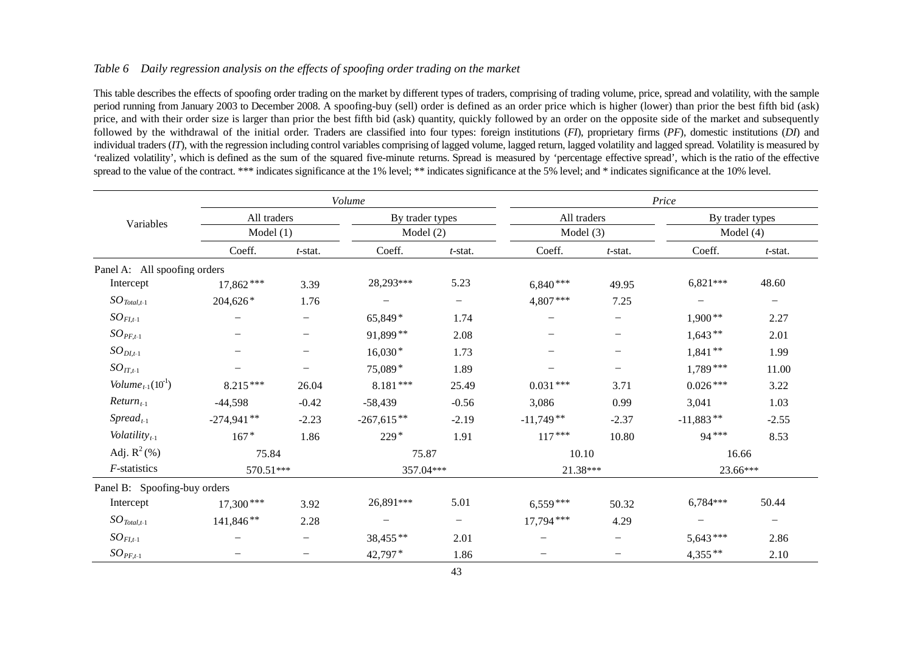*Table 6 Daily regression analysis on the effects of spoofing order trading on the market*

This table describes the effects of spoofing order trading on the market by different types of traders, comprising of trading volume, price, spread and volatility, with the sample period running from January 2003 to December 2008. A spoofing-buy (sell) order is defined as an order price which is higher (lower) than prior the best fifth bid (ask) price, and with their order size is larger than prior the best fifth bid (ask) quantity, quickly followed by an order on the opposite side of the market and subsequently followed by the withdrawal of the initial order. Traders are classified into four types: foreign institutions (*FI*), proprietary firms (*PF*), domestic institutions (*DI*) and individual traders (*IT*), with the regression including control variables comprising of lagged volume, lagged return, lagged volatility and lagged spread. Volatility is measured by 'realized volatility', which is defined as the sum of the squared five-minute returns. Spread is measured by 'percentage effective spread', which is the ratio of the effective spread to the value of the contract. *** indicates significance at the 1% level; ** indicates significance at the 5% level; and * indicates significance at the 10% level.

| Variables | *Volume* | | | | *Price* | | | |
|---|---|---|---|---|---|---|---|---|
| | All traders | | By trader types | | All traders | | By trader types | |
| | Model (1) | | Model (2) | | Model (3) | | Model (4) | |
| | Coeff. | *t*-stat. | Coeff. | *t*-stat. | Coeff. | *t*-stat. | Coeff. | *t*-stat. |
| Panel A: All spoofing orders | | | | | | | | |
| Intercept | 17,862*** | 3.39 | 28,293*** | 5.23 | 6,840*** | 49.95 | 6,821*** | 48.60 |
| $SO_{Total,t-1}$ | 204,626* | 1.76 | − | − | 4,807*** | 7.25 | − | − |
| $SO_{FI,t-1}$ | − | − | 65,849* | 1.74 | − | − | 1,900** | 2.27 |
| $SO_{PF,t-1}$ | − | − | 91,899** | 2.08 | − | − | 1,643** | 2.01 |
| $SO_{DI,t-1}$ | − | − | 16,030* | 1.73 | − | − | 1,841** | 1.99 |
| $SO_{IT,t-1}$ | − | − | 75,089* | 1.89 | − | − | 1,789*** | 11.00 |
| $Volume_{t-1}(10^{-1})$ | 8.215*** | 26.04 | 8.181*** | 25.49 | 0.031*** | 3.71 | 0.026*** | 3.22 |
| $Return_{t-1}$ | -44,598 | -0.42 | -58,439 | -0.56 | 3,086 | 0.99 | 3,041 | 1.03 |
| $Spread_{t-1}$ | -274,941** | -2.23 | -267,615** | -2.19 | -11,749** | -2.37 | -11,883** | -2.55 |
| $Volatility_{t-1}$ | 167* | 1.86 | 229* | 1.91 | 117*** | 10.80 | 94*** | 8.53 |
| Adj. $R^2$ (%) | 75.84 | | 75.87 | | 10.10 | | 16.66 | |
| *F*-statistics | 570.51*** | | 357.04*** | | 21.38*** | | 23.66*** | |
| Panel B: Spoofing-buy orders | | | | | | | | |
| Intercept | 17,300*** | 3.92 | 26,891*** | 5.01 | 6,559*** | 50.32 | 6,784*** | 50.44 |
| $SO_{Total,t-1}$ | 141,846** | 2.28 | − | − | 17,794*** | 4.29 | − | − |
| $SO_{FI,t-1}$ | − | − | 38,455** | 2.01 | − | − | 5,643*** | 2.86 |
| $SO_{PF,t-1}$ | − | − | 42,797* | 1.86 | − | − | 4,355** | 2.10 |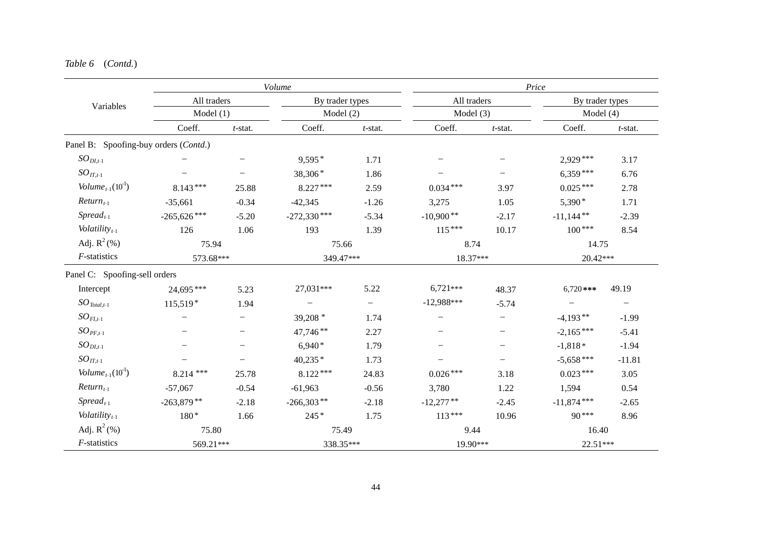*Table 6* (*Contd.*)

| Variables | *Volume* | | | | *Price* | | | |
|---|---|---|---|---|---|---|---|---|
| | All traders | | By trader types | | All traders | | By trader types | |
| | Model (1) | | Model (2) | | Model (3) | | Model (4) | |
| | Coeff. | *t*-stat. | Coeff. | *t*-stat. | Coeff. | *t*-stat. | Coeff. | *t*-stat. |
| Panel B: Spoofing-buy orders (*Contd.*) | | | | | | | | |
| $SO_{DI,t\text{-}1}$ | – | – | 9,595* | 1.71 | – | – | 2,929*** | 3.17 |
| $SO_{IT,t\text{-}1}$ | – | – | 38,306* | 1.86 | – | – | 6,359*** | 6.76 |
| $Volume_{t\text{-}1}(10^{-1})$ | 8.143*** | 25.88 | 8.227*** | 2.59 | 0.034*** | 3.97 | 0.025*** | 2.78 |
| $Return_{t\text{-}1}$ | -35,661 | -0.34 | -42,345 | -1.26 | 3,275 | 1.05 | 5,390* | 1.71 |
| $Spread_{t\text{-}1}$ | -265,626*** | -5.20 | -272,330*** | -5.34 | -10,900** | -2.17 | -11,144** | -2.39 |
| $Volatility_{t\text{-}1}$ | 126 | 1.06 | 193 | 1.39 | 115*** | 10.17 | 100*** | 8.54 |
| Adj. $R^2$ (%) | 75.94 | | 75.66 | | 8.74 | | 14.75 | |
| *F*-statistics | 573.68*** | | 349.47*** | | 18.37*** | | 20.42*** | |
| Panel C: Spoofing-sell orders | | | | | | | | |
| Intercept | 24,695*** | 5.23 | 27,031*** | 5.22 | 6,721*** | 48.37 | 6,720*** | 49.19 |
| $SO_{Total,t\text{-}1}$ | 115,519* | 1.94 | – | – | -12,988*** | -5.74 | – | – |
| $SO_{FI,t\text{-}1}$ | – | – | 39,208* | 1.74 | – | – | -4,193** | -1.99 |
| $SO_{PF,t\text{-}1}$ | – | – | 47,746** | 2.27 | – | – | -2,165*** | -5.41 |
| $SO_{DI,t\text{-}1}$ | – | – | 6,940* | 1.79 | – | – | -1,818* | -1.94 |
| $SO_{IT,t\text{-}1}$ | – | – | 40,235* | 1.73 | – | – | -5,658*** | -11.81 |
| $Volume_{t\text{-}1}(10^{-1})$ | 8.214*** | 25.78 | 8.122*** | 24.83 | 0.026*** | 3.18 | 0.023*** | 3.05 |
| $Return_{t\text{-}1}$ | -57,067 | -0.54 | -61,963 | -0.56 | 3,780 | 1.22 | 1,594 | 0.54 |
| $Spread_{t\text{-}1}$ | -263,879** | -2.18 | -266,303** | -2.18 | -12,277** | -2.45 | -11,874*** | -2.65 |
| $Volatility_{t\text{-}1}$ | 180* | 1.66 | 245* | 1.75 | 113*** | 10.96 | 90*** | 8.96 |
| Adj. $R^2$ (%) | 75.80 | | 75.49 | | 9.44 | | 16.40 | |
| *F*-statistics | 569.21*** | | 338.35*** | | 19.90*** | | 22.51*** | |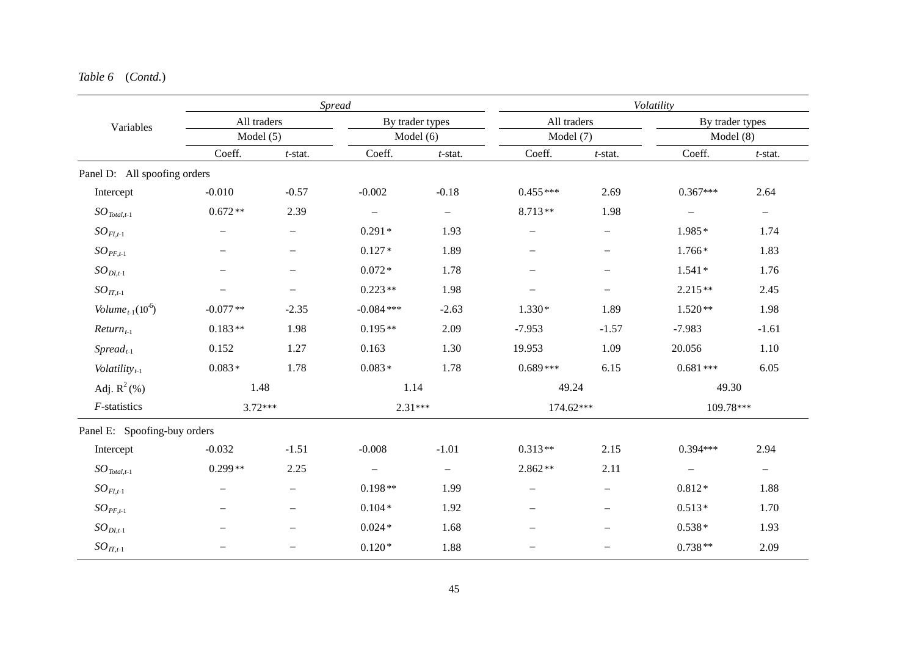*Table 6* (*Contd.*)

| Variables | *Spread* | | | | *Volatility* | | | |
|---|---|---|---|---|---|---|---|---|
| | All traders | | By trader types | | All traders | | By trader types | |
| | Model (5) | | Model (6) | | Model (7) | | Model (8) | |
| | Coeff. | *t*-stat. | Coeff. | *t*-stat. | Coeff. | *t*-stat. | Coeff. | *t*-stat. |
| Panel D: All spoofing orders | | | | | | | | |
| Intercept | -0.010 | -0.57 | -0.002 | -0.18 | 0.455*** | 2.69 | 0.367*** | 2.64 |
| $SO_{Total,t\text{-}1}$ | 0.672** | 2.39 | – | – | 8.713** | 1.98 | – | – |
| $SO_{FI,t\text{-}1}$ | – | – | 0.291* | 1.93 | – | – | 1.985* | 1.74 |
| $SO_{PF,t\text{-}1}$ | – | – | 0.127* | 1.89 | – | – | 1.766* | 1.83 |
| $SO_{DI,t\text{-}1}$ | – | – | 0.072* | 1.78 | – | – | 1.541* | 1.76 |
| $SO_{IT,t\text{-}1}$ | – | – | 0.223** | 1.98 | – | – | 2.215** | 2.45 |
| $Volume_{t\text{-}1}(10^{-6})$ | -0.077** | -2.35 | -0.084*** | -2.63 | 1.330* | 1.89 | 1.520** | 1.98 |
| $Return_{t\text{-}1}$ | 0.183** | 1.98 | 0.195** | 2.09 | -7.953 | -1.57 | -7.983 | -1.61 |
| $Spread_{t\text{-}1}$ | 0.152 | 1.27 | 0.163 | 1.30 | 19.953 | 1.09 | 20.056 | 1.10 |
| $Volatility_{t\text{-}1}$ | 0.083* | 1.78 | 0.083* | 1.78 | 0.689*** | 6.15 | 0.681*** | 6.05 |
| Adj. $R^2$ (%) | 1.48 | | 1.14 | | 49.24 | | 49.30 | |
| *F*-statistics | 3.72*** | | 2.31*** | | 174.62*** | | 109.78*** | |
| Panel E: Spoofing-buy orders | | | | | | | | |
| Intercept | -0.032 | -1.51 | -0.008 | -1.01 | 0.313** | 2.15 | 0.394*** | 2.94 |
| $SO_{Total,t\text{-}1}$ | 0.299** | 2.25 | – | – | 2.862** | 2.11 | – | – |
| $SO_{FI,t\text{-}1}$ | – | – | 0.198** | 1.99 | – | – | 0.812* | 1.88 |
| $SO_{PF,t\text{-}1}$ | – | – | 0.104* | 1.92 | – | – | 0.513* | 1.70 |
| $SO_{DI,t\text{-}1}$ | – | – | 0.024* | 1.68 | – | – | 0.538* | 1.93 |
| $SO_{IT,t\text{-}1}$ | – | – | 0.120* | 1.88 | – | – | 0.738** | 2.09 |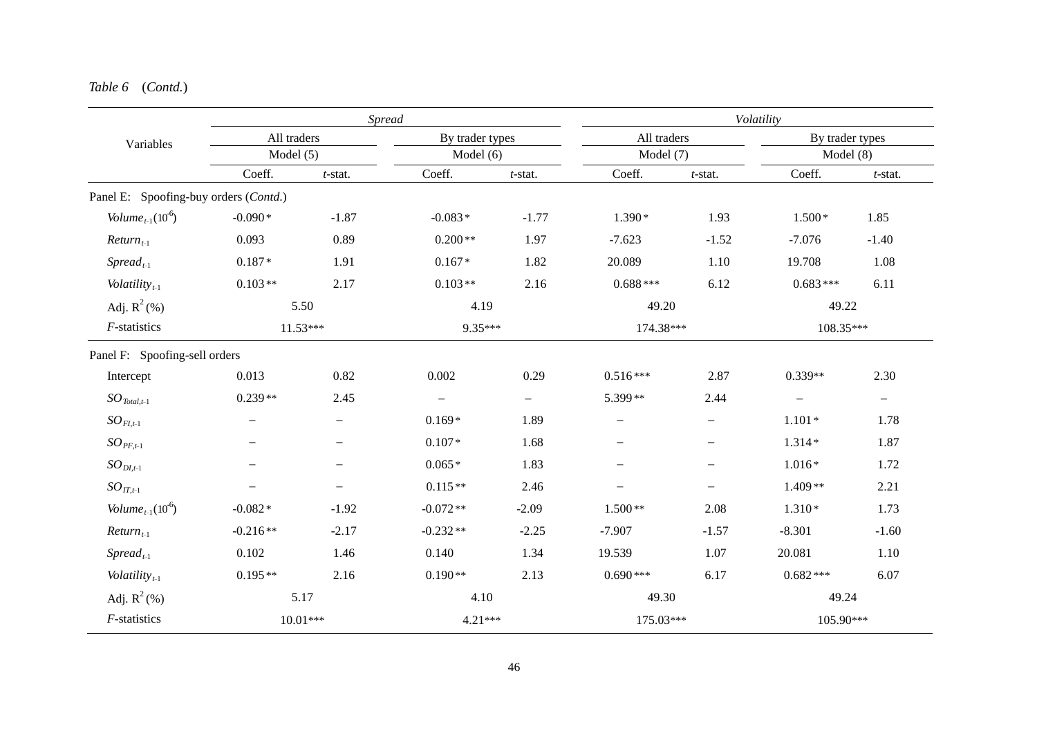*Table 6* (*Contd.*)

| Variables | *Spread* | | | | *Volatility* | | | |
|---|---|---|---|---|---|---|---|---|
| | All traders | | By trader types | | All traders | | By trader types | |
| | Model (5) | | Model (6) | | Model (7) | | Model (8) | |
| | Coeff. | *t*-stat. | Coeff. | *t*-stat. | Coeff. | *t*-stat. | Coeff. | *t*-stat. |
| Panel E: Spoofing-buy orders (*Contd.*) | | | | | | | | |
| $Volume_{t\text{-}1}(10^{-6})$ | -0.090 * | -1.87 | -0.083 * | -1.77 | 1.390 * | 1.93 | 1.500 * | 1.85 |
| $Return_{t\text{-}1}$ | 0.093 | 0.89 | 0.200 ** | 1.97 | -7.623 | -1.52 | -7.076 | -1.40 |
| $Spread_{t\text{-}1}$ | 0.187 * | 1.91 | 0.167 * | 1.82 | 20.089 | 1.10 | 19.708 | 1.08 |
| $Volatility_{t\text{-}1}$ | 0.103 ** | 2.17 | 0.103 ** | 2.16 | 0.688 *** | 6.12 | 0.683 *** | 6.11 |
| Adj. $R^2$ (%) | 5.50 | | 4.19 | | 49.20 | | 49.22 | |
| *F*-statistics | 11.53*** | | 9.35*** | | 174.38*** | | 108.35*** | |
| Panel F: Spoofing-sell orders | | | | | | | | |
| Intercept | 0.013 | 0.82 | 0.002 | 0.29 | 0.516 *** | 2.87 | 0.339** | 2.30 |
| $SO_{Total,t\text{-}1}$ | 0.239 ** | 2.45 | – | – | 5.399 ** | 2.44 | – | – |
| $SO_{FI,t\text{-}1}$ | – | – | 0.169 * | 1.89 | – | – | 1.101 * | 1.78 |
| $SO_{PF,t\text{-}1}$ | – | – | 0.107 * | 1.68 | – | – | 1.314 * | 1.87 |
| $SO_{DI,t\text{-}1}$ | – | – | 0.065 * | 1.83 | – | – | 1.016 * | 1.72 |
| $SO_{IT,t\text{-}1}$ | – | – | 0.115 ** | 2.46 | – | – | 1.409 ** | 2.21 |
| $Volume_{t\text{-}1}(10^{-6})$ | -0.082 * | -1.92 | -0.072 ** | -2.09 | 1.500 ** | 2.08 | 1.310 * | 1.73 |
| $Return_{t\text{-}1}$ | -0.216 ** | -2.17 | -0.232 ** | -2.25 | -7.907 | -1.57 | -8.301 | -1.60 |
| $Spread_{t\text{-}1}$ | 0.102 | 1.46 | 0.140 | 1.34 | 19.539 | 1.07 | 20.081 | 1.10 |
| $Volatility_{t\text{-}1}$ | 0.195 ** | 2.16 | 0.190 ** | 2.13 | 0.690 *** | 6.17 | 0.682 *** | 6.07 |
| Adj. $R^2$ (%) | 5.17 | | 4.10 | | 49.30 | | 49.24 | |
| *F*-statistics | 10.01*** | | 4.21*** | | 175.03*** | | 105.90*** | |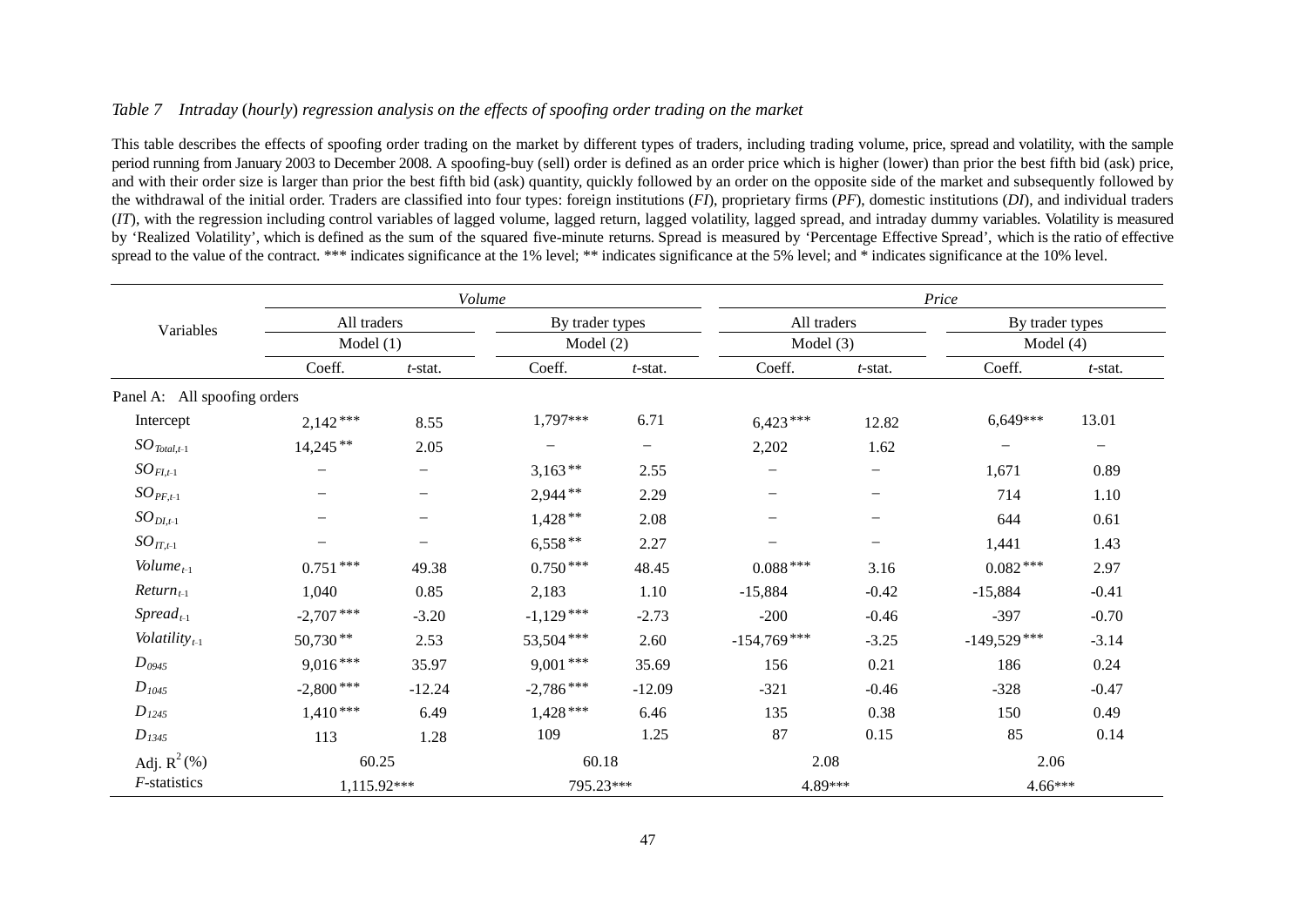*Table 7 Intraday (hourly) regression analysis on the effects of spoofing order trading on the market*

This table describes the effects of spoofing order trading on the market by different types of traders, including trading volume, price, spread and volatility, with the sample period running from January 2003 to December 2008. A spoofing-buy (sell) order is defined as an order price which is higher (lower) than prior the best fifth bid (ask) price, and with their order size is larger than prior the best fifth bid (ask) quantity, quickly followed by an order on the opposite side of the market and subsequently followed by the withdrawal of the initial order. Traders are classified into four types: foreign institutions (*FI*), proprietary firms (*PF*), domestic institutions (*DI*), and individual traders (*IT*), with the regression including control variables of lagged volume, lagged return, lagged volatility, lagged spread, and intraday dummy variables. Volatility is measured by 'Realized Volatility', which is defined as the sum of the squared five-minute returns. Spread is measured by 'Percentage Effective Spread', which is the ratio of effective spread to the value of the contract. *** indicates significance at the 1% level; ** indicates significance at the 5% level; and * indicates significance at the 10% level.

| Variables | *Volume* | | | | *Price* | | | |
|---|---|---|---|---|---|---|---|---|
| | All traders | | By trader types | | All traders | | By trader types | |
| | Model (1) | | Model (2) | | Model (3) | | Model (4) | |
| | Coeff. | *t*-stat. | Coeff. | *t*-stat. | Coeff. | *t*-stat. | Coeff. | *t*-stat. |
| Panel A: All spoofing orders | | | | | | | | |
| Intercept | 2,142*** | 8.55 | 1,797*** | 6.71 | 6,423*** | 12.82 | 6,649*** | 13.01 |
| $SO_{Total,t\text{-}1}$ | 14,245** | 2.05 | − | − | 2,202 | 1.62 | − | − |
| $SO_{FI,t\text{-}1}$ | − | − | 3,163** | 2.55 | − | − | 1,671 | 0.89 |
| $SO_{PF,t\text{-}1}$ | − | − | 2,944** | 2.29 | − | − | 714 | 1.10 |
| $SO_{DI,t\text{-}1}$ | − | − | 1,428** | 2.08 | − | − | 644 | 0.61 |
| $SO_{IT,t\text{-}1}$ | − | − | 6,558** | 2.27 | − | − | 1,441 | 1.43 |
| $Volume_{t\text{-}1}$ | 0.751*** | 49.38 | 0.750*** | 48.45 | 0.088*** | 3.16 | 0.082*** | 2.97 |
| $Return_{t\text{-}1}$ | 1,040 | 0.85 | 2,183 | 1.10 | -15,884 | -0.42 | -15,884 | -0.41 |
| $Spread_{t\text{-}1}$ | -2,707*** | -3.20 | -1,129*** | -2.73 | -200 | -0.46 | -397 | -0.70 |
| $Volatility_{t\text{-}1}$ | 50,730** | 2.53 | 53,504*** | 2.60 | -154,769*** | -3.25 | -149,529*** | -3.14 |
| $D_{0945}$ | 9,016*** | 35.97 | 9,001*** | 35.69 | 156 | 0.21 | 186 | 0.24 |
| $D_{1045}$ | -2,800*** | -12.24 | -2,786*** | -12.09 | -321 | -0.46 | -328 | -0.47 |
| $D_{1245}$ | 1,410*** | 6.49 | 1,428*** | 6.46 | 135 | 0.38 | 150 | 0.49 |
| $D_{1345}$ | 113 | 1.28 | 109 | 1.25 | 87 | 0.15 | 85 | 0.14 |
| Adj. $R^2$ (%) | 60.25 | | 60.18 | | 2.08 | | 2.06 | |
| *F*-statistics | 1,115.92*** | | 795.23*** | | 4.89*** | | 4.66*** | |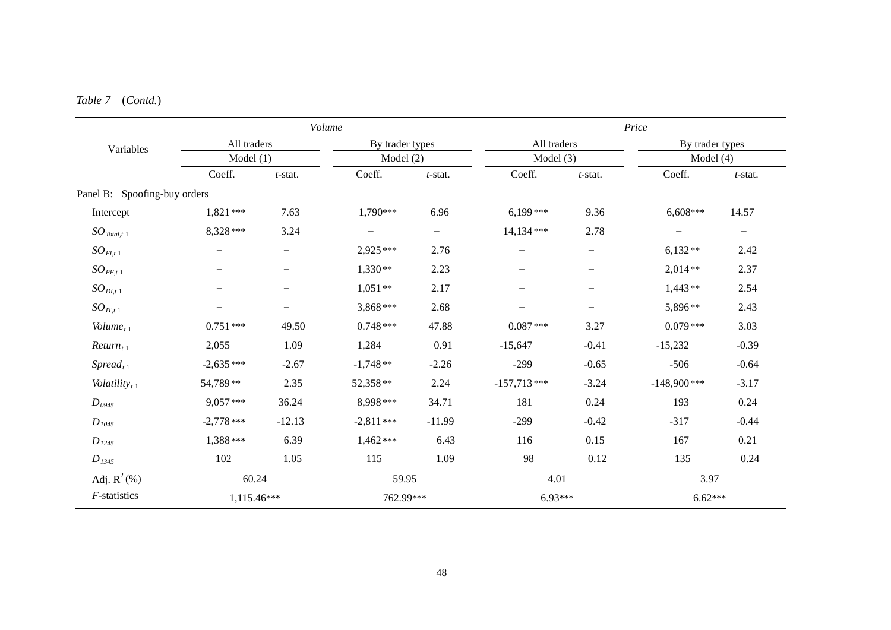*Table 7* (*Contd.*)

| Variables | *Volume* | | | | *Price* | | | |
|---|---|---|---|---|---|---|---|---|
| | All traders | | By trader types | | All traders | | By trader types | |
| | Model (1) | | Model (2) | | Model (3) | | Model (4) | |
| | Coeff. | *t*-stat. | Coeff. | *t*-stat. | Coeff. | *t*-stat. | Coeff. | *t*-stat. |
| Panel B: Spoofing-buy orders | | | | | | | | |
| Intercept | 1,821*** | 7.63 | 1,790*** | 6.96 | 6,199*** | 9.36 | 6,608*** | 14.57 |
| $SO_{Total,t\text{-}1}$ | 8,328*** | 3.24 | – | – | 14,134*** | 2.78 | – | – |
| $SO_{FI,t\text{-}1}$ | – | – | 2,925*** | 2.76 | – | – | 6,132** | 2.42 |
| $SO_{PF,t\text{-}1}$ | – | – | 1,330** | 2.23 | – | – | 2,014** | 2.37 |
| $SO_{DI,t\text{-}1}$ | – | – | 1,051** | 2.17 | – | – | 1,443** | 2.54 |
| $SO_{IT,t\text{-}1}$ | – | – | 3,868*** | 2.68 | – | – | 5,896** | 2.43 |
| $Volume_{t\text{-}1}$ | 0.751*** | 49.50 | 0.748*** | 47.88 | 0.087*** | 3.27 | 0.079*** | 3.03 |
| $Return_{t\text{-}1}$ | 2,055 | 1.09 | 1,284 | 0.91 | -15,647 | -0.41 | -15,232 | -0.39 |
| $Spread_{t\text{-}1}$ | -2,635*** | -2.67 | -1,748** | -2.26 | -299 | -0.65 | -506 | -0.64 |
| $Volatility_{t\text{-}1}$ | 54,789** | 2.35 | 52,358** | 2.24 | -157,713*** | -3.24 | -148,900*** | -3.17 |
| $D_{0945}$ | 9,057*** | 36.24 | 8,998*** | 34.71 | 181 | 0.24 | 193 | 0.24 |
| $D_{1045}$ | -2,778*** | -12.13 | -2,811*** | -11.99 | -299 | -0.42 | -317 | -0.44 |
| $D_{1245}$ | 1,388*** | 6.39 | 1,462*** | 6.43 | 116 | 0.15 | 167 | 0.21 |
| $D_{1345}$ | 102 | 1.05 | 115 | 1.09 | 98 | 0.12 | 135 | 0.24 |
| Adj. $R^2$ (%) | 60.24 | | 59.95 | | 4.01 | | 3.97 | |
| *F*-statistics | 1,115.46*** | | 762.99*** | | 6.93*** | | 6.62*** | |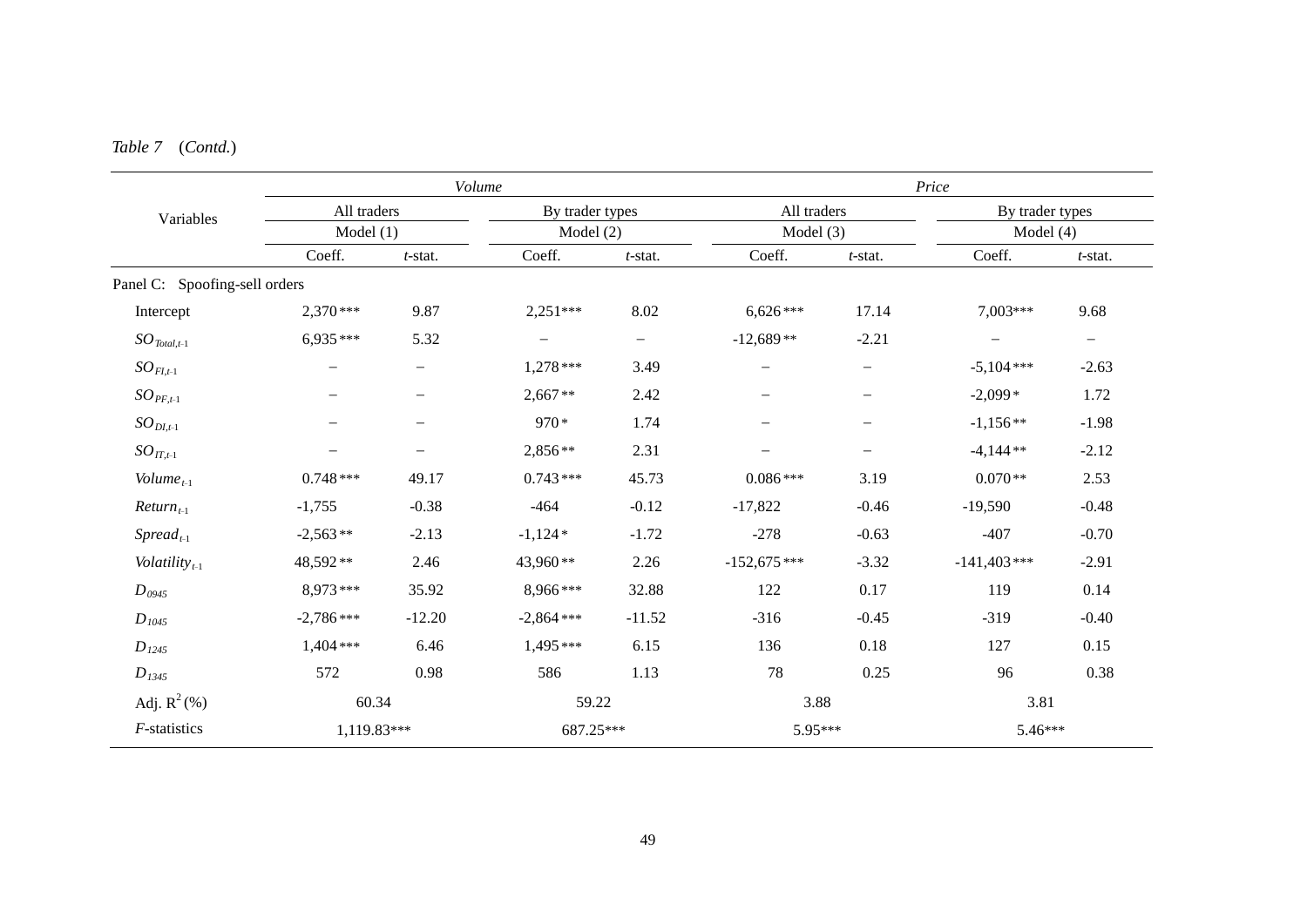*Table 7* (*Contd.*)

| Variables | *Volume* | | | | *Price* | | | |
|---|---|---|---|---|---|---|---|---|
| | All traders | | By trader types | | All traders | | By trader types | |
| | Model (1) | | Model (2) | | Model (3) | | Model (4) | |
| | Coeff. | *t*-stat. | Coeff. | *t*-stat. | Coeff. | *t*-stat. | Coeff. | *t*-stat. |
| Panel C: Spoofing-sell orders | | | | | | | | |
| Intercept | 2,370 *** | 9.87 | 2,251*** | 8.02 | 6,626 *** | 17.14 | 7,003*** | 9.68 |
| $SO_{Total,t\text{-}1}$ | 6,935 *** | 5.32 | – | – | -12,689 ** | -2.21 | – | – |
| $SO_{FI,t\text{-}1}$ | – | – | 1,278 *** | 3.49 | – | – | -5,104 *** | -2.63 |
| $SO_{PF,t\text{-}1}$ | – | – | 2,667 ** | 2.42 | – | – | -2,099 * | 1.72 |
| $SO_{DI,t\text{-}1}$ | – | – | 970 * | 1.74 | – | – | -1,156 ** | -1.98 |
| $SO_{IT,t\text{-}1}$ | – | – | 2,856 ** | 2.31 | – | – | -4,144 ** | -2.12 |
| $Volume_{t\text{-}1}$ | 0.748 *** | 49.17 | 0.743 *** | 45.73 | 0.086 *** | 3.19 | 0.070 ** | 2.53 |
| $Return_{t\text{-}1}$ | -1,755 | -0.38 | -464 | -0.12 | -17,822 | -0.46 | -19,590 | -0.48 |
| $Spread_{t\text{-}1}$ | -2,563 ** | -2.13 | -1,124 * | -1.72 | -278 | -0.63 | -407 | -0.70 |
| $Volatility_{t\text{-}1}$ | 48,592 ** | 2.46 | 43,960 ** | 2.26 | -152,675 *** | -3.32 | -141,403 *** | -2.91 |
| $D_{0945}$ | 8,973 *** | 35.92 | 8,966 *** | 32.88 | 122 | 0.17 | 119 | 0.14 |
| $D_{1045}$ | -2,786 *** | -12.20 | -2,864 *** | -11.52 | -316 | -0.45 | -319 | -0.40 |
| $D_{1245}$ | 1,404 *** | 6.46 | 1,495 *** | 6.15 | 136 | 0.18 | 127 | 0.15 |
| $D_{1345}$ | 572 | 0.98 | 586 | 1.13 | 78 | 0.25 | 96 | 0.38 |
| Adj. $R^2$ (%) | 60.34 | | 59.22 | | 3.88 | | 3.81 | |
| *F*-statistics | 1,119.83*** | | 687.25*** | | 5.95*** | | 5.46*** | |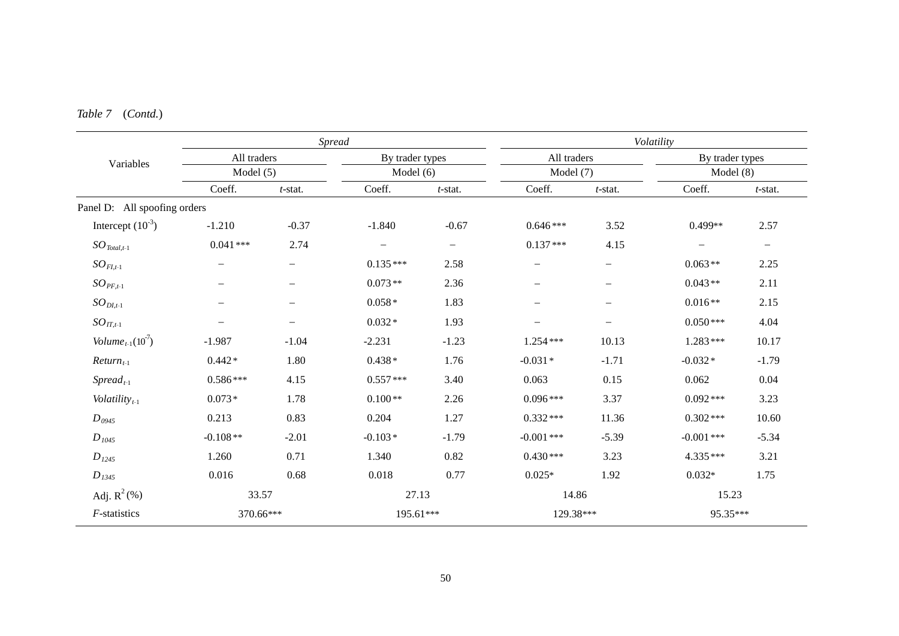*Table 7* (*Contd.*)

| Variables | *Spread* | | | | *Volatility* | | | |
|---|---|---|---|---|---|---|---|---|
| | All traders | | By trader types | | All traders | | By trader types | |
| | Model (5) | | Model (6) | | Model (7) | | Model (8) | |
| | Coeff. | *t*-stat. | Coeff. | *t*-stat. | Coeff. | *t*-stat. | Coeff. | *t*-stat. |
| Panel D: All spoofing orders | | | | | | | | |
| Intercept ($10^{-3}$) | -1.210 | -0.37 | -1.840 | -0.67 | 0.646*** | 3.52 | 0.499** | 2.57 |
| $SO_{Total,t\text{-}1}$ | 0.041*** | 2.74 | – | – | 0.137*** | 4.15 | – | – |
| $SO_{FI,t\text{-}1}$ | – | – | 0.135*** | 2.58 | – | – | 0.063** | 2.25 |
| $SO_{PF,t\text{-}1}$ | – | – | 0.073** | 2.36 | – | – | 0.043** | 2.11 |
| $SO_{DI,t\text{-}1}$ | – | – | 0.058* | 1.83 | – | – | 0.016** | 2.15 |
| $SO_{IT,t\text{-}1}$ | – | – | 0.032* | 1.93 | – | – | 0.050*** | 4.04 |
| $Volume_{t\text{-}1}(10^{-7})$ | -1.987 | -1.04 | -2.231 | -1.23 | 1.254*** | 10.13 | 1.283*** | 10.17 |
| $Return_{t\text{-}1}$ | 0.442* | 1.80 | 0.438* | 1.76 | -0.031* | -1.71 | -0.032* | -1.79 |
| $Spread_{t\text{-}1}$ | 0.586*** | 4.15 | 0.557*** | 3.40 | 0.063 | 0.15 | 0.062 | 0.04 |
| $Volatility_{t\text{-}1}$ | 0.073* | 1.78 | 0.100** | 2.26 | 0.096*** | 3.37 | 0.092*** | 3.23 |
| $D_{0945}$ | 0.213 | 0.83 | 0.204 | 1.27 | 0.332*** | 11.36 | 0.302*** | 10.60 |
| $D_{1045}$ | -0.108** | -2.01 | -0.103* | -1.79 | -0.001*** | -5.39 | -0.001*** | -5.34 |
| $D_{1245}$ | 1.260 | 0.71 | 1.340 | 0.82 | 0.430*** | 3.23 | 4.335*** | 3.21 |
| $D_{1345}$ | 0.016 | 0.68 | 0.018 | 0.77 | 0.025* | 1.92 | 0.032* | 1.75 |
| Adj. $R^2$ (%) | 33.57 | | 27.13 | | 14.86 | | 15.23 | |
| *F*-statistics | 370.66*** | | 195.61*** | | 129.38*** | | 95.35*** | |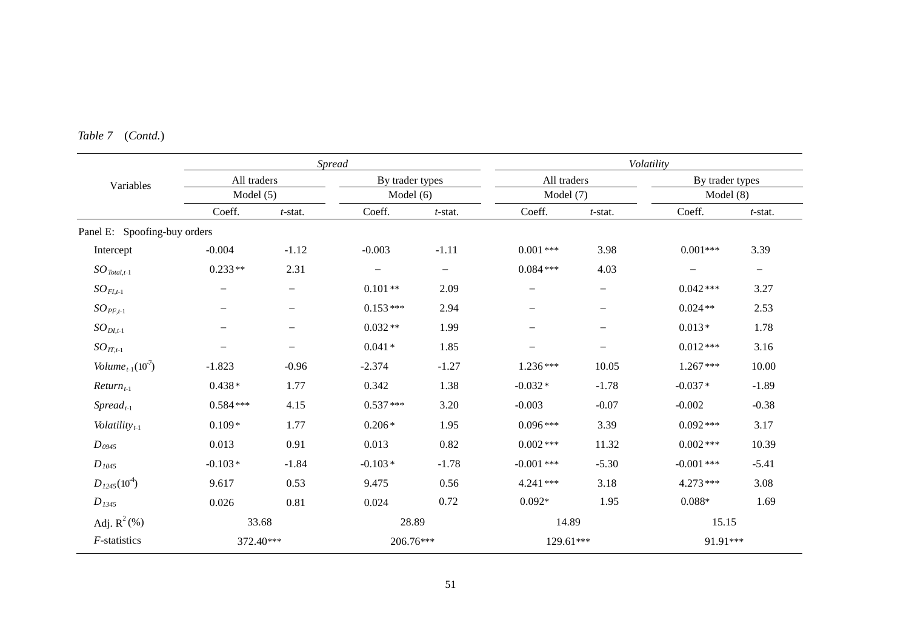*Table 7* (*Contd.*)

| Variables | *Spread* | | | | *Volatility* | | | |
|---|---|---|---|---|---|---|---|---|
| | All traders | | By trader types | | All traders | | By trader types | |
| | Model (5) | | Model (6) | | Model (7) | | Model (8) | |
| | Coeff. | *t*-stat. | Coeff. | *t*-stat. | Coeff. | *t*-stat. | Coeff. | *t*-stat. |
| Panel E: Spoofing-buy orders | | | | | | | | |
| Intercept | -0.004 | -1.12 | -0.003 | -1.11 | 0.001*** | 3.98 | 0.001*** | 3.39 |
| $SO_{Total,t\text{-}1}$ | 0.233** | 2.31 | – | – | 0.084*** | 4.03 | – | – |
| $SO_{FI,t\text{-}1}$ | – | – | 0.101** | 2.09 | – | – | 0.042*** | 3.27 |
| $SO_{PF,t\text{-}1}$ | – | – | 0.153*** | 2.94 | – | – | 0.024** | 2.53 |
| $SO_{DI,t\text{-}1}$ | – | – | 0.032** | 1.99 | – | – | 0.013* | 1.78 |
| $SO_{IT,t\text{-}1}$ | – | – | 0.041* | 1.85 | – | – | 0.012*** | 3.16 |
| $Volume_{t\text{-}1}(10^{-7})$ | -1.823 | -0.96 | -2.374 | -1.27 | 1.236*** | 10.05 | 1.267*** | 10.00 |
| $Return_{t\text{-}1}$ | 0.438* | 1.77 | 0.342 | 1.38 | -0.032* | -1.78 | -0.037* | -1.89 |
| $Spread_{t\text{-}1}$ | 0.584*** | 4.15 | 0.537*** | 3.20 | -0.003 | -0.07 | -0.002 | -0.38 |
| $Volatility_{t\text{-}1}$ | 0.109* | 1.77 | 0.206* | 1.95 | 0.096*** | 3.39 | 0.092*** | 3.17 |
| $D_{0945}$ | 0.013 | 0.91 | 0.013 | 0.82 | 0.002*** | 11.32 | 0.002*** | 10.39 |
| $D_{1045}$ | -0.103* | -1.84 | -0.103* | -1.78 | -0.001*** | -5.30 | -0.001*** | -5.41 |
| $D_{1245}(10^{-4})$ | 9.617 | 0.53 | 9.475 | 0.56 | 4.241*** | 3.18 | 4.273*** | 3.08 |
| $D_{1345}$ | 0.026 | 0.81 | 0.024 | 0.72 | 0.092* | 1.95 | 0.088* | 1.69 |
| Adj. $R^2$ (%) | 33.68 | | 28.89 | | 14.89 | | 15.15 | |
| *F*-statistics | 372.40*** | | 206.76*** | | 129.61*** | | 91.91*** | |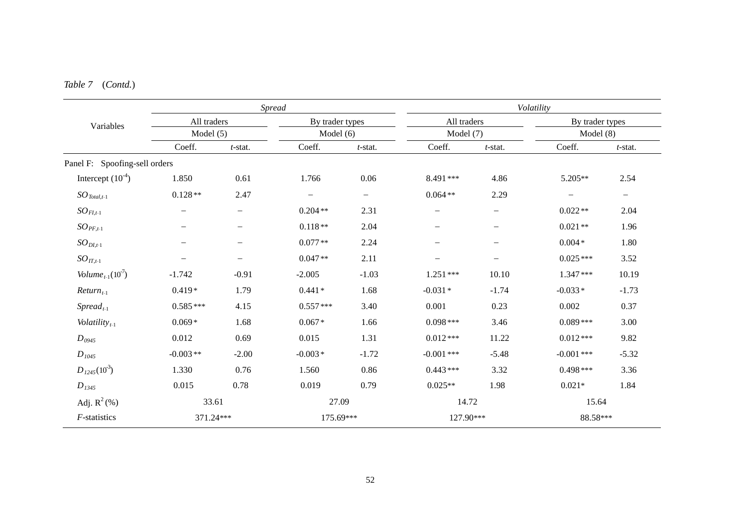*Table 7* (*Contd.*)

| Variables | *Spread* | | | | *Volatility* | | | |
|---|---|---|---|---|---|---|---|---|
| | All traders | | By trader types | | All traders | | By trader types | |
| | Model (5) | | Model (6) | | Model (7) | | Model (8) | |
| | Coeff. | *t*-stat. | Coeff. | *t*-stat. | Coeff. | *t*-stat. | Coeff. | *t*-stat. |
| Panel F: Spoofing-sell orders | | | | | | | | |
| Intercept ($10^{-4}$) | 1.850 | 0.61 | 1.766 | 0.06 | 8.491*** | 4.86 | 5.205** | 2.54 |
| $SO_{Total,t-1}$ | 0.128** | 2.47 | – | – | 0.064** | 2.29 | – | – |
| $SO_{FI,t-1}$ | – | – | 0.204** | 2.31 | – | – | 0.022** | 2.04 |
| $SO_{PF,t-1}$ | – | – | 0.118** | 2.04 | – | – | 0.021** | 1.96 |
| $SO_{DI,t-1}$ | – | – | 0.077** | 2.24 | – | – | 0.004* | 1.80 |
| $SO_{IT,t-1}$ | – | – | 0.047** | 2.11 | – | – | 0.025*** | 3.52 |
| $Volume_{t-1}(10^{-7})$ | -1.742 | -0.91 | -2.005 | -1.03 | 1.251*** | 10.10 | 1.347*** | 10.19 |
| $Return_{t-1}$ | 0.419* | 1.79 | 0.441* | 1.68 | -0.031* | -1.74 | -0.033* | -1.73 |
| $Spread_{t-1}$ | 0.585*** | 4.15 | 0.557*** | 3.40 | 0.001 | 0.23 | 0.002 | 0.37 |
| $Volatility_{t-1}$ | 0.069* | 1.68 | 0.067* | 1.66 | 0.098*** | 3.46 | 0.089*** | 3.00 |
| $D_{0945}$ | 0.012 | 0.69 | 0.015 | 1.31 | 0.012*** | 11.22 | 0.012*** | 9.82 |
| $D_{1045}$ | -0.003** | -2.00 | -0.003* | -1.72 | -0.001*** | -5.48 | -0.001*** | -5.32 |
| $D_{1245}(10^{-3})$ | 1.330 | 0.76 | 1.560 | 0.86 | 0.443*** | 3.32 | 0.498*** | 3.36 |
| $D_{1345}$ | 0.015 | 0.78 | 0.019 | 0.79 | 0.025** | 1.98 | 0.021* | 1.84 |
| Adj. $R^2$ (%) | 33.61 | | 27.09 | | 14.72 | | 15.64 | |
| *F*-statistics | 371.24*** | | 175.69*** | | 127.90*** | | 88.58*** | |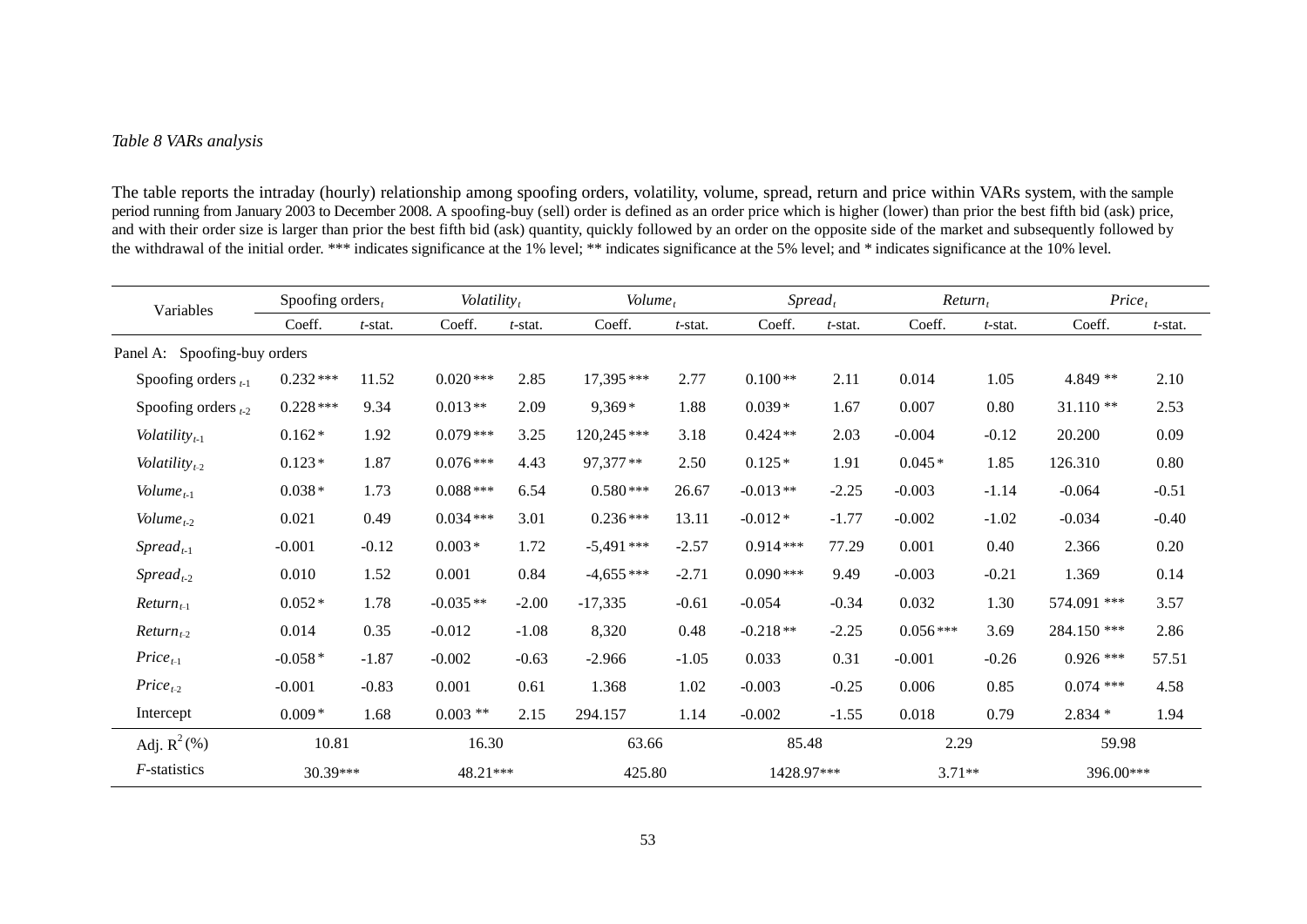*Table 8 VARs analysis*

The table reports the intraday (hourly) relationship among spoofing orders, volatility, volume, spread, return and price within VARs system, with the sample period running from January 2003 to December 2008. A spoofing-buy (sell) order is defined as an order price which is higher (lower) than prior the best fifth bid (ask) price, and with their order size is larger than prior the best fifth bid (ask) quantity, quickly followed by an order on the opposite side of the market and subsequently followed by the withdrawal of the initial order. *** indicates significance at the 1% level; ** indicates significance at the 5% level; and * indicates significance at the 10% level.

| Variables | Spoofing orders$_t$ | | *Volatility$_t$* | | *Volume$_t$* | | *Spread$_t$* | | *Return$_t$* | | *Price$_t$* | |
|---|---|---|---|---|---|---|---|---|---|---|---|---|
| | Coeff. | *t*-stat. | Coeff. | *t*-stat. | Coeff. | *t*-stat. | Coeff. | *t*-stat. | Coeff. | *t*-stat. | Coeff. | *t*-stat. |
| Panel A: Spoofing-buy orders | | | | | | | | | | | | |
| Spoofing orders $_{t\text{-}1}$ | 0.232 *** | 11.52 | 0.020 *** | 2.85 | 17,395 *** | 2.77 | 0.100 ** | 2.11 | 0.014 | 1.05 | 4.849 ** | 2.10 |
| Spoofing orders $_{t\text{-}2}$ | 0.228 *** | 9.34 | 0.013 ** | 2.09 | 9,369 * | 1.88 | 0.039 * | 1.67 | 0.007 | 0.80 | 31.110 ** | 2.53 |
| *Volatility$_{t\text{-}1}$* | 0.162 * | 1.92 | 0.079 *** | 3.25 | 120,245 *** | 3.18 | 0.424 ** | 2.03 | -0.004 | -0.12 | 20.200 | 0.09 |
| *Volatility$_{t\text{-}2}$* | 0.123 * | 1.87 | 0.076 *** | 4.43 | 97,377 ** | 2.50 | 0.125 * | 1.91 | 0.045 * | 1.85 | 126.310 | 0.80 |
| *Volume$_{t\text{-}1}$* | 0.038 * | 1.73 | 0.088 *** | 6.54 | 0.580 *** | 26.67 | -0.013 ** | -2.25 | -0.003 | -1.14 | -0.064 | -0.51 |
| *Volume$_{t\text{-}2}$* | 0.021 | 0.49 | 0.034 *** | 3.01 | 0.236 *** | 13.11 | -0.012 * | -1.77 | -0.002 | -1.02 | -0.034 | -0.40 |
| *Spread$_{t\text{-}1}$* | -0.001 | -0.12 | 0.003 * | 1.72 | -5,491 *** | -2.57 | 0.914 *** | 77.29 | 0.001 | 0.40 | 2.366 | 0.20 |
| *Spread$_{t\text{-}2}$* | 0.010 | 1.52 | 0.001 | 0.84 | -4,655 *** | -2.71 | 0.090 *** | 9.49 | -0.003 | -0.21 | 1.369 | 0.14 |
| *Return$_{t\text{-}1}$* | 0.052 * | 1.78 | -0.035 ** | -2.00 | -17,335 | -0.61 | -0.054 | -0.34 | 0.032 | 1.30 | 574.091 *** | 3.57 |
| *Return$_{t\text{-}2}$* | 0.014 | 0.35 | -0.012 | -1.08 | 8,320 | 0.48 | -0.218 ** | -2.25 | 0.056 *** | 3.69 | 284.150 *** | 2.86 |
| *Price$_{t\text{-}1}$* | -0.058 * | -1.87 | -0.002 | -0.63 | -2.966 | -1.05 | 0.033 | 0.31 | -0.001 | -0.26 | 0.926 *** | 57.51 |
| *Price$_{t\text{-}2}$* | -0.001 | -0.83 | 0.001 | 0.61 | 1.368 | 1.02 | -0.003 | -0.25 | 0.006 | 0.85 | 0.074 *** | 4.58 |
| Intercept | 0.009 * | 1.68 | 0.003 ** | 2.15 | 294.157 | 1.14 | -0.002 | -1.55 | 0.018 | 0.79 | 2.834 * | 1.94 |
| Adj. $R^2$(%) | 10.81 | | 16.30 | | 63.66 | | 85.48 | | 2.29 | | 59.98 | |
| *F*-statistics | 30.39*** | | 48.21*** | | 425.80 | | 1428.97*** | | 3.71** | | 396.00*** | |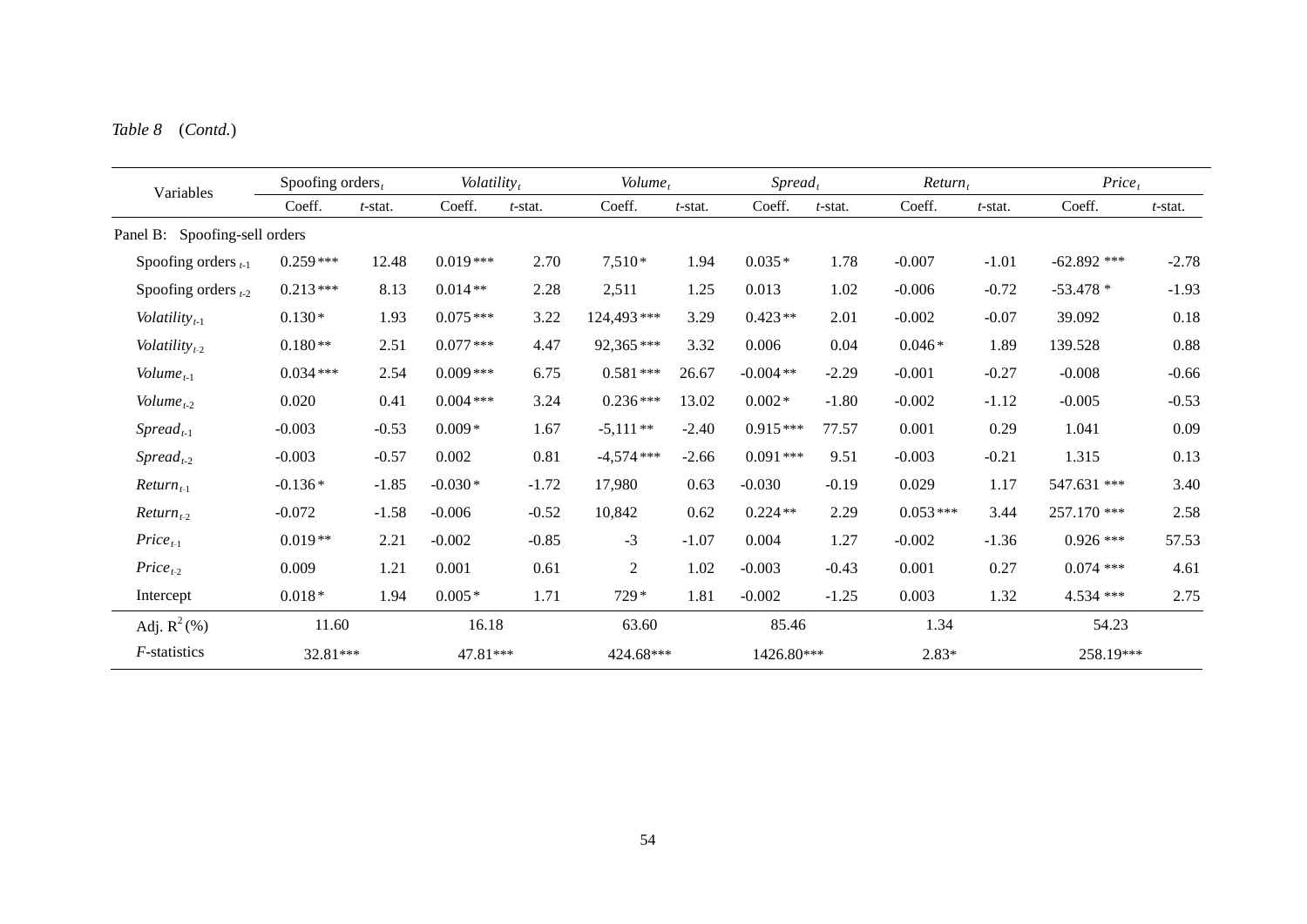*Table 8* (*Contd.*)

| Variables | Spoofing orders$_t$ | | *Volatility*$_t$ | | *Volume*$_t$ | | *Spread*$_t$ | | *Return*$_t$ | | *Price*$_t$ | |
|---|---|---|---|---|---|---|---|---|---|---|---|---|
| | Coeff. | *t*-stat. | Coeff. | *t*-stat. | Coeff. | *t*-stat. | Coeff. | *t*-stat. | Coeff. | *t*-stat. | Coeff. | *t*-stat. |
| Panel B: Spoofing-sell orders | | | | | | | | | | | | |
| Spoofing orders $_{t\text{-}1}$ | 0.259*** | 12.48 | 0.019*** | 2.70 | 7,510* | 1.94 | 0.035* | 1.78 | -0.007 | -1.01 | -62.892 *** | -2.78 |
| Spoofing orders $_{t\text{-}2}$ | 0.213*** | 8.13 | 0.014** | 2.28 | 2,511 | 1.25 | 0.013 | 1.02 | -0.006 | -0.72 | -53.478 * | -1.93 |
| *Volatility*$_{t\text{-}1}$ | 0.130* | 1.93 | 0.075*** | 3.22 | 124,493*** | 3.29 | 0.423** | 2.01 | -0.002 | -0.07 | 39.092 | 0.18 |
| *Volatility*$_{t\text{-}2}$ | 0.180** | 2.51 | 0.077*** | 4.47 | 92,365*** | 3.32 | 0.006 | 0.04 | 0.046* | 1.89 | 139.528 | 0.88 |
| *Volume*$_{t\text{-}1}$ | 0.034*** | 2.54 | 0.009*** | 6.75 | 0.581*** | 26.67 | -0.004** | -2.29 | -0.001 | -0.27 | -0.008 | -0.66 |
| *Volume*$_{t\text{-}2}$ | 0.020 | 0.41 | 0.004*** | 3.24 | 0.236*** | 13.02 | 0.002* | -1.80 | -0.002 | -1.12 | -0.005 | -0.53 |
| *Spread*$_{t\text{-}1}$ | -0.003 | -0.53 | 0.009* | 1.67 | -5,111** | -2.40 | 0.915*** | 77.57 | 0.001 | 0.29 | 1.041 | 0.09 |
| *Spread*$_{t\text{-}2}$ | -0.003 | -0.57 | 0.002 | 0.81 | -4,574*** | -2.66 | 0.091*** | 9.51 | -0.003 | -0.21 | 1.315 | 0.13 |
| *Return*$_{t\text{-}1}$ | -0.136* | -1.85 | -0.030* | -1.72 | 17,980 | 0.63 | -0.030 | -0.19 | 0.029 | 1.17 | 547.631 *** | 3.40 |
| *Return*$_{t\text{-}2}$ | -0.072 | -1.58 | -0.006 | -0.52 | 10,842 | 0.62 | 0.224** | 2.29 | 0.053*** | 3.44 | 257.170 *** | 2.58 |
| *Price*$_{t\text{-}1}$ | 0.019** | 2.21 | -0.002 | -0.85 | -3 | -1.07 | 0.004 | 1.27 | -0.002 | -1.36 | 0.926 *** | 57.53 |
| *Price*$_{t\text{-}2}$ | 0.009 | 1.21 | 0.001 | 0.61 | 2 | 1.02 | -0.003 | -0.43 | 0.001 | 0.27 | 0.074 *** | 4.61 |
| Intercept | 0.018* | 1.94 | 0.005* | 1.71 | 729* | 1.81 | -0.002 | -1.25 | 0.003 | 1.32 | 4.534 *** | 2.75 |
| Adj. $R^2$ (%) | 11.60 | | 16.18 | | 63.60 | | 85.46 | | 1.34 | | 54.23 | |
| *F*-statistics | 32.81*** | | 47.81*** | | 424.68*** | | 1426.80*** | | 2.83* | | 258.19*** | |